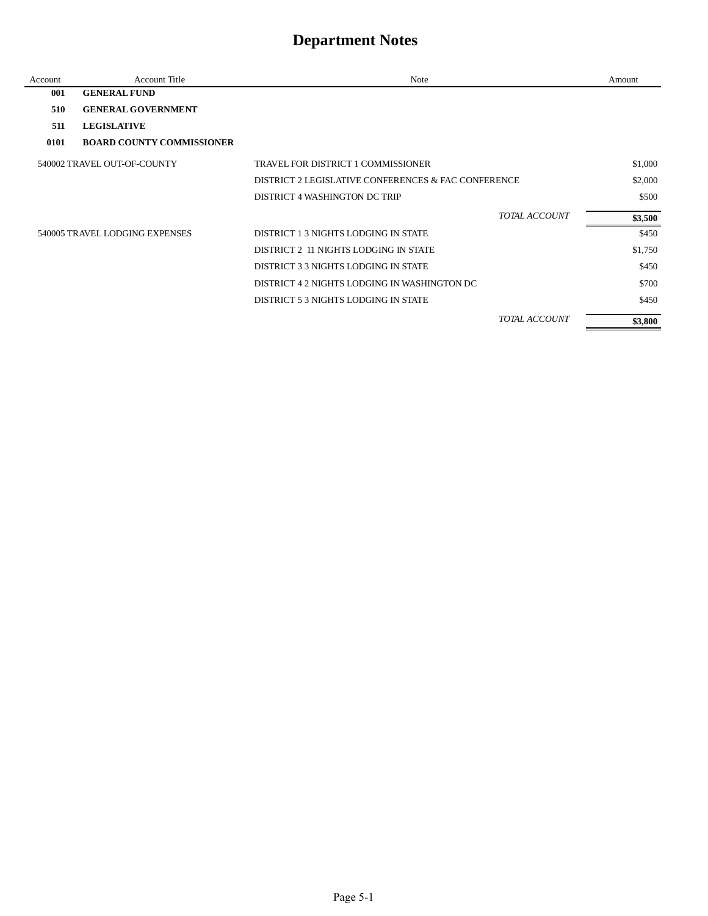# Department Notes

| Account | Account Title | Note | Amount |
|---|---|---|---|
| **001** | **GENERAL FUND** | | |
| **510** | **GENERAL GOVERNMENT** | | |
| **511** | **LEGISLATIVE** | | |
| **0101** | **BOARD COUNTY COMMISSIONER** | | |
| 540002 | TRAVEL OUT-OF-COUNTY | TRAVEL FOR DISTRICT 1 COMMISSIONER | $1,000 |
| | | DISTRICT 2 LEGISLATIVE CONFERENCES & FAC CONFERENCE | $2,000 |
| | | DISTRICT 4 WASHINGTON DC TRIP | $500 |
| | | *TOTAL ACCOUNT* | **$3,500** |
| 540005 | TRAVEL LODGING EXPENSES | DISTRICT 1 3 NIGHTS LODGING IN STATE | $450 |
| | | DISTRICT 2 11 NIGHTS LODGING IN STATE | $1,750 |
| | | DISTRICT 3 3 NIGHTS LODGING IN STATE | $450 |
| | | DISTRICT 4 2 NIGHTS LODGING IN WASHINGTON DC | $700 |
| | | DISTRICT 5 3 NIGHTS LODGING IN STATE | $450 |
| | | *TOTAL ACCOUNT* | **$3,800** |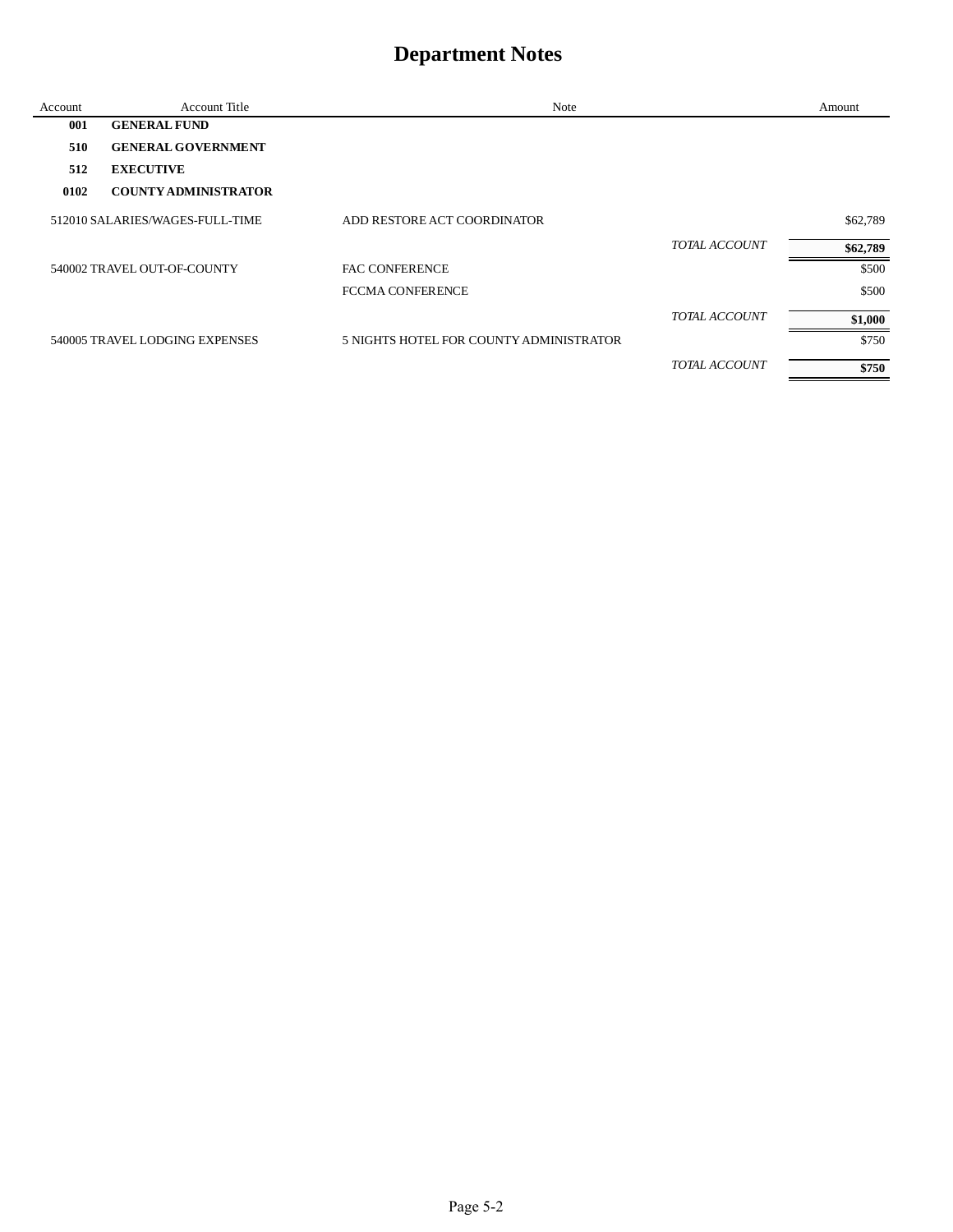# Department Notes

| Account | Account Title | Note | | Amount |
|---|---|---|---|---|
| **001** | **GENERAL FUND** | | | |
| **510** | **GENERAL GOVERNMENT** | | | |
| **512** | **EXECUTIVE** | | | |
| **0102** | **COUNTY ADMINISTRATOR** | | | |
| 512010 | SALARIES/WAGES-FULL-TIME | ADD RESTORE ACT COORDINATOR | | $62,789 |
| | | | *TOTAL ACCOUNT* | **$62,789** |
| 540002 | TRAVEL OUT-OF-COUNTY | FAC CONFERENCE | | $500 |
| | | FCCMA CONFERENCE | | $500 |
| | | | *TOTAL ACCOUNT* | **$1,000** |
| 540005 | TRAVEL LODGING EXPENSES | 5 NIGHTS HOTEL FOR COUNTY ADMINISTRATOR | | $750 |
| | | | *TOTAL ACCOUNT* | **$750** |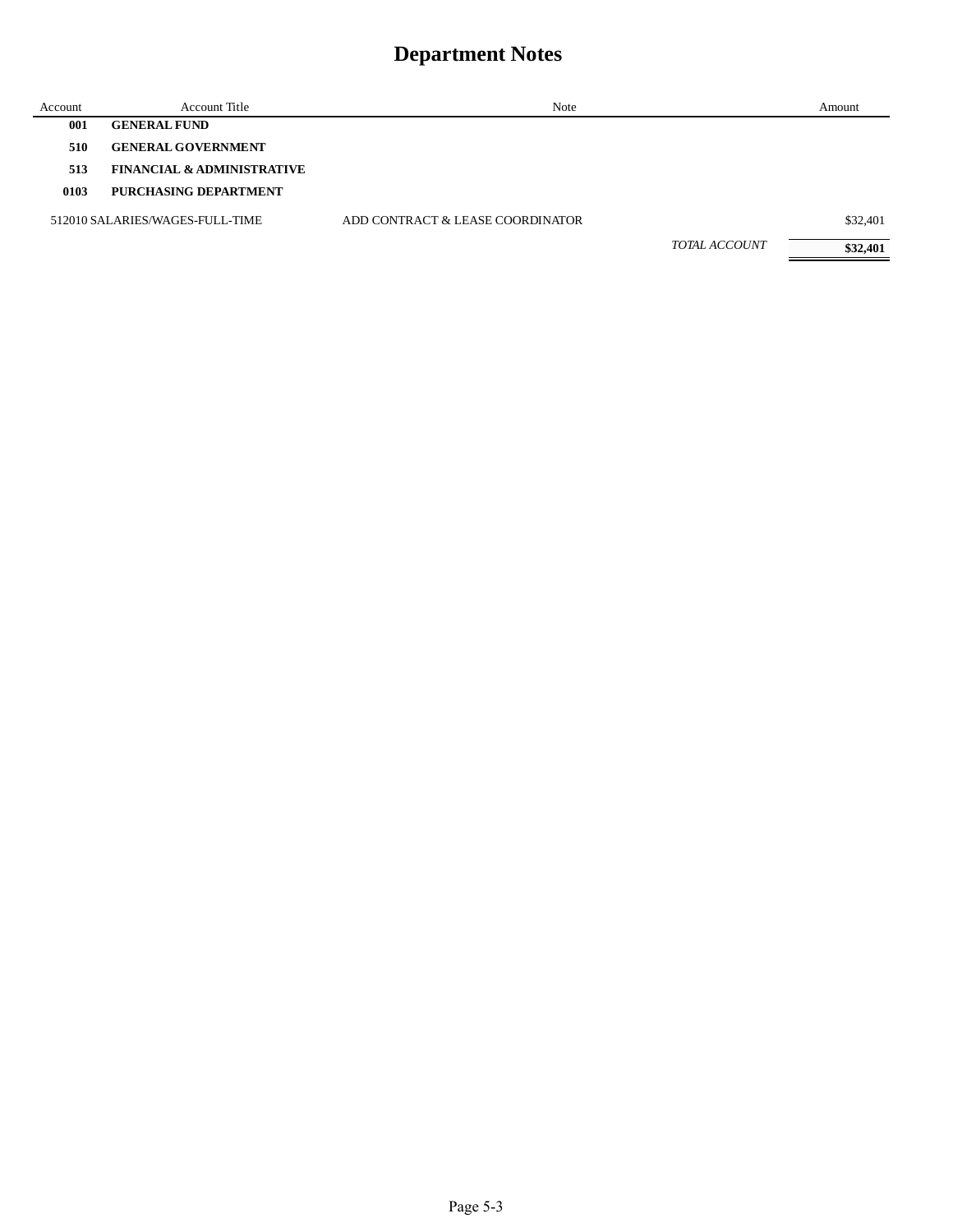# Department Notes

| Account | Account Title | Note | | Amount |
|---|---|---|---|---|
| **001** | **GENERAL FUND** | | | |
| **510** | **GENERAL GOVERNMENT** | | | |
| **513** | **FINANCIAL & ADMINISTRATIVE** | | | |
| **0103** | **PURCHASING DEPARTMENT** | | | |
| 512010 | SALARIES/WAGES-FULL-TIME | ADD CONTRACT & LEASE COORDINATOR | | $32,401 |
| | | | *TOTAL ACCOUNT* | **$32,401** |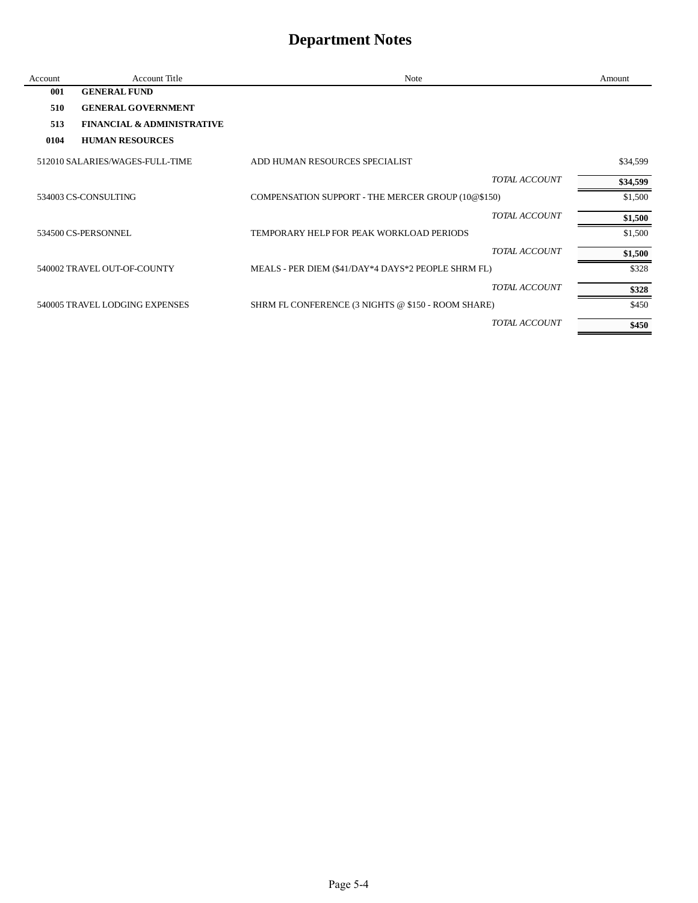# Department Notes

| Account | Account Title | Note | Amount |
|---|---|---|---|
| **001** | **GENERAL FUND** | | |
| **510** | **GENERAL GOVERNMENT** | | |
| **513** | **FINANCIAL & ADMINISTRATIVE** | | |
| **0104** | **HUMAN RESOURCES** | | |
| 512010 | SALARIES/WAGES-FULL-TIME | ADD HUMAN RESOURCES SPECIALIST | $34,599 |
| | | *TOTAL ACCOUNT* | **$34,599** |
| 534003 | CS-CONSULTING | COMPENSATION SUPPORT - THE MERCER GROUP (10@$150) | $1,500 |
| | | *TOTAL ACCOUNT* | **$1,500** |
| 534500 | CS-PERSONNEL | TEMPORARY HELP FOR PEAK WORKLOAD PERIODS | $1,500 |
| | | *TOTAL ACCOUNT* | **$1,500** |
| 540002 | TRAVEL OUT-OF-COUNTY | MEALS - PER DIEM ($41/DAY*4 DAYS*2 PEOPLE SHRM FL) | $328 |
| | | *TOTAL ACCOUNT* | **$328** |
| 540005 | TRAVEL LODGING EXPENSES | SHRM FL CONFERENCE (3 NIGHTS @ $150 - ROOM SHARE) | $450 |
| | | *TOTAL ACCOUNT* | **$450** |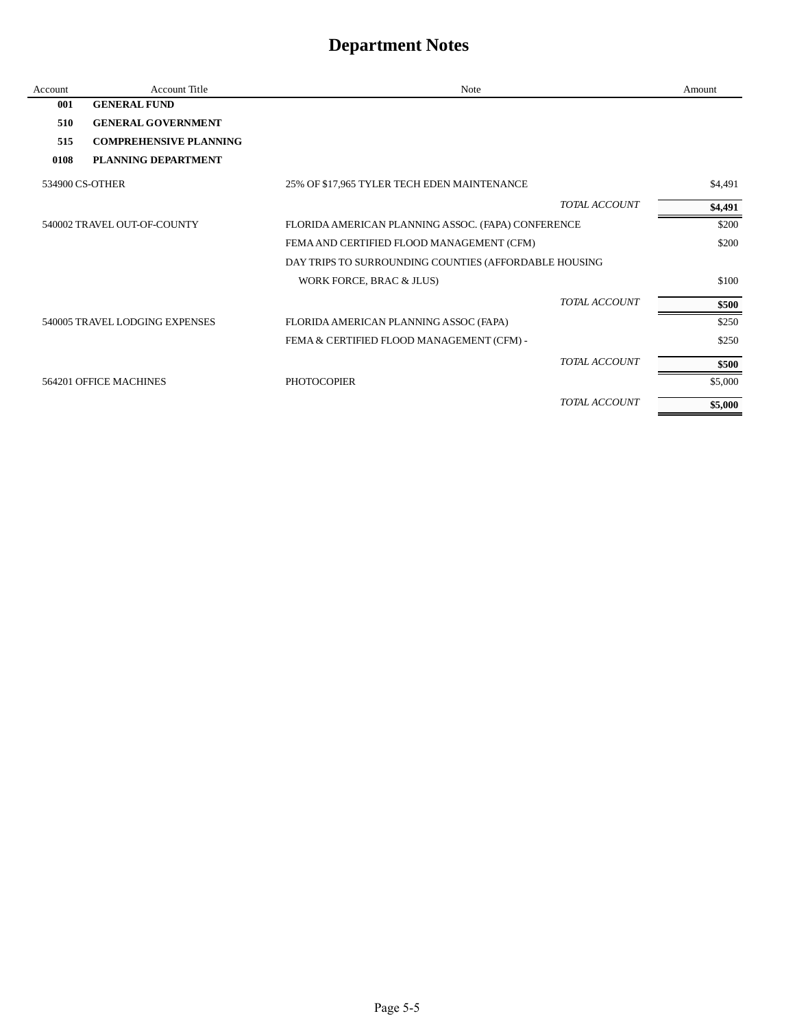# Department Notes

| Account | Account Title | Note | Amount |
|---|---|---|---|
| **001** | **GENERAL FUND** | | |
| **510** | **GENERAL GOVERNMENT** | | |
| **515** | **COMPREHENSIVE PLANNING** | | |
| **0108** | **PLANNING DEPARTMENT** | | |
| 534900 | CS-OTHER | 25% OF $17,965 TYLER TECH EDEN MAINTENANCE | $4,491 |
| | | *TOTAL ACCOUNT* | **$4,491** |
| 540002 | TRAVEL OUT-OF-COUNTY | FLORIDA AMERICAN PLANNING ASSOC. (FAPA) CONFERENCE | $200 |
| | | FEMA AND CERTIFIED FLOOD MANAGEMENT (CFM) | $200 |
| | | DAY TRIPS TO SURROUNDING COUNTIES (AFFORDABLE HOUSING WORK FORCE, BRAC & JLUS) | $100 |
| | | *TOTAL ACCOUNT* | **$500** |
| 540005 | TRAVEL LODGING EXPENSES | FLORIDA AMERICAN PLANNING ASSOC (FAPA) | $250 |
| | | FEMA & CERTIFIED FLOOD MANAGEMENT (CFM) - | $250 |
| | | *TOTAL ACCOUNT* | **$500** |
| 564201 | OFFICE MACHINES | PHOTOCOPIER | $5,000 |
| | | *TOTAL ACCOUNT* | **$5,000** |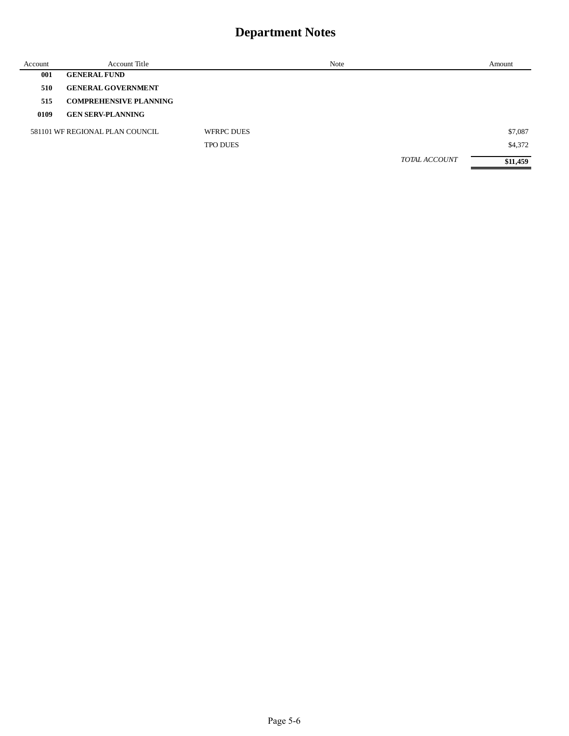# Department Notes

| Account | Account Title | Note | | Amount |
|---|---|---|---|---|
| **001** | **GENERAL FUND** | | | |
| **510** | **GENERAL GOVERNMENT** | | | |
| **515** | **COMPREHENSIVE PLANNING** | | | |
| **0109** | **GEN SERV-PLANNING** | | | |
| 581101 | WF REGIONAL PLAN COUNCIL | WFRPC DUES | | $7,087 |
| | | TPO DUES | | $4,372 |
| | | | *TOTAL ACCOUNT* | **$11,459** |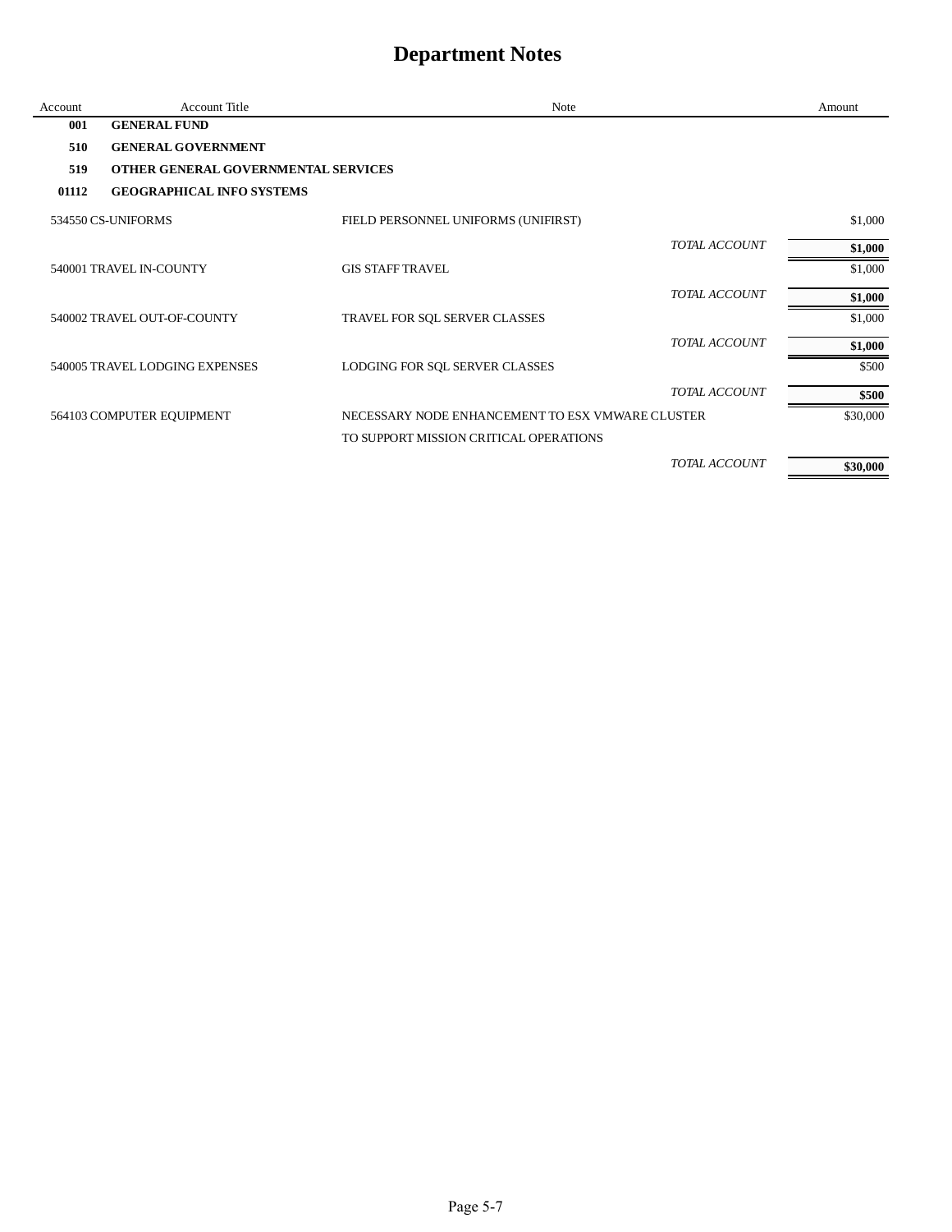# Department Notes

| Account | Account Title | Note | Amount |
|---|---|---|---|
| **001** | **GENERAL FUND** | | |
| **510** | **GENERAL GOVERNMENT** | | |
| **519** | **OTHER GENERAL GOVERNMENTAL SERVICES** | | |
| **01112** | **GEOGRAPHICAL INFO SYSTEMS** | | |
| 534550 | CS-UNIFORMS | FIELD PERSONNEL UNIFORMS (UNIFIRST) | $1,000 |
| | | *TOTAL ACCOUNT* | **$1,000** |
| 540001 | TRAVEL IN-COUNTY | GIS STAFF TRAVEL | $1,000 |
| | | *TOTAL ACCOUNT* | **$1,000** |
| 540002 | TRAVEL OUT-OF-COUNTY | TRAVEL FOR SQL SERVER CLASSES | $1,000 |
| | | *TOTAL ACCOUNT* | **$1,000** |
| 540005 | TRAVEL LODGING EXPENSES | LODGING FOR SQL SERVER CLASSES | $500 |
| | | *TOTAL ACCOUNT* | **$500** |
| 564103 | COMPUTER EQUIPMENT | NECESSARY NODE ENHANCEMENT TO ESX VMWARE CLUSTER TO SUPPORT MISSION CRITICAL OPERATIONS | $30,000 |
| | | *TOTAL ACCOUNT* | **$30,000** |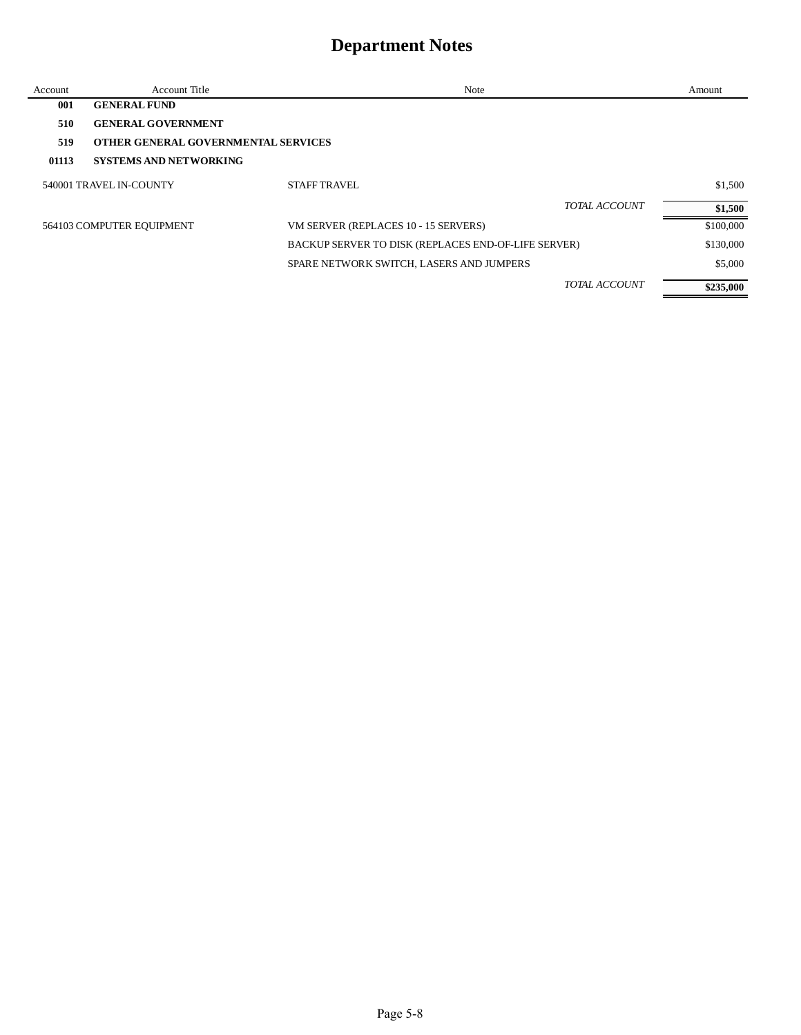# Department Notes

| Account | Account Title | Note | Amount |
|---|---|---|---|
| **001** | **GENERAL FUND** | | |
| **510** | **GENERAL GOVERNMENT** | | |
| **519** | **OTHER GENERAL GOVERNMENTAL SERVICES** | | |
| **01113** | **SYSTEMS AND NETWORKING** | | |
| 540001 | TRAVEL IN-COUNTY | STAFF TRAVEL | $1,500 |
| | | *TOTAL ACCOUNT* | **$1,500** |
| 564103 | COMPUTER EQUIPMENT | VM SERVER (REPLACES 10 - 15 SERVERS) | $100,000 |
| | | BACKUP SERVER TO DISK (REPLACES END-OF-LIFE SERVER) | $130,000 |
| | | SPARE NETWORK SWITCH, LASERS AND JUMPERS | $5,000 |
| | | *TOTAL ACCOUNT* | **$235,000** |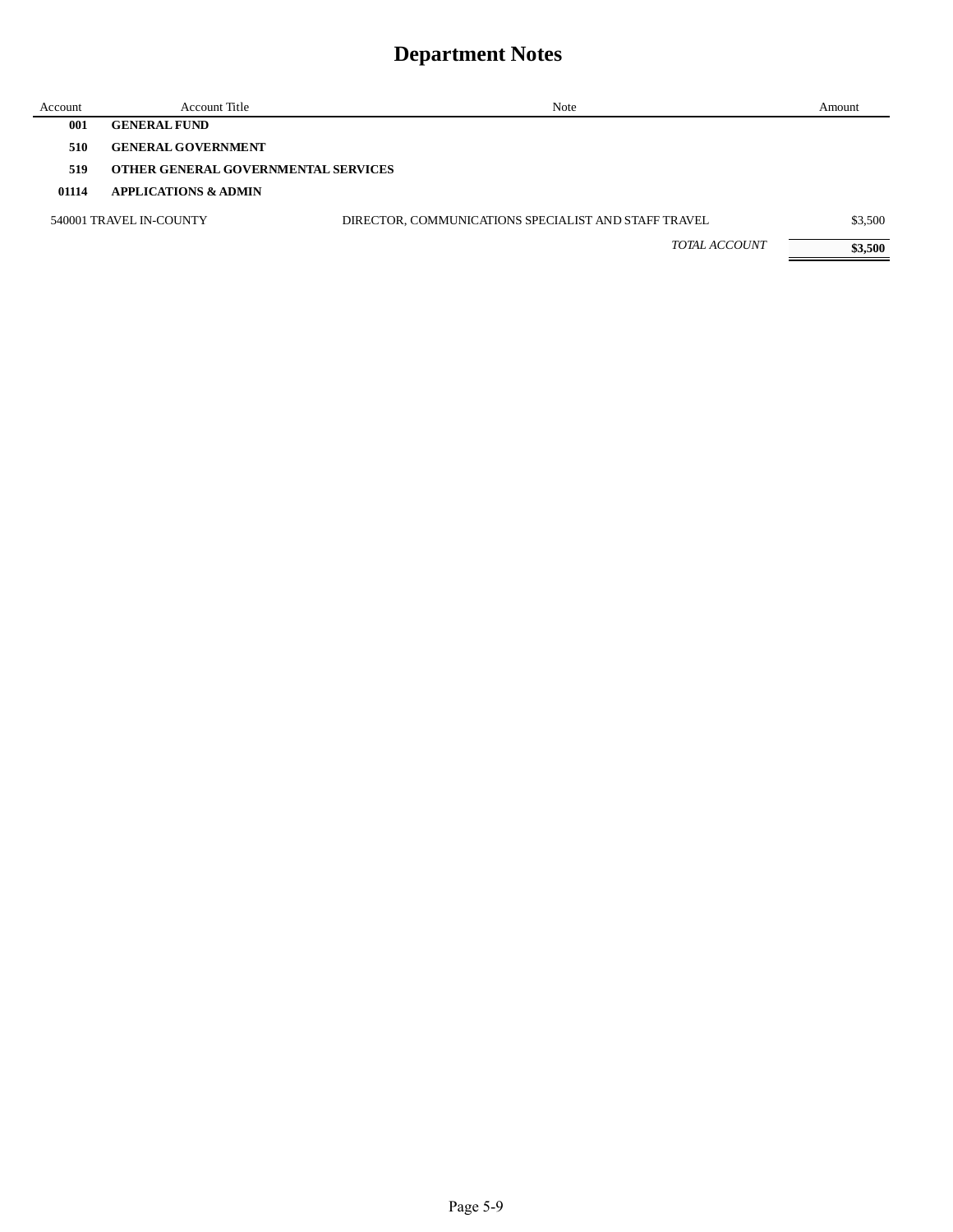# Department Notes

| Account | Account Title | Note | Amount |
|---|---|---|---|
| **001** | **GENERAL FUND** | | |
| **510** | **GENERAL GOVERNMENT** | | |
| **519** | **OTHER GENERAL GOVERNMENTAL SERVICES** | | |
| **01114** | **APPLICATIONS & ADMIN** | | |
| 540001 TRAVEL IN-COUNTY | | DIRECTOR, COMMUNICATIONS SPECIALIST AND STAFF TRAVEL | $3,500 |
| | | *TOTAL ACCOUNT* | **$3,500** |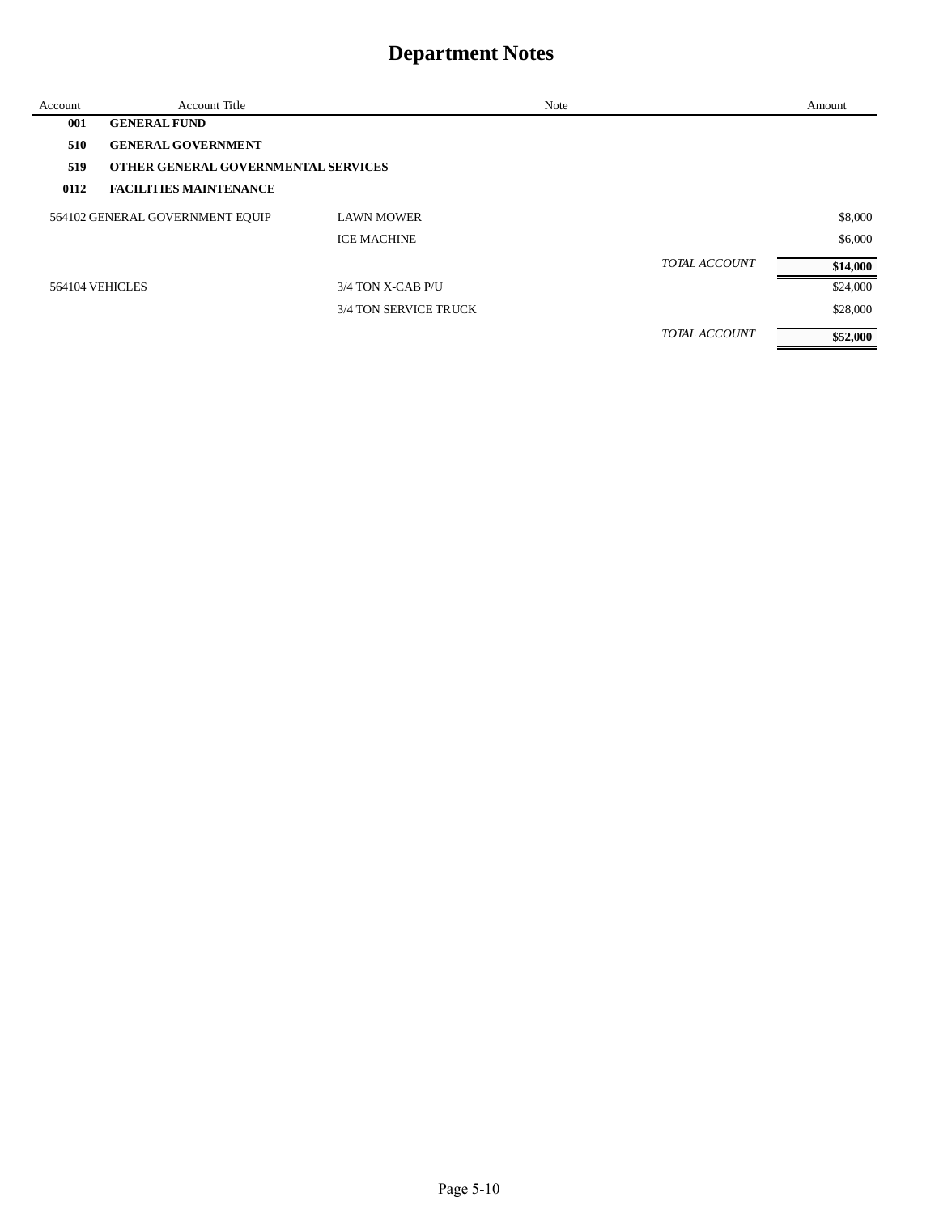# Department Notes

| Account | Account Title | Note | | Amount |
|---|---|---|---|---|
| **001** | **GENERAL FUND** | | | |
| **510** | **GENERAL GOVERNMENT** | | | |
| **519** | **OTHER GENERAL GOVERNMENTAL SERVICES** | | | |
| **0112** | **FACILITIES MAINTENANCE** | | | |
| 564102 | GENERAL GOVERNMENT EQUIP | LAWN MOWER | | $8,000 |
| | | ICE MACHINE | | $6,000 |
| | | | *TOTAL ACCOUNT* | **$14,000** |
| 564104 | VEHICLES | 3/4 TON X-CAB P/U | | $24,000 |
| | | 3/4 TON SERVICE TRUCK | | $28,000 |
| | | | *TOTAL ACCOUNT* | **$52,000** |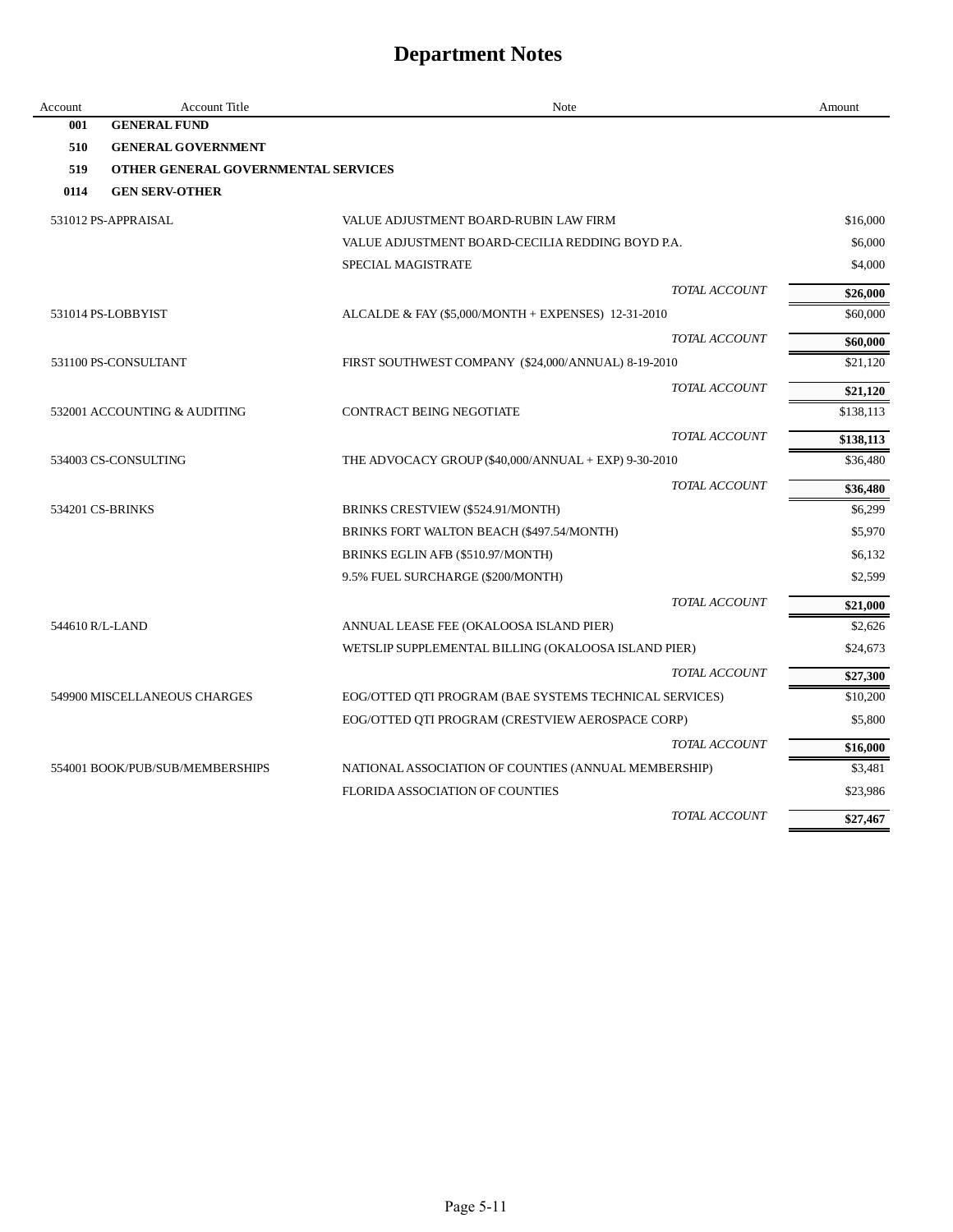# Department Notes

| Account | Account Title | Note | Amount |
|---|---|---|---|
| **001** | **GENERAL FUND** | | |
| **510** | **GENERAL GOVERNMENT** | | |
| **519** | **OTHER GENERAL GOVERNMENTAL SERVICES** | | |
| **0114** | **GEN SERV-OTHER** | | |
| 531012 | PS-APPRAISAL | VALUE ADJUSTMENT BOARD-RUBIN LAW FIRM | $16,000 |
| | | VALUE ADJUSTMENT BOARD-CECILIA REDDING BOYD P.A. | $6,000 |
| | | SPECIAL MAGISTRATE | $4,000 |
| | | *TOTAL ACCOUNT* | **$26,000** |
| 531014 | PS-LOBBYIST | ALCALDE & FAY ($5,000/MONTH + EXPENSES) 12-31-2010 | $60,000 |
| | | *TOTAL ACCOUNT* | **$60,000** |
| 531100 | PS-CONSULTANT | FIRST SOUTHWEST COMPANY ($24,000/ANNUAL) 8-19-2010 | $21,120 |
| | | *TOTAL ACCOUNT* | **$21,120** |
| 532001 | ACCOUNTING & AUDITING | CONTRACT BEING NEGOTIATE | $138,113 |
| | | *TOTAL ACCOUNT* | **$138,113** |
| 534003 | CS-CONSULTING | THE ADVOCACY GROUP ($40,000/ANNUAL + EXP) 9-30-2010 | $36,480 |
| | | *TOTAL ACCOUNT* | **$36,480** |
| 534201 | CS-BRINKS | BRINKS CRESTVIEW ($524.91/MONTH) | $6,299 |
| | | BRINKS FORT WALTON BEACH ($497.54/MONTH) | $5,970 |
| | | BRINKS EGLIN AFB ($510.97/MONTH) | $6,132 |
| | | 9.5% FUEL SURCHARGE ($200/MONTH) | $2,599 |
| | | *TOTAL ACCOUNT* | **$21,000** |
| 544610 | R/L-LAND | ANNUAL LEASE FEE (OKALOOSA ISLAND PIER) | $2,626 |
| | | WETSLIP SUPPLEMENTAL BILLING (OKALOOSA ISLAND PIER) | $24,673 |
| | | *TOTAL ACCOUNT* | **$27,300** |
| 549900 | MISCELLANEOUS CHARGES | EOG/OTTED QTI PROGRAM (BAE SYSTEMS TECHNICAL SERVICES) | $10,200 |
| | | EOG/OTTED QTI PROGRAM (CRESTVIEW AEROSPACE CORP) | $5,800 |
| | | *TOTAL ACCOUNT* | **$16,000** |
| 554001 | BOOK/PUB/SUB/MEMBERSHIPS | NATIONAL ASSOCIATION OF COUNTIES (ANNUAL MEMBERSHIP) | $3,481 |
| | | FLORIDA ASSOCIATION OF COUNTIES | $23,986 |
| | | *TOTAL ACCOUNT* | **$27,467** |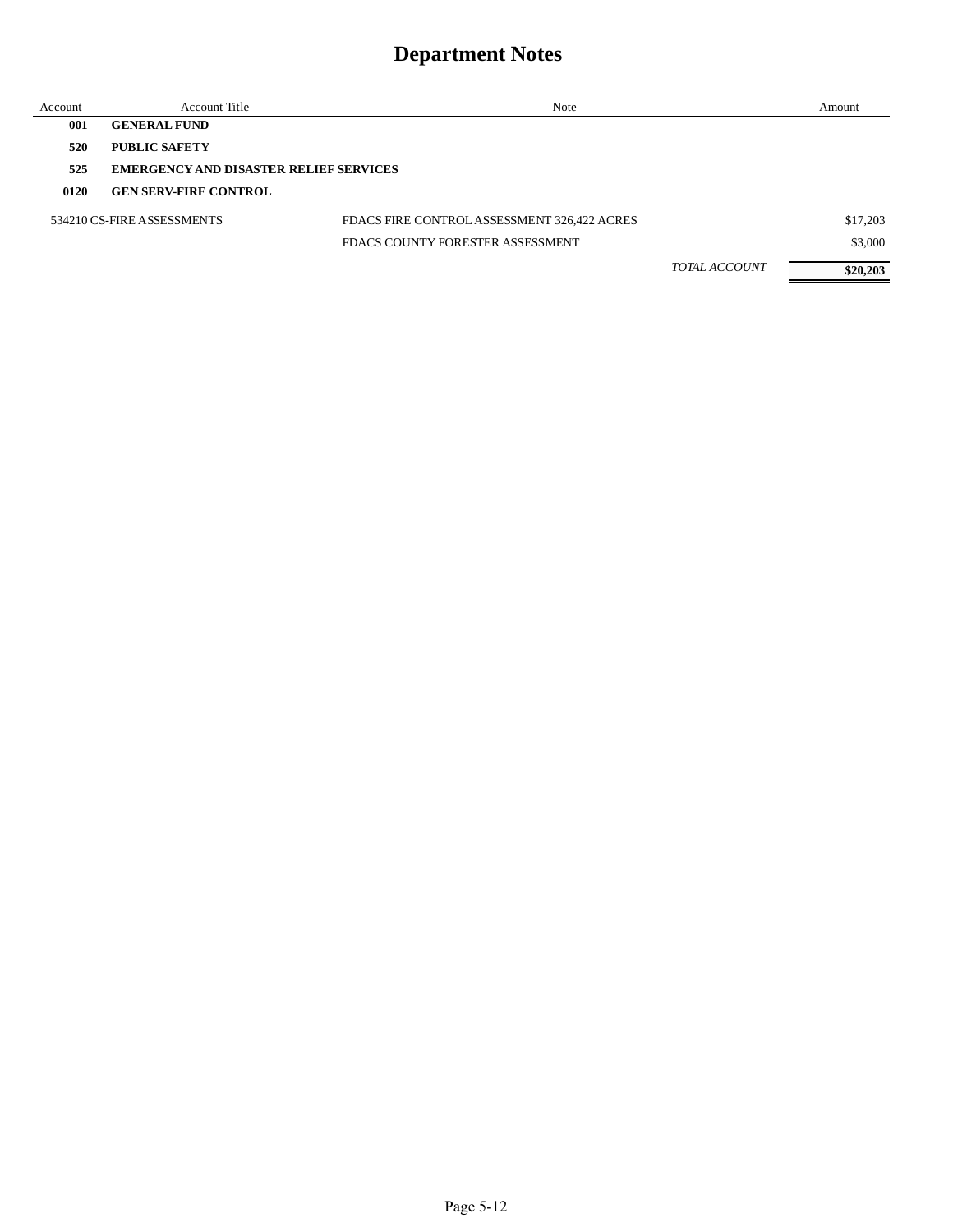# Department Notes

| Account | Account Title | Note | | Amount |
|---|---|---|---|---|
| **001** | **GENERAL FUND** | | | |
| **520** | **PUBLIC SAFETY** | | | |
| **525** | **EMERGENCY AND DISASTER RELIEF SERVICES** | | | |
| **0120** | **GEN SERV-FIRE CONTROL** | | | |
| 534210 | CS-FIRE ASSESSMENTS | FDACS FIRE CONTROL ASSESSMENT 326,422 ACRES | | $17,203 |
| | | FDACS COUNTY FORESTER ASSESSMENT | | $3,000 |
| | | | *TOTAL ACCOUNT* | **$20,203** |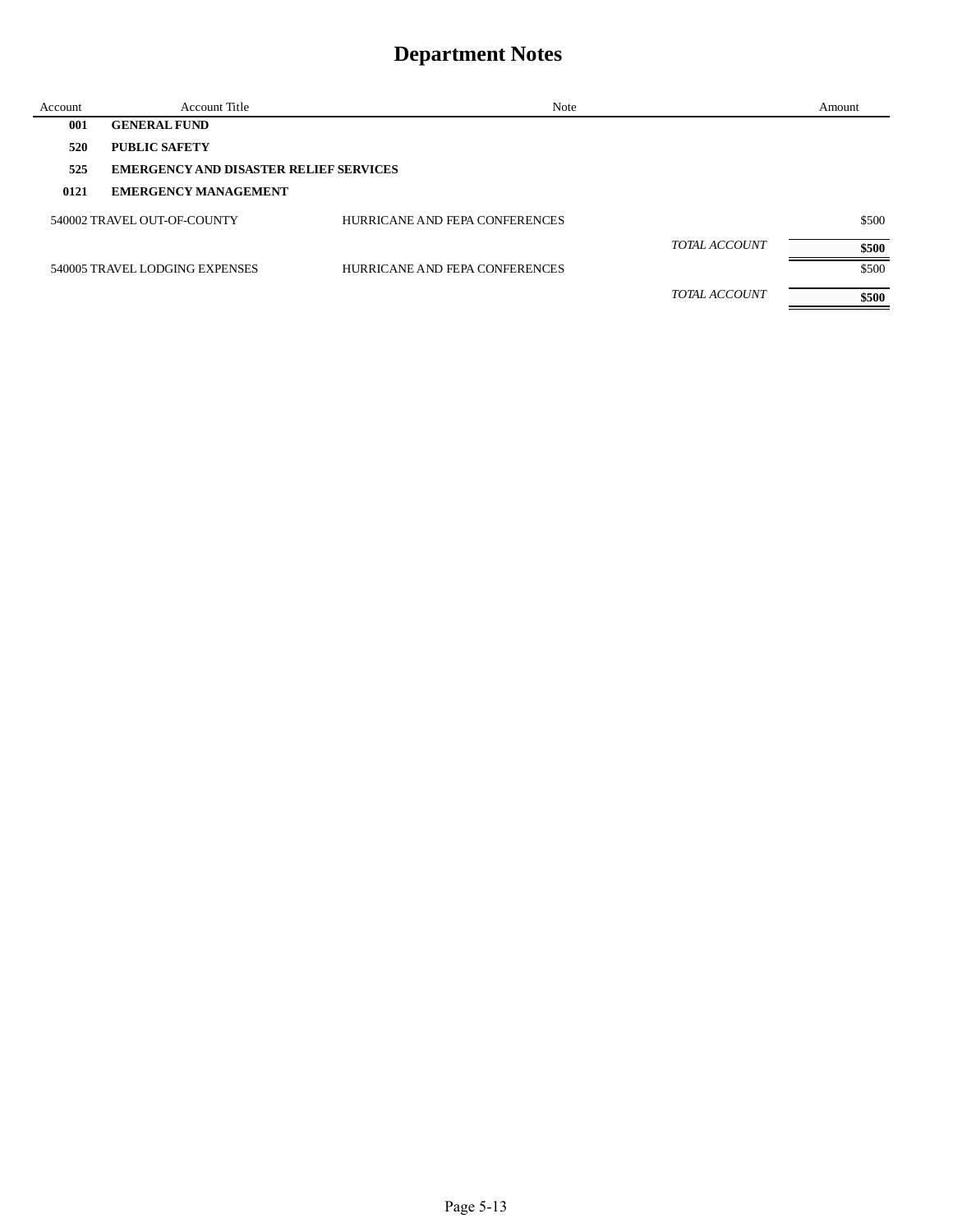# Department Notes

| Account | Account Title | Note | | Amount |
|---|---|---|---|---|
| **001** | **GENERAL FUND** | | | |
| **520** | **PUBLIC SAFETY** | | | |
| **525** | **EMERGENCY AND DISASTER RELIEF SERVICES** | | | |
| **0121** | **EMERGENCY MANAGEMENT** | | | |
| 540002 | TRAVEL OUT-OF-COUNTY | HURRICANE AND FEPA CONFERENCES | | $500 |
| | | | *TOTAL ACCOUNT* | **$500** |
| 540005 | TRAVEL LODGING EXPENSES | HURRICANE AND FEPA CONFERENCES | | $500 |
| | | | *TOTAL ACCOUNT* | **$500** |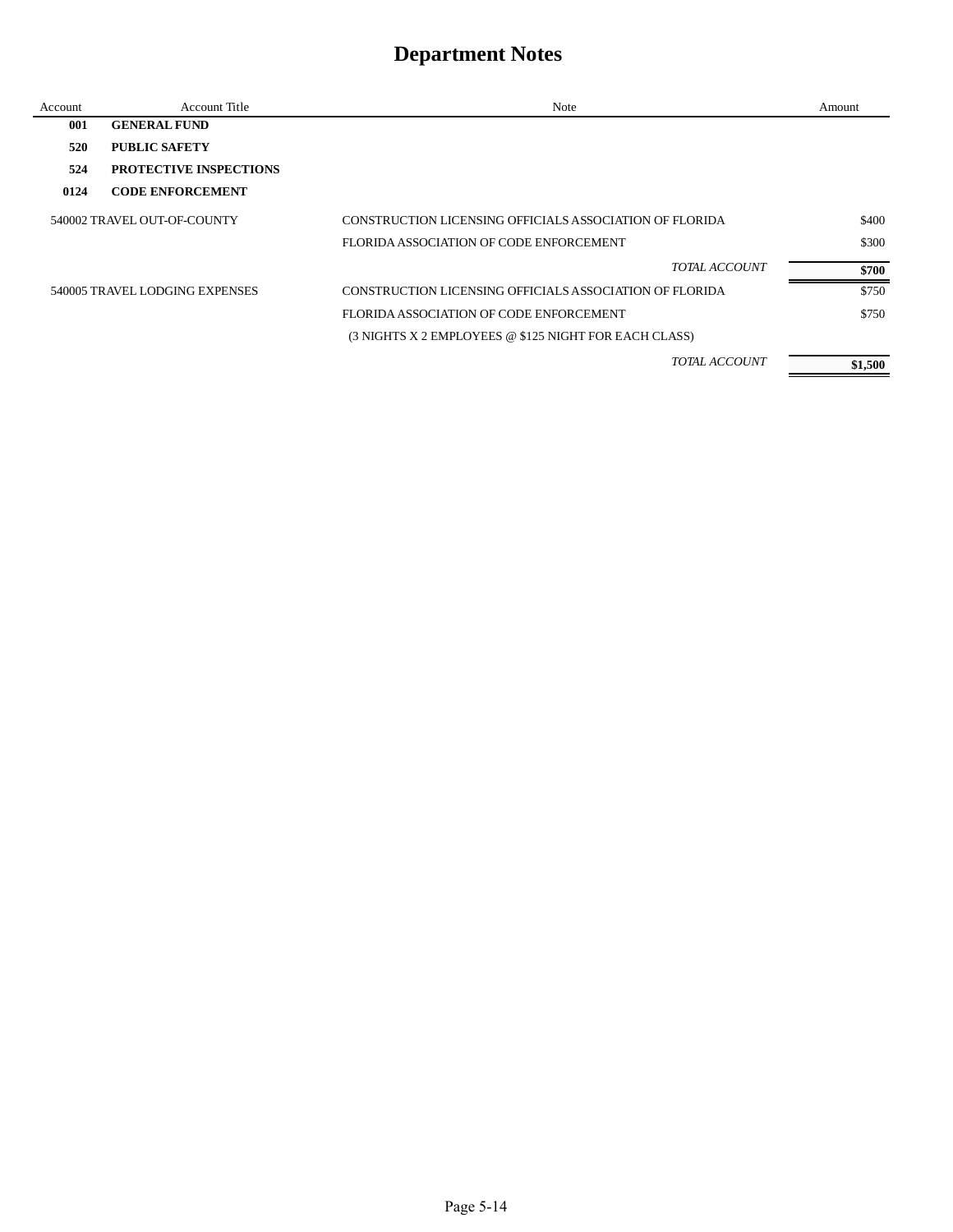# Department Notes

| Account | Account Title | Note | Amount |
|---|---|---|---|
| **001** | **GENERAL FUND** | | |
| **520** | **PUBLIC SAFETY** | | |
| **524** | **PROTECTIVE INSPECTIONS** | | |
| **0124** | **CODE ENFORCEMENT** | | |
| 540002 | TRAVEL OUT-OF-COUNTY | CONSTRUCTION LICENSING OFFICIALS ASSOCIATION OF FLORIDA | $400 |
| | | FLORIDA ASSOCIATION OF CODE ENFORCEMENT | $300 |
| | | *TOTAL ACCOUNT* | **$700** |
| 540005 | TRAVEL LODGING EXPENSES | CONSTRUCTION LICENSING OFFICIALS ASSOCIATION OF FLORIDA | $750 |
| | | FLORIDA ASSOCIATION OF CODE ENFORCEMENT | $750 |
| | | (3 NIGHTS X 2 EMPLOYEES @ $125 NIGHT FOR EACH CLASS) | |
| | | *TOTAL ACCOUNT* | **$1,500** |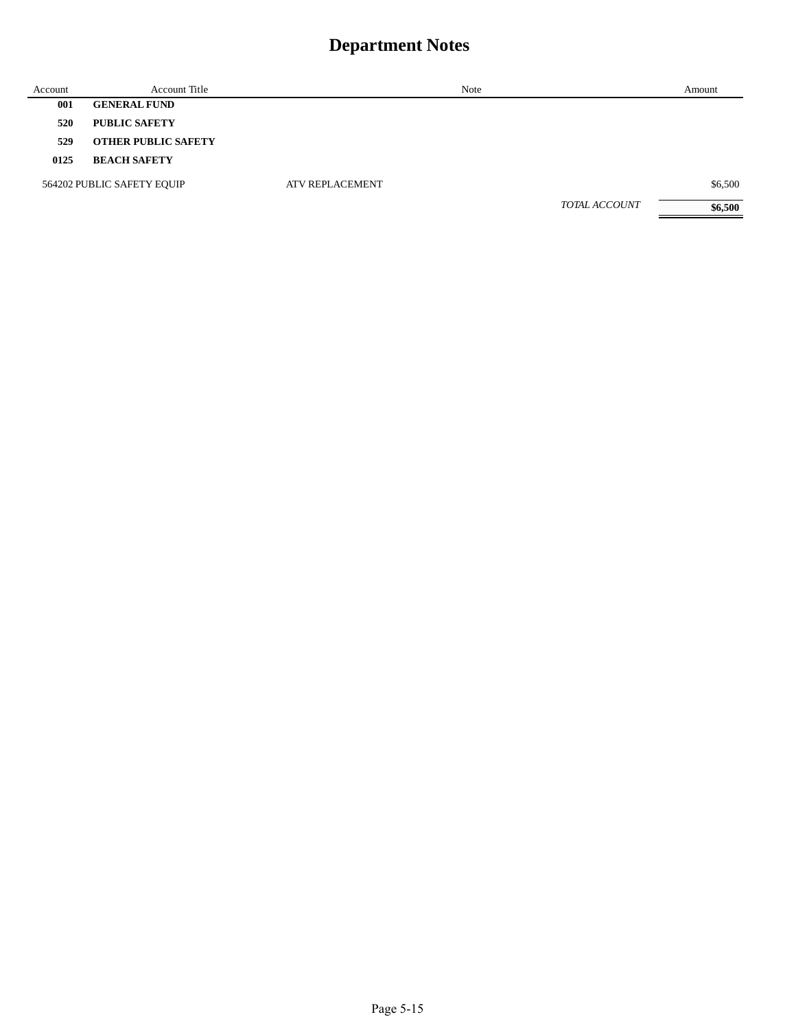# Department Notes

| Account | Account Title | Note | Amount |
|---|---|---|---|
| **001** | **GENERAL FUND** | | |
| **520** | **PUBLIC SAFETY** | | |
| **529** | **OTHER PUBLIC SAFETY** | | |
| **0125** | **BEACH SAFETY** | | |
| 564202 | PUBLIC SAFETY EQUIP | ATV REPLACEMENT | $6,500 |
| | | *TOTAL ACCOUNT* | **$6,500** |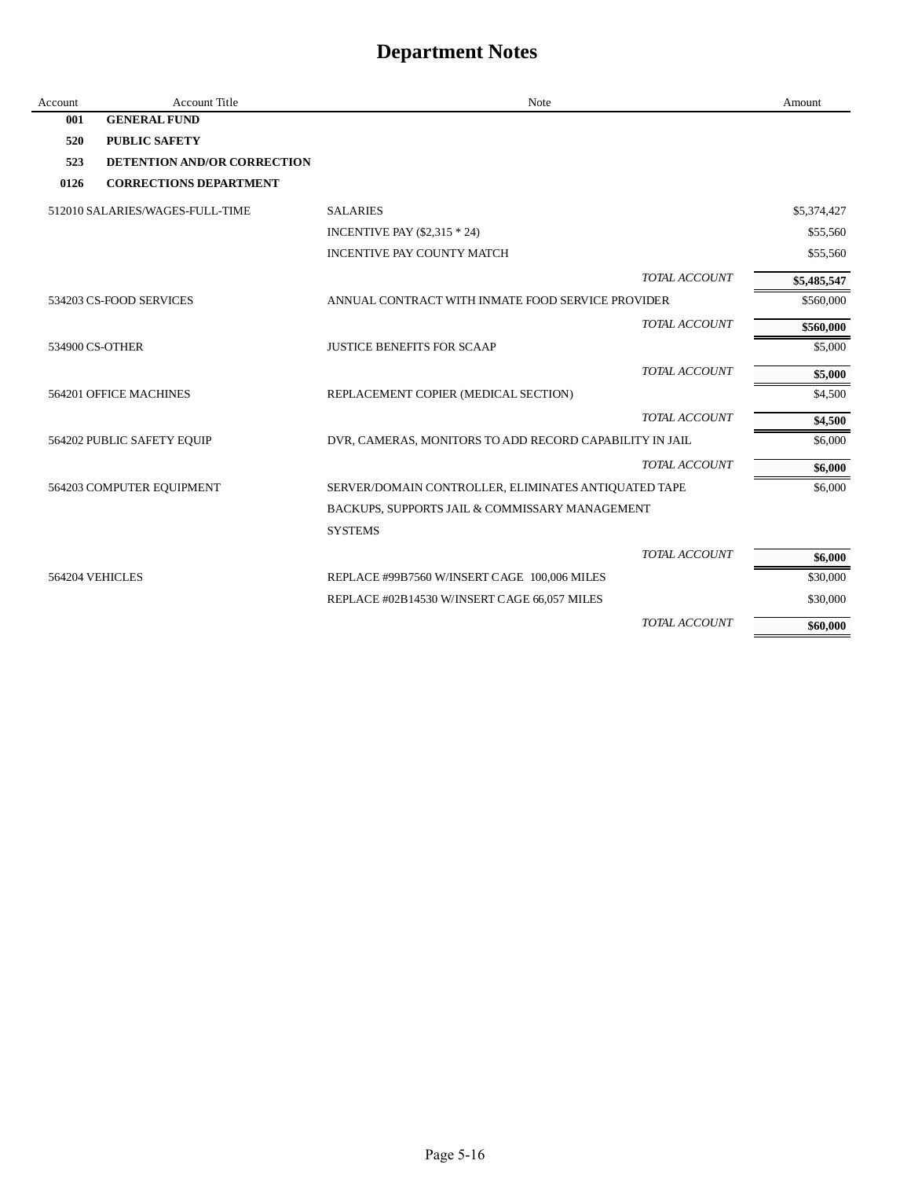# Department Notes

| Account | Account Title | Note | Amount |
|---|---|---|---|
| **001** | **GENERAL FUND** | | |
| **520** | **PUBLIC SAFETY** | | |
| **523** | **DETENTION AND/OR CORRECTION** | | |
| **0126** | **CORRECTIONS DEPARTMENT** | | |
| 512010 | SALARIES/WAGES-FULL-TIME | SALARIES | $5,374,427 |
| | | INCENTIVE PAY ($2,315 * 24) | $55,560 |
| | | INCENTIVE PAY COUNTY MATCH | $55,560 |
| | | *TOTAL ACCOUNT* | **$5,485,547** |
| 534203 | CS-FOOD SERVICES | ANNUAL CONTRACT WITH INMATE FOOD SERVICE PROVIDER | $560,000 |
| | | *TOTAL ACCOUNT* | **$560,000** |
| 534900 | CS-OTHER | JUSTICE BENEFITS FOR SCAAP | $5,000 |
| | | *TOTAL ACCOUNT* | **$5,000** |
| 564201 | OFFICE MACHINES | REPLACEMENT COPIER (MEDICAL SECTION) | $4,500 |
| | | *TOTAL ACCOUNT* | **$4,500** |
| 564202 | PUBLIC SAFETY EQUIP | DVR, CAMERAS, MONITORS TO ADD RECORD CAPABILITY IN JAIL | $6,000 |
| | | *TOTAL ACCOUNT* | **$6,000** |
| 564203 | COMPUTER EQUIPMENT | SERVER/DOMAIN CONTROLLER, ELIMINATES ANTIQUATED TAPE BACKUPS, SUPPORTS JAIL & COMMISSARY MANAGEMENT SYSTEMS | $6,000 |
| | | *TOTAL ACCOUNT* | **$6,000** |
| 564204 | VEHICLES | REPLACE #99B7560 W/INSERT CAGE 100,006 MILES | $30,000 |
| | | REPLACE #02B14530 W/INSERT CAGE 66,057 MILES | $30,000 |
| | | *TOTAL ACCOUNT* | **$60,000** |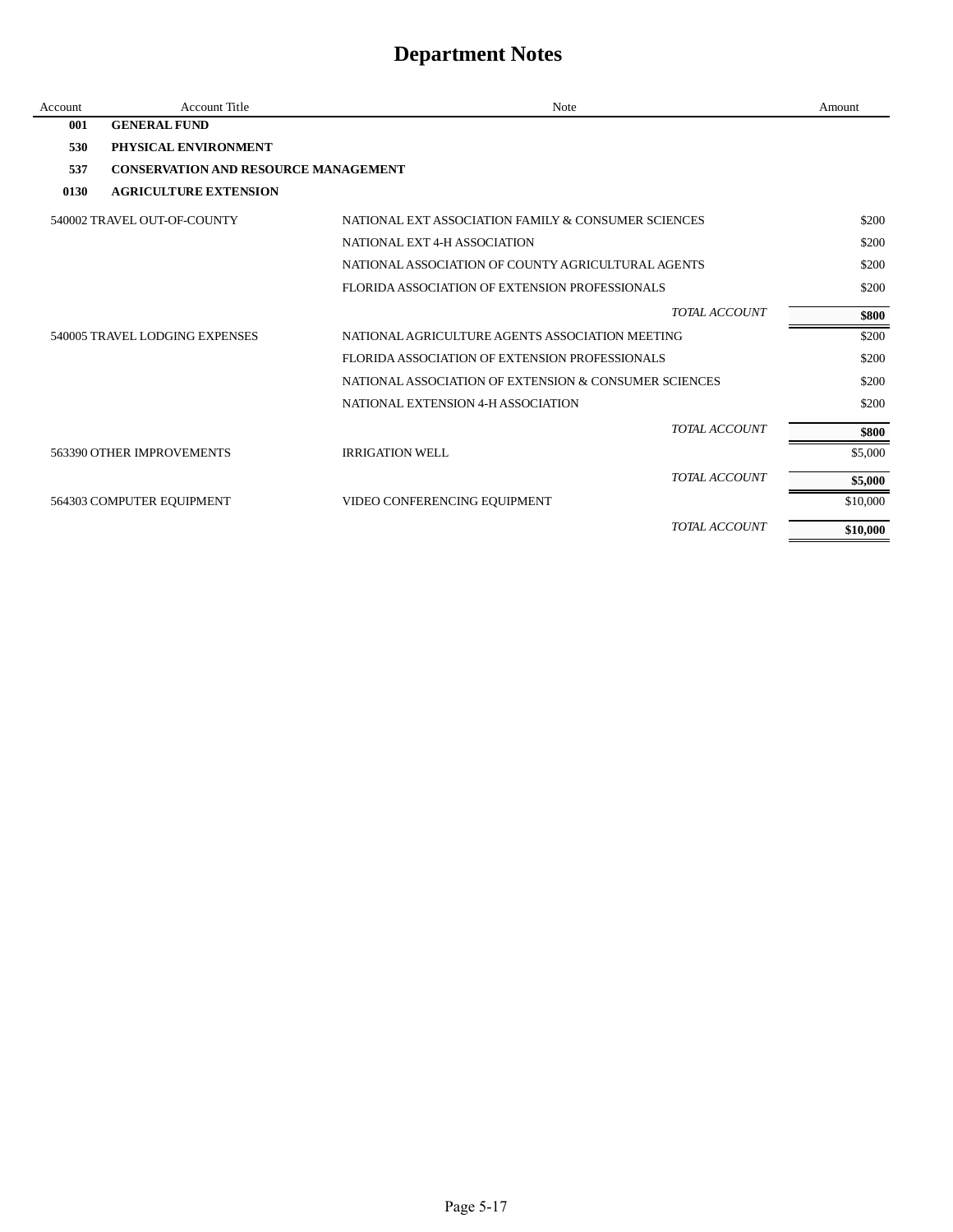# Department Notes

| Account | Account Title | Note | Amount |
|---|---|---|---|
| **001** | **GENERAL FUND** | | |
| **530** | **PHYSICAL ENVIRONMENT** | | |
| **537** | **CONSERVATION AND RESOURCE MANAGEMENT** | | |
| **0130** | **AGRICULTURE EXTENSION** | | |
| 540002 | TRAVEL OUT-OF-COUNTY | NATIONAL EXT ASSOCIATION FAMILY & CONSUMER SCIENCES | $200 |
| | | NATIONAL EXT 4-H ASSOCIATION | $200 |
| | | NATIONAL ASSOCIATION OF COUNTY AGRICULTURAL AGENTS | $200 |
| | | FLORIDA ASSOCIATION OF EXTENSION PROFESSIONALS | $200 |
| | | *TOTAL ACCOUNT* | **$800** |
| 540005 | TRAVEL LODGING EXPENSES | NATIONAL AGRICULTURE AGENTS ASSOCIATION MEETING | $200 |
| | | FLORIDA ASSOCIATION OF EXTENSION PROFESSIONALS | $200 |
| | | NATIONAL ASSOCIATION OF EXTENSION & CONSUMER SCIENCES | $200 |
| | | NATIONAL EXTENSION 4-H ASSOCIATION | $200 |
| | | *TOTAL ACCOUNT* | **$800** |
| 563390 | OTHER IMPROVEMENTS | IRRIGATION WELL | $5,000 |
| | | *TOTAL ACCOUNT* | **$5,000** |
| 564303 | COMPUTER EQUIPMENT | VIDEO CONFERENCING EQUIPMENT | $10,000 |
| | | *TOTAL ACCOUNT* | **$10,000** |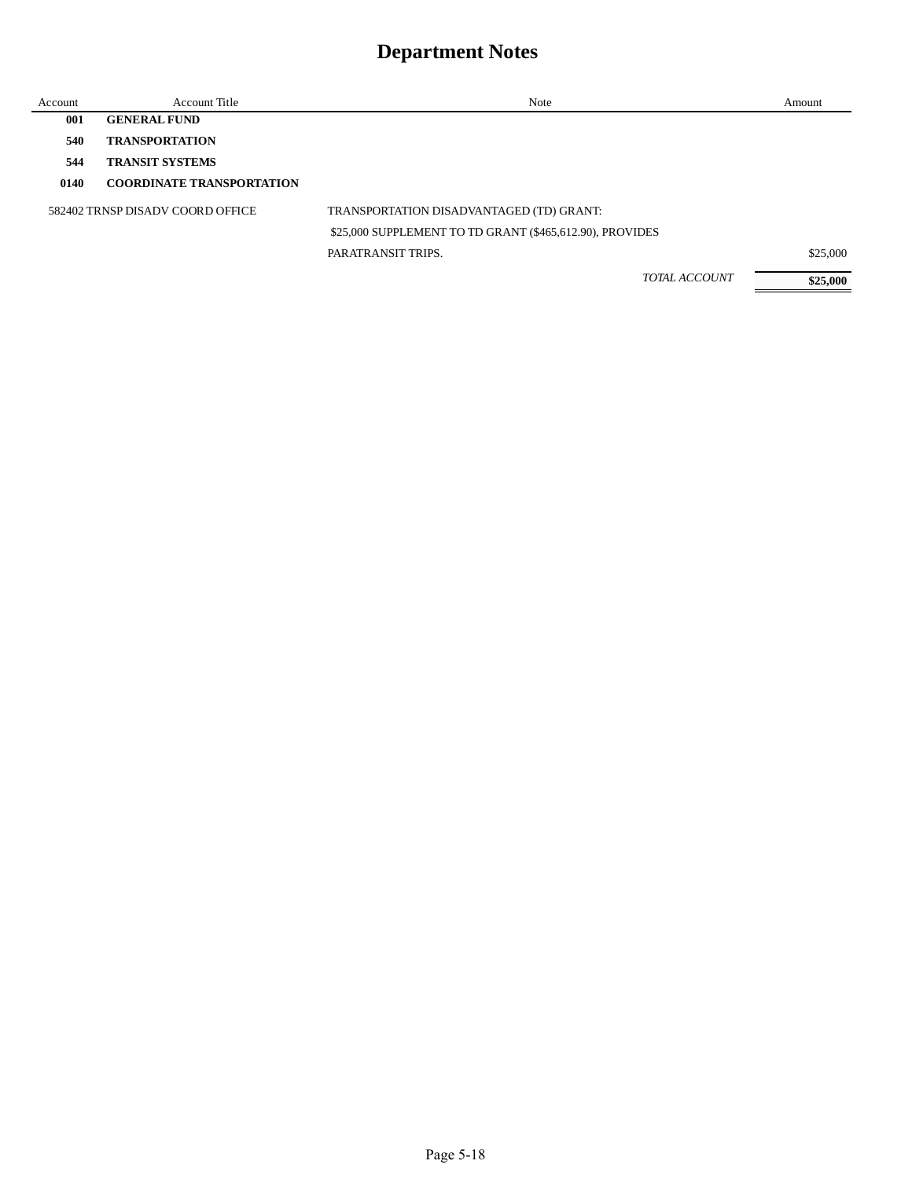# Department Notes

| Account | Account Title | Note | Amount |
|---|---|---|---|
| **001** | **GENERAL FUND** | | |
| **540** | **TRANSPORTATION** | | |
| **544** | **TRANSIT SYSTEMS** | | |
| **0140** | **COORDINATE TRANSPORTATION** | | |
| 582402 | TRNSP DISADV COORD OFFICE | TRANSPORTATION DISADVANTAGED (TD) GRANT: | |
| | | $25,000 SUPPLEMENT TO TD GRANT ($465,612.90), PROVIDES | |
| | | PARATRANSIT TRIPS. | $25,000 |
| | | *TOTAL ACCOUNT* | **$25,000** |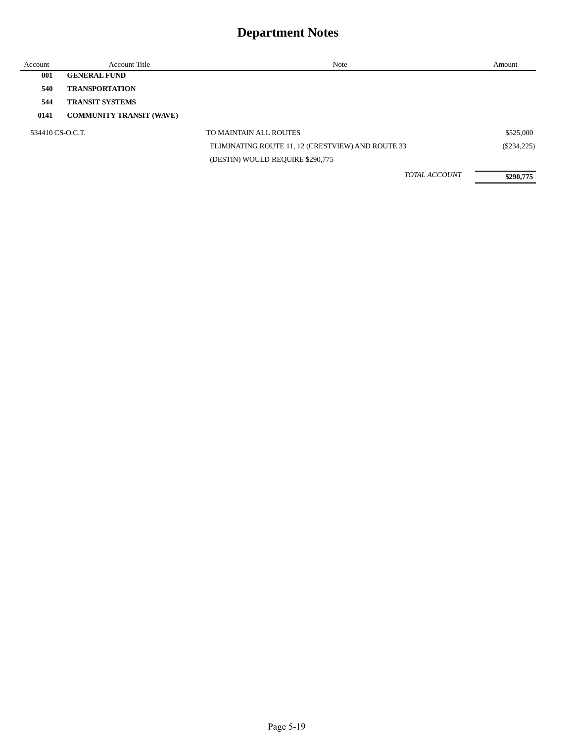# Department Notes

| Account | Account Title | Note | Amount |
|---|---|---|---|
| **001** | **GENERAL FUND** | | |
| **540** | **TRANSPORTATION** | | |
| **544** | **TRANSIT SYSTEMS** | | |
| **0141** | **COMMUNITY TRANSIT (WAVE)** | | |
| 534410 | CS-O.C.T. | TO MAINTAIN ALL ROUTES | $525,000 |
| | | ELIMINATING ROUTE 11, 12 (CRESTVIEW) AND ROUTE 33 | ($234,225) |
| | | (DESTIN) WOULD REQUIRE $290,775 | |
| | | *TOTAL ACCOUNT* | **$290,775** |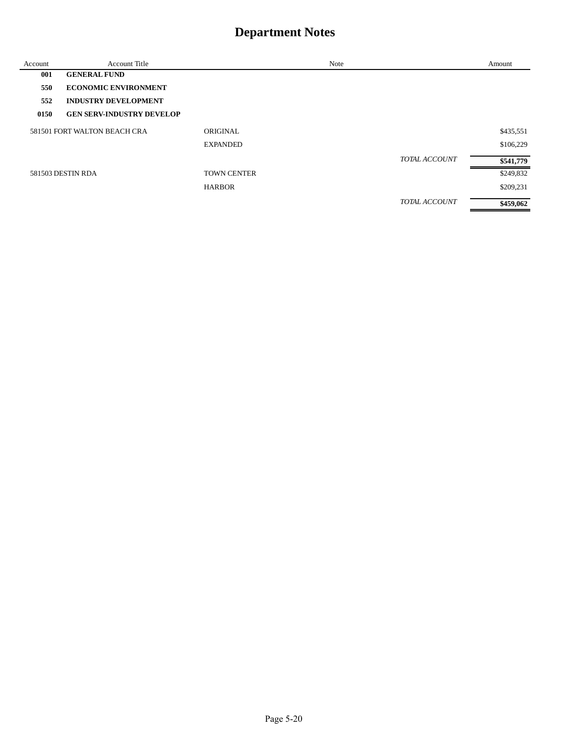# Department Notes

| Account | Account Title | Note | | Amount |
|---|---|---|---|---|
| **001** | **GENERAL FUND** | | | |
| **550** | **ECONOMIC ENVIRONMENT** | | | |
| **552** | **INDUSTRY DEVELOPMENT** | | | |
| **0150** | **GEN SERV-INDUSTRY DEVELOP** | | | |
| 581501 | FORT WALTON BEACH CRA | ORIGINAL | | $435,551 |
| | | EXPANDED | | $106,229 |
| | | | *TOTAL ACCOUNT* | **$541,779** |
| 581503 | DESTIN RDA | TOWN CENTER | | $249,832 |
| | | HARBOR | | $209,231 |
| | | | *TOTAL ACCOUNT* | **$459,062** |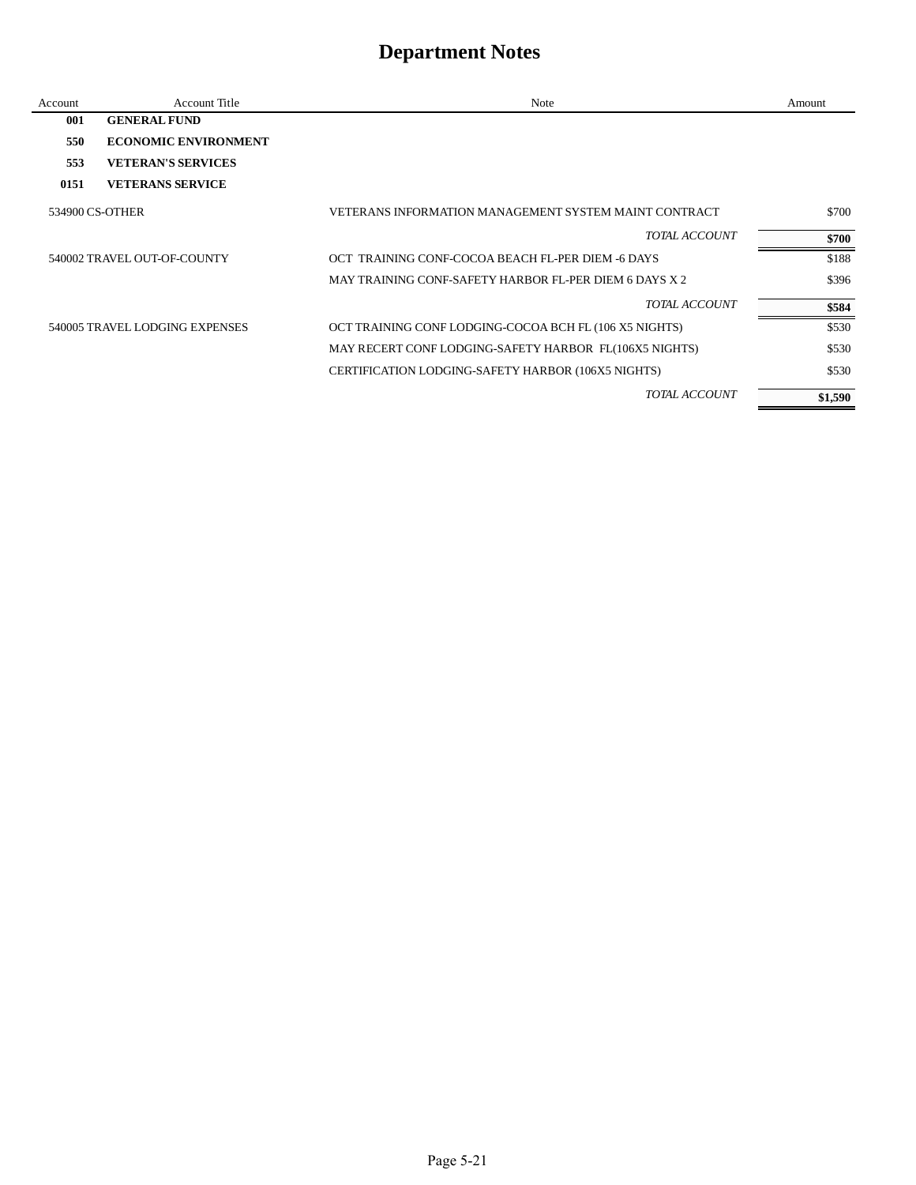# Department Notes

| Account | Account Title | Note | Amount |
|---|---|---|---|
| **001** | **GENERAL FUND** | | |
| **550** | **ECONOMIC ENVIRONMENT** | | |
| **553** | **VETERAN'S SERVICES** | | |
| **0151** | **VETERANS SERVICE** | | |
| 534900 | CS-OTHER | VETERANS INFORMATION MANAGEMENT SYSTEM MAINT CONTRACT | $700 |
| | | *TOTAL ACCOUNT* | **$700** |
| 540002 | TRAVEL OUT-OF-COUNTY | OCT TRAINING CONF-COCOA BEACH FL-PER DIEM -6 DAYS | $188 |
| | | MAY TRAINING CONF-SAFETY HARBOR FL-PER DIEM 6 DAYS X 2 | $396 |
| | | *TOTAL ACCOUNT* | **$584** |
| 540005 | TRAVEL LODGING EXPENSES | OCT TRAINING CONF LODGING-COCOA BCH FL (106 X5 NIGHTS) | $530 |
| | | MAY RECERT CONF LODGING-SAFETY HARBOR FL(106X5 NIGHTS) | $530 |
| | | CERTIFICATION LODGING-SAFETY HARBOR (106X5 NIGHTS) | $530 |
| | | *TOTAL ACCOUNT* | **$1,590** |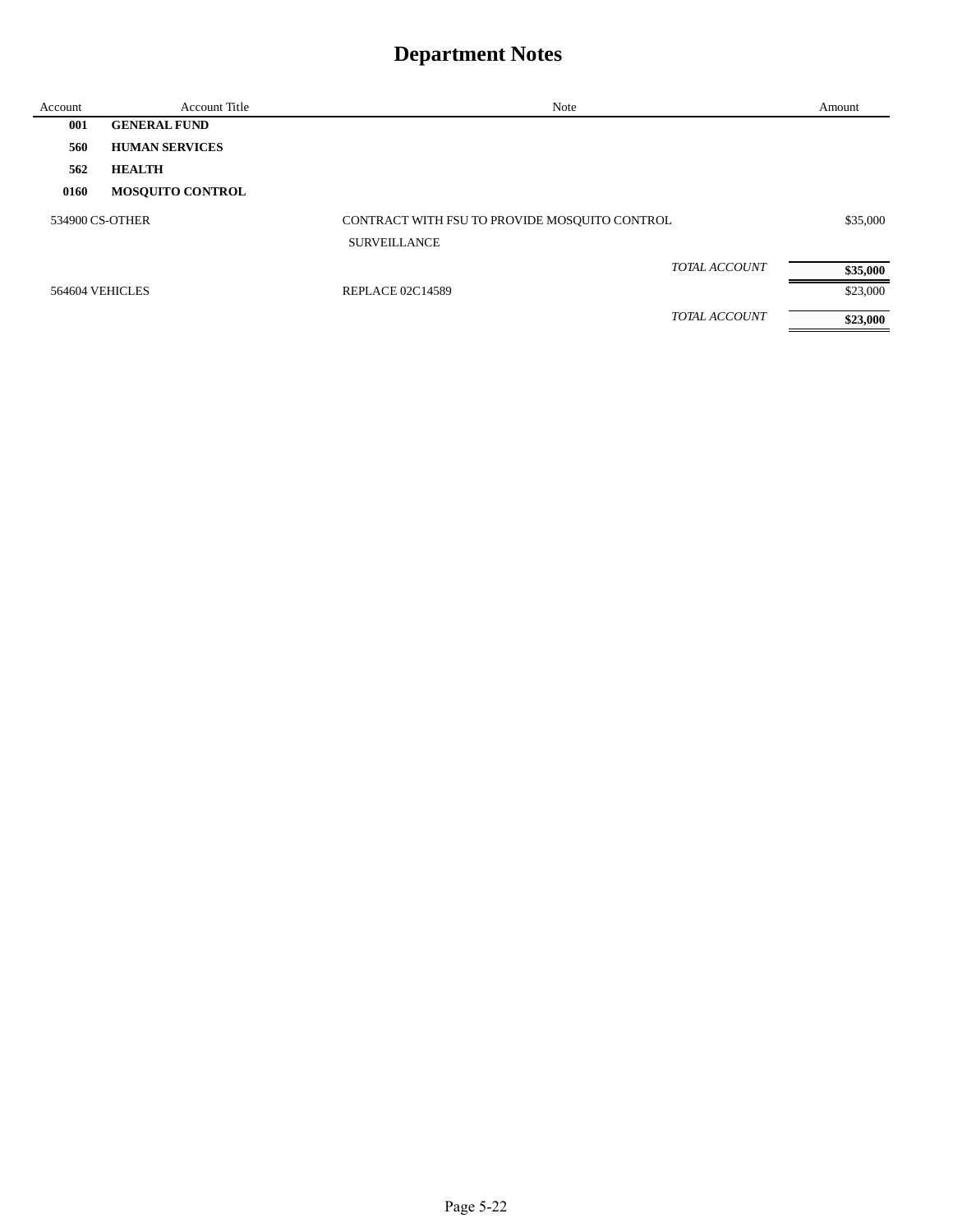# Department Notes

| Account | Account Title | Note | Amount |
|---|---|---|---|
| **001** | **GENERAL FUND** | | |
| **560** | **HUMAN SERVICES** | | |
| **562** | **HEALTH** | | |
| **0160** | **MOSQUITO CONTROL** | | |
| 534900 | CS-OTHER | CONTRACT WITH FSU TO PROVIDE MOSQUITO CONTROL SURVEILLANCE | $35,000 |
| | | *TOTAL ACCOUNT* | **$35,000** |
| 564604 | VEHICLES | REPLACE 02C14589 | $23,000 |
| | | *TOTAL ACCOUNT* | **$23,000** |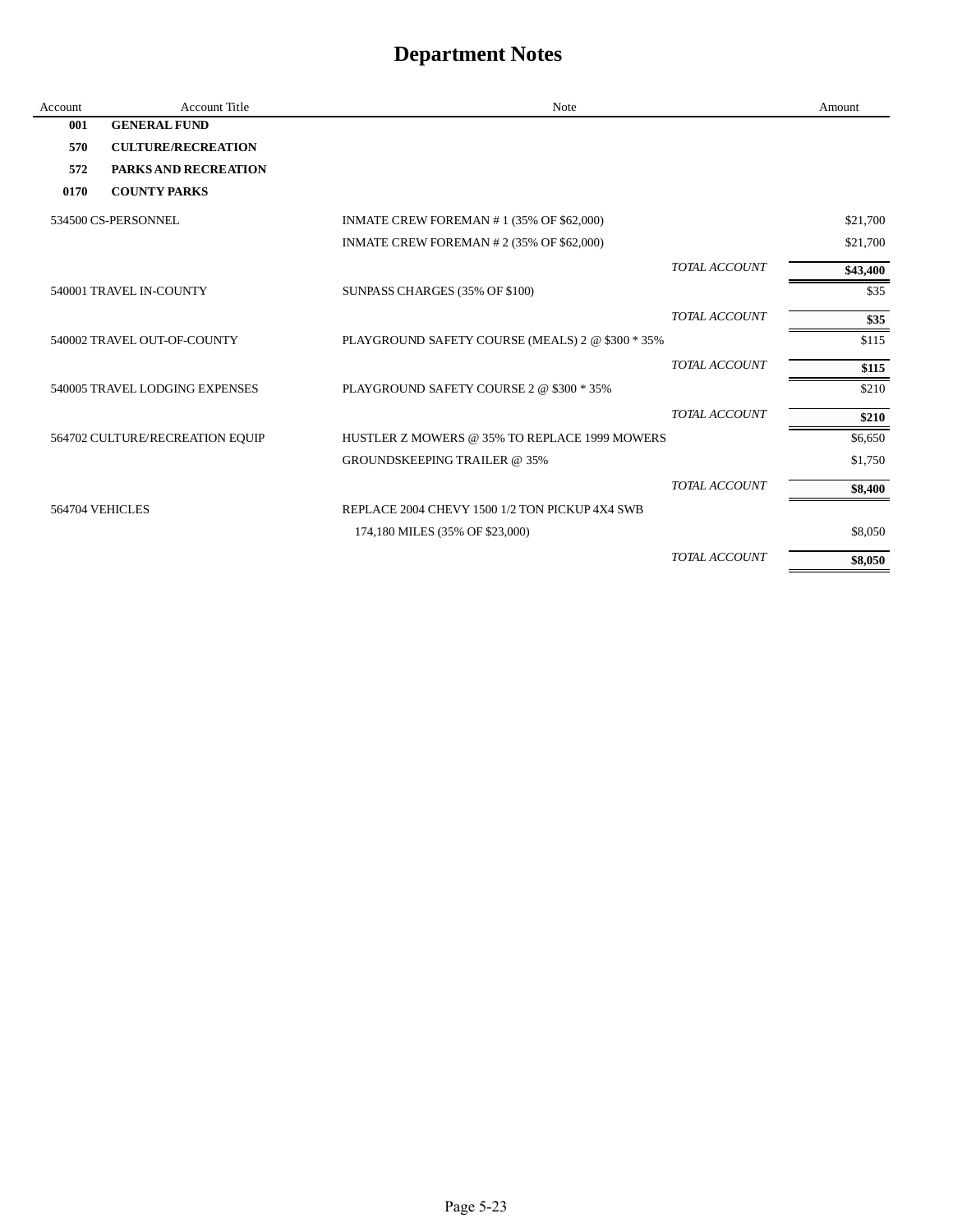# Department Notes

| Account | Account Title | Note | | Amount |
|---|---|---|---|---|
| **001** | **GENERAL FUND** | | | |
| **570** | **CULTURE/RECREATION** | | | |
| **572** | **PARKS AND RECREATION** | | | |
| **0170** | **COUNTY PARKS** | | | |
| 534500 | CS-PERSONNEL | INMATE CREW FOREMAN # 1 (35% OF $62,000) | | $21,700 |
| | | INMATE CREW FOREMAN # 2 (35% OF $62,000) | | $21,700 |
| | | | *TOTAL ACCOUNT* | **$43,400** |
| 540001 | TRAVEL IN-COUNTY | SUNPASS CHARGES (35% OF $100) | | $35 |
| | | | *TOTAL ACCOUNT* | **$35** |
| 540002 | TRAVEL OUT-OF-COUNTY | PLAYGROUND SAFETY COURSE (MEALS) 2 @ $300 * 35% | | $115 |
| | | | *TOTAL ACCOUNT* | **$115** |
| 540005 | TRAVEL LODGING EXPENSES | PLAYGROUND SAFETY COURSE 2 @ $300 * 35% | | $210 |
| | | | *TOTAL ACCOUNT* | **$210** |
| 564702 | CULTURE/RECREATION EQUIP | HUSTLER Z MOWERS @ 35% TO REPLACE 1999 MOWERS | | $6,650 |
| | | GROUNDSKEEPING TRAILER @ 35% | | $1,750 |
| | | | *TOTAL ACCOUNT* | **$8,400** |
| 564704 | VEHICLES | REPLACE 2004 CHEVY 1500 1/2 TON PICKUP 4X4 SWB | | |
| | | 174,180 MILES (35% OF $23,000) | | $8,050 |
| | | | *TOTAL ACCOUNT* | **$8,050** |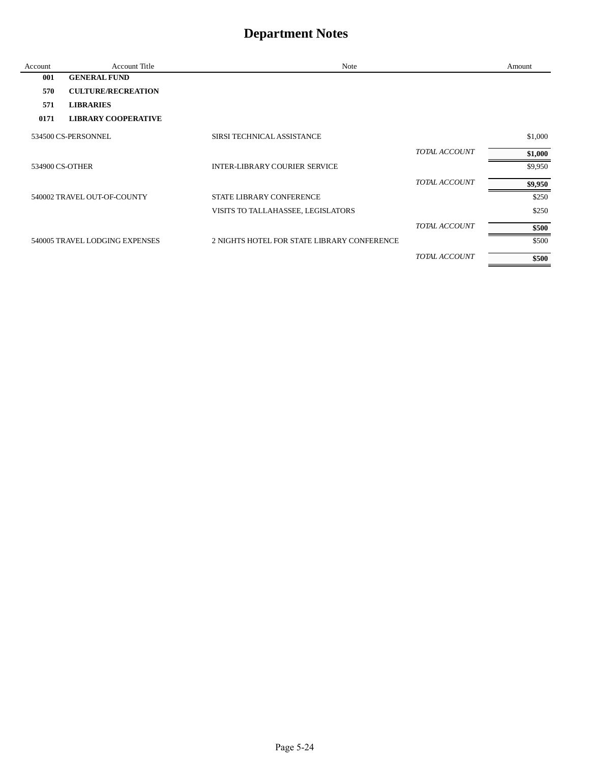# Department Notes

| Account | Account Title | Note | | Amount |
|---|---|---|---|---|
| **001** | **GENERAL FUND** | | | |
| **570** | **CULTURE/RECREATION** | | | |
| **571** | **LIBRARIES** | | | |
| **0171** | **LIBRARY COOPERATIVE** | | | |
| 534500 | CS-PERSONNEL | SIRSI TECHNICAL ASSISTANCE | | $1,000 |
| | | | *TOTAL ACCOUNT* | **$1,000** |
| 534900 | CS-OTHER | INTER-LIBRARY COURIER SERVICE | | $9,950 |
| | | | *TOTAL ACCOUNT* | **$9,950** |
| 540002 | TRAVEL OUT-OF-COUNTY | STATE LIBRARY CONFERENCE | | $250 |
| | | VISITS TO TALLAHASSEE, LEGISLATORS | | $250 |
| | | | *TOTAL ACCOUNT* | **$500** |
| 540005 | TRAVEL LODGING EXPENSES | 2 NIGHTS HOTEL FOR STATE LIBRARY CONFERENCE | | $500 |
| | | | *TOTAL ACCOUNT* | **$500** |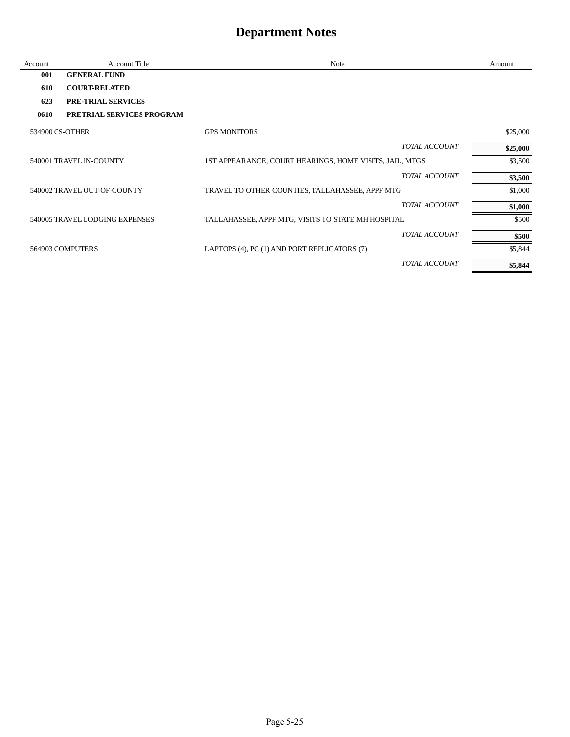# Department Notes

| Account | Account Title | Note | Amount |
|---|---|---|---|
| **001** | **GENERAL FUND** | | |
| **610** | **COURT-RELATED** | | |
| **623** | **PRE-TRIAL SERVICES** | | |
| **0610** | **PRETRIAL SERVICES PROGRAM** | | |
| 534900 | CS-OTHER | GPS MONITORS | $25,000 |
| | | *TOTAL ACCOUNT* | **$25,000** |
| 540001 | TRAVEL IN-COUNTY | 1ST APPEARANCE, COURT HEARINGS, HOME VISITS, JAIL, MTGS | $3,500 |
| | | *TOTAL ACCOUNT* | **$3,500** |
| 540002 | TRAVEL OUT-OF-COUNTY | TRAVEL TO OTHER COUNTIES, TALLAHASSEE, APPF MTG | $1,000 |
| | | *TOTAL ACCOUNT* | **$1,000** |
| 540005 | TRAVEL LODGING EXPENSES | TALLAHASSEE, APPF MTG, VISITS TO STATE MH HOSPITAL | $500 |
| | | *TOTAL ACCOUNT* | **$500** |
| 564903 | COMPUTERS | LAPTOPS (4), PC (1) AND PORT REPLICATORS (7) | $5,844 |
| | | *TOTAL ACCOUNT* | **$5,844** |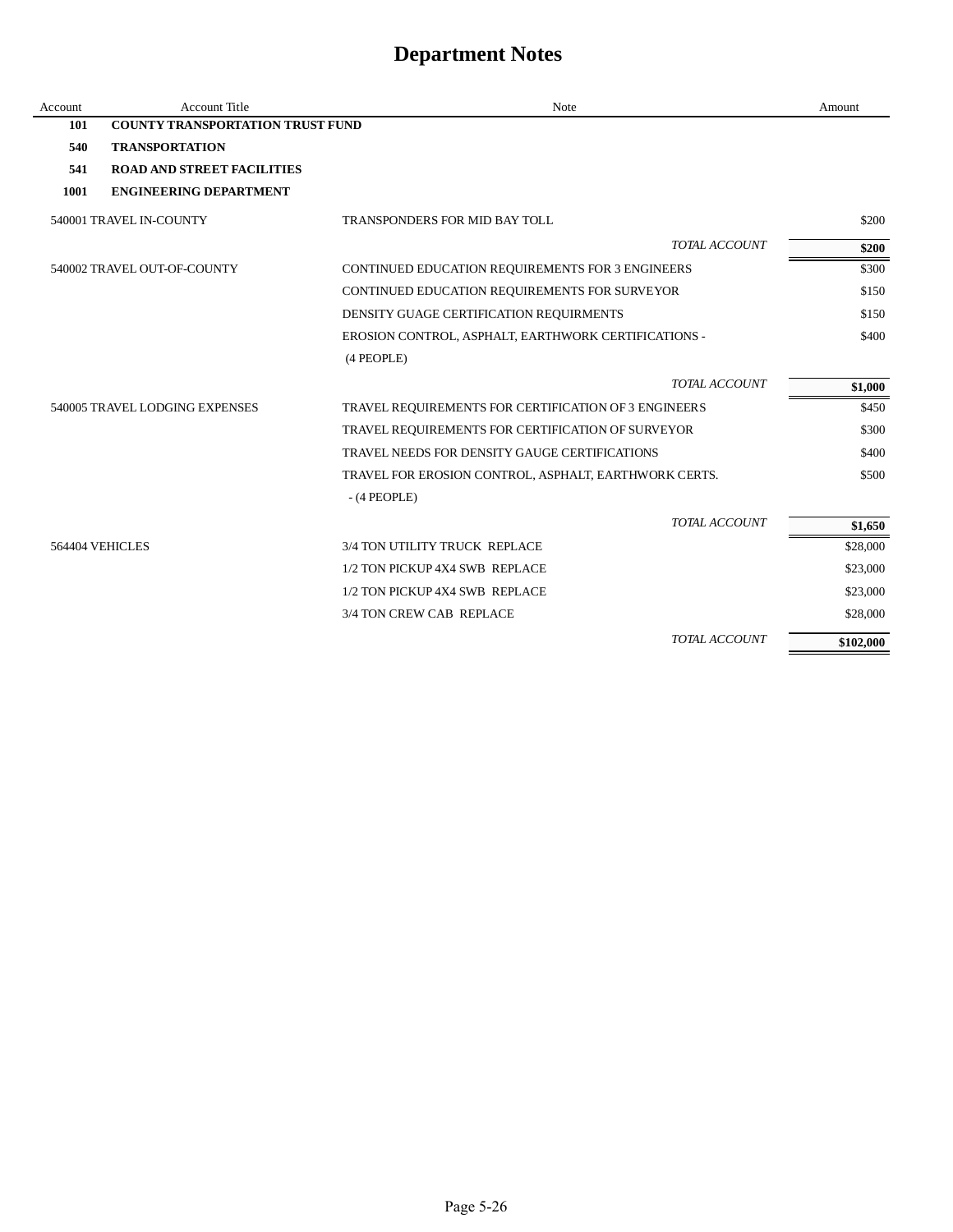# Department Notes

| Account | Account Title | Note | Amount |
|---|---|---|---|
| **101** | **COUNTY TRANSPORTATION TRUST FUND** | | |
| **540** | **TRANSPORTATION** | | |
| **541** | **ROAD AND STREET FACILITIES** | | |
| **1001** | **ENGINEERING DEPARTMENT** | | |
| 540001 | TRAVEL IN-COUNTY | TRANSPONDERS FOR MID BAY TOLL | $200 |
| | | *TOTAL ACCOUNT* | **$200** |
| 540002 | TRAVEL OUT-OF-COUNTY | CONTINUED EDUCATION REQUIREMENTS FOR 3 ENGINEERS | $300 |
| | | CONTINUED EDUCATION REQUIREMENTS FOR SURVEYOR | $150 |
| | | DENSITY GUAGE CERTIFICATION REQUIRMENTS | $150 |
| | | EROSION CONTROL, ASPHALT, EARTHWORK CERTIFICATIONS - (4 PEOPLE) | $400 |
| | | *TOTAL ACCOUNT* | **$1,000** |
| 540005 | TRAVEL LODGING EXPENSES | TRAVEL REQUIREMENTS FOR CERTIFICATION OF 3 ENGINEERS | $450 |
| | | TRAVEL REQUIREMENTS FOR CERTIFICATION OF SURVEYOR | $300 |
| | | TRAVEL NEEDS FOR DENSITY GAUGE CERTIFICATIONS | $400 |
| | | TRAVEL FOR EROSION CONTROL, ASPHALT, EARTHWORK CERTS. - (4 PEOPLE) | $500 |
| | | *TOTAL ACCOUNT* | **$1,650** |
| 564404 | VEHICLES | 3/4 TON UTILITY TRUCK REPLACE | $28,000 |
| | | 1/2 TON PICKUP 4X4 SWB REPLACE | $23,000 |
| | | 1/2 TON PICKUP 4X4 SWB REPLACE | $23,000 |
| | | 3/4 TON CREW CAB REPLACE | $28,000 |
| | | *TOTAL ACCOUNT* | **$102,000** |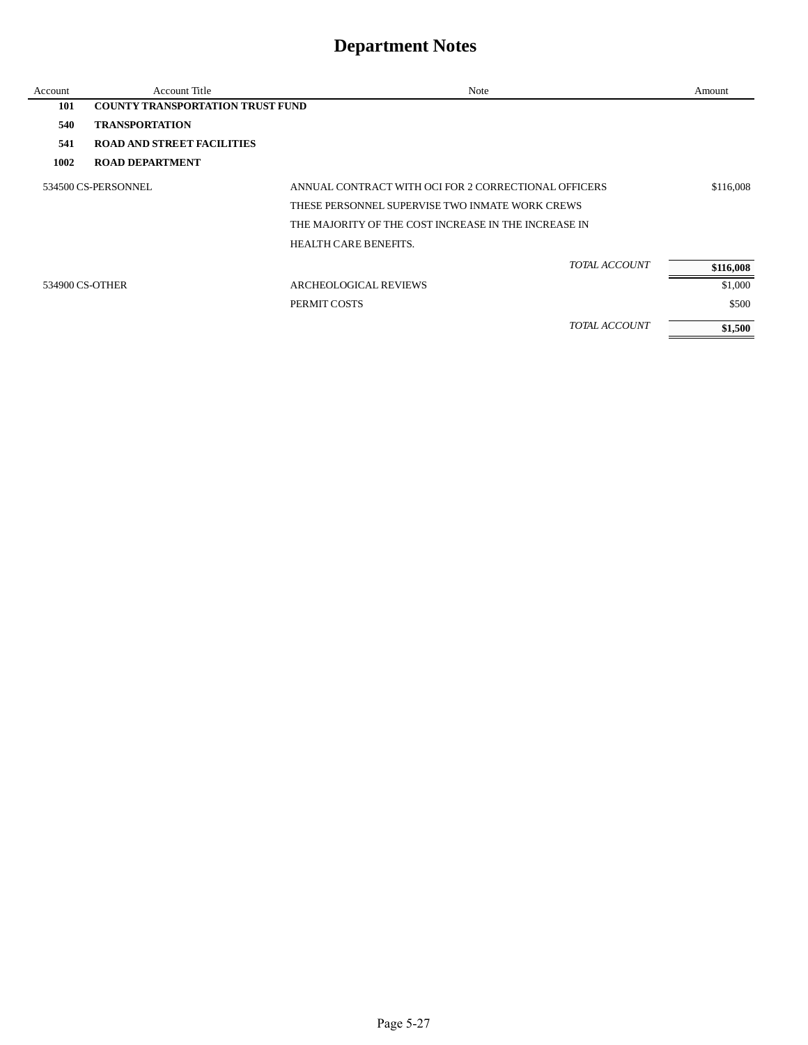# Department Notes

| Account | Account Title | Note | Amount |
|---|---|---|---|
| **101** | **COUNTY TRANSPORTATION TRUST FUND** | | |
| **540** | **TRANSPORTATION** | | |
| **541** | **ROAD AND STREET FACILITIES** | | |
| **1002** | **ROAD DEPARTMENT** | | |
| 534500 | CS-PERSONNEL | ANNUAL CONTRACT WITH OCI FOR 2 CORRECTIONAL OFFICERS | $116,008 |
| | | THESE PERSONNEL SUPERVISE TWO INMATE WORK CREWS | |
| | | THE MAJORITY OF THE COST INCREASE IN THE INCREASE IN | |
| | | HEALTH CARE BENEFITS. | |
| | | *TOTAL ACCOUNT* | **$116,008** |
| 534900 | CS-OTHER | ARCHEOLOGICAL REVIEWS | $1,000 |
| | | PERMIT COSTS | $500 |
| | | *TOTAL ACCOUNT* | **$1,500** |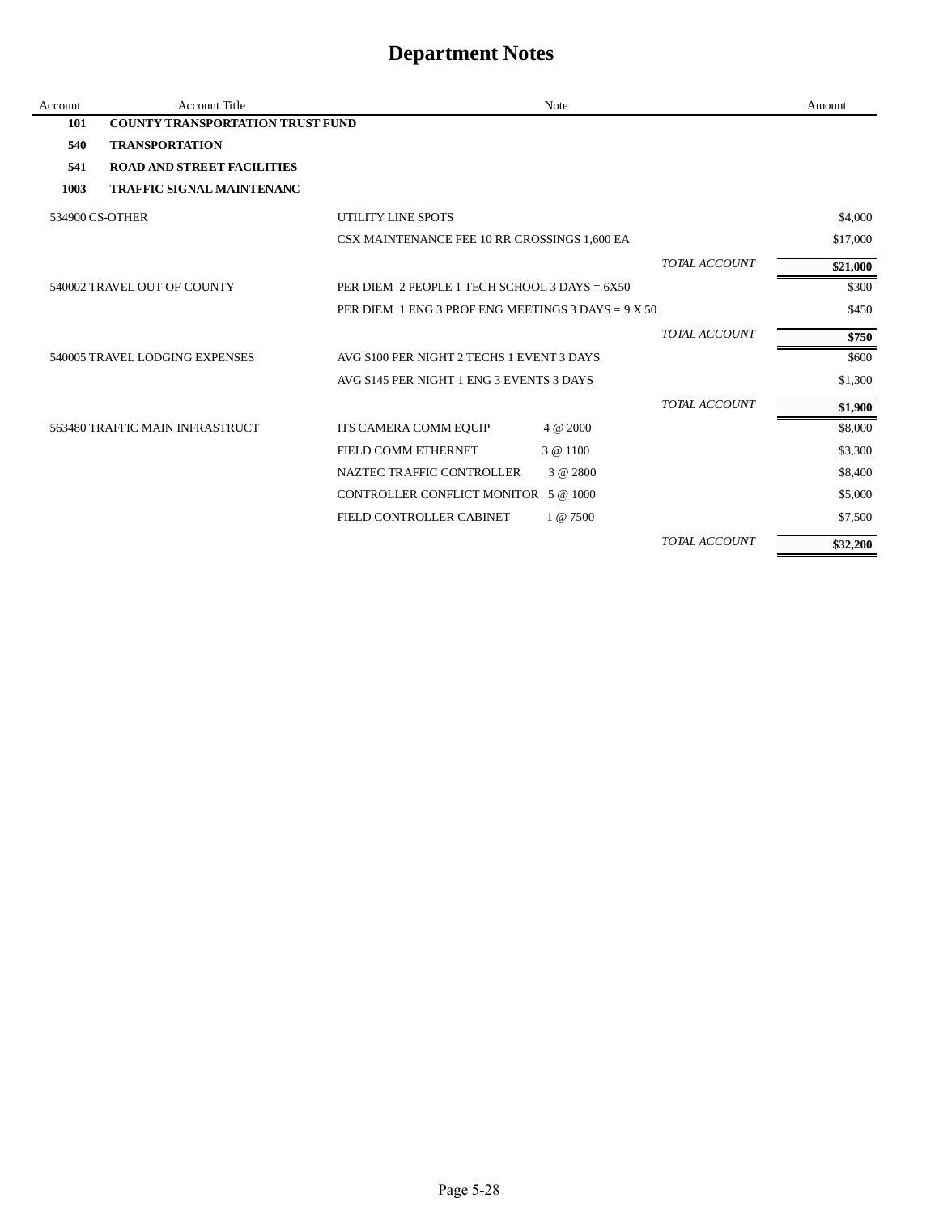# Department Notes

| Account | Account Title | Note | | Amount |
|---|---|---|---|---|
| **101** | **COUNTY TRANSPORTATION TRUST FUND** | | | |
| **540** | **TRANSPORTATION** | | | |
| **541** | **ROAD AND STREET FACILITIES** | | | |
| **1003** | **TRAFFIC SIGNAL MAINTENANC** | | | |
| 534900 | CS-OTHER | UTILITY LINE SPOTS | | $4,000 |
| | | CSX MAINTENANCE FEE 10 RR CROSSINGS 1,600 EA | | $17,000 |
| | | | *TOTAL ACCOUNT* | **$21,000** |
| 540002 | TRAVEL OUT-OF-COUNTY | PER DIEM 2 PEOPLE 1 TECH SCHOOL 3 DAYS = 6X50 | | $300 |
| | | PER DIEM 1 ENG 3 PROF ENG MEETINGS 3 DAYS = 9 X 50 | | $450 |
| | | | *TOTAL ACCOUNT* | **$750** |
| 540005 | TRAVEL LODGING EXPENSES | AVG $100 PER NIGHT 2 TECHS 1 EVENT 3 DAYS | | $600 |
| | | AVG $145 PER NIGHT 1 ENG 3 EVENTS 3 DAYS | | $1,300 |
| | | | *TOTAL ACCOUNT* | **$1,900** |
| 563480 | TRAFFIC MAIN INFRASTRUCT | ITS CAMERA COMM EQUIP 4 @ 2000 | | $8,000 |
| | | FIELD COMM ETHERNET 3 @ 1100 | | $3,300 |
| | | NAZTEC TRAFFIC CONTROLLER 3 @ 2800 | | $8,400 |
| | | CONTROLLER CONFLICT MONITOR 5 @ 1000 | | $5,000 |
| | | FIELD CONTROLLER CABINET 1 @ 7500 | | $7,500 |
| | | | *TOTAL ACCOUNT* | **$32,200** |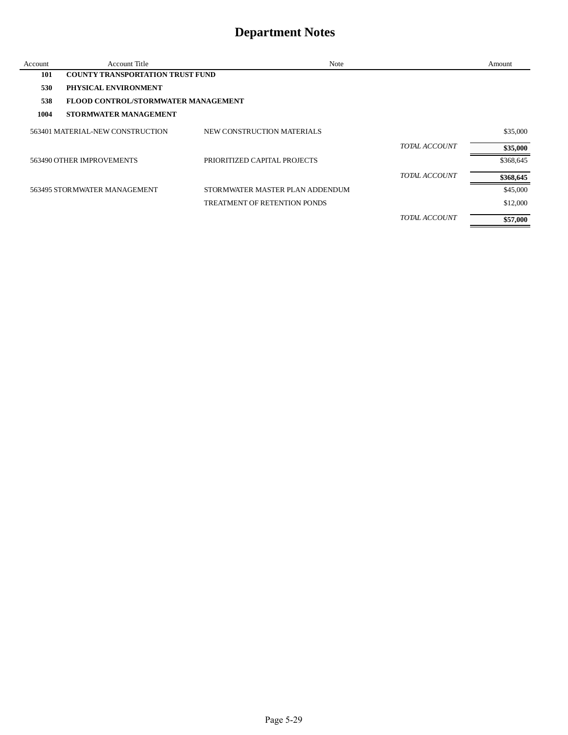# Department Notes

| Account | Account Title | Note | | Amount |
|---|---|---|---|---|
| **101** | **COUNTY TRANSPORTATION TRUST FUND** | | | |
| **530** | **PHYSICAL ENVIRONMENT** | | | |
| **538** | **FLOOD CONTROL/STORMWATER MANAGEMENT** | | | |
| **1004** | **STORMWATER MANAGEMENT** | | | |
| 563401 | MATERIAL-NEW CONSTRUCTION | NEW CONSTRUCTION MATERIALS | | $35,000 |
| | | | *TOTAL ACCOUNT* | **$35,000** |
| 563490 | OTHER IMPROVEMENTS | PRIORITIZED CAPITAL PROJECTS | | $368,645 |
| | | | *TOTAL ACCOUNT* | **$368,645** |
| 563495 | STORMWATER MANAGEMENT | STORMWATER MASTER PLAN ADDENDUM | | $45,000 |
| | | TREATMENT OF RETENTION PONDS | | $12,000 |
| | | | *TOTAL ACCOUNT* | **$57,000** |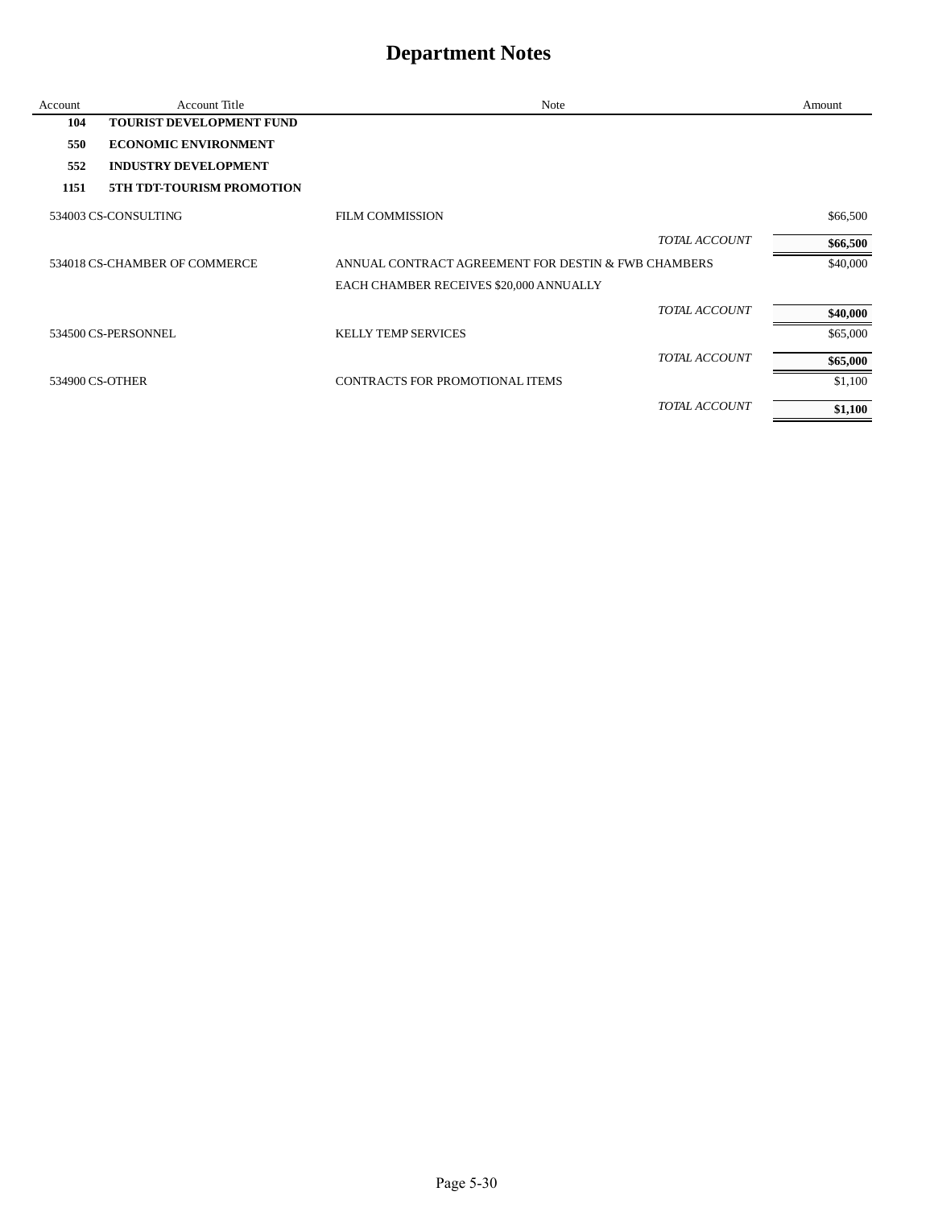# Department Notes

| Account | Account Title | Note | Amount |
|---|---|---|---|
| **104** | **TOURIST DEVELOPMENT FUND** | | |
| **550** | **ECONOMIC ENVIRONMENT** | | |
| **552** | **INDUSTRY DEVELOPMENT** | | |
| **1151** | **5TH TDT-TOURISM PROMOTION** | | |
| 534003 | CS-CONSULTING | FILM COMMISSION | $66,500 |
| | | *TOTAL ACCOUNT* | **$66,500** |
| 534018 | CS-CHAMBER OF COMMERCE | ANNUAL CONTRACT AGREEMENT FOR DESTIN & FWB CHAMBERS | $40,000 |
| | | EACH CHAMBER RECEIVES $20,000 ANNUALLY | |
| | | *TOTAL ACCOUNT* | **$40,000** |
| 534500 | CS-PERSONNEL | KELLY TEMP SERVICES | $65,000 |
| | | *TOTAL ACCOUNT* | **$65,000** |
| 534900 | CS-OTHER | CONTRACTS FOR PROMOTIONAL ITEMS | $1,100 |
| | | *TOTAL ACCOUNT* | **$1,100** |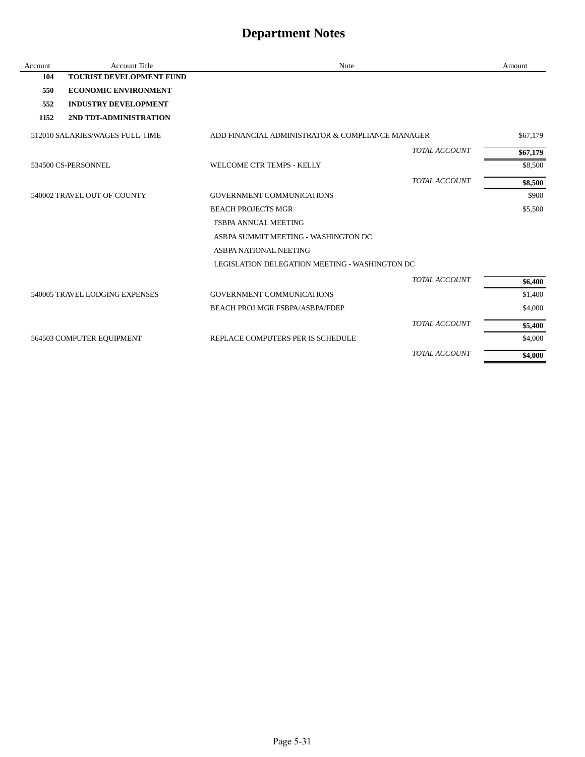# Department Notes

| Account | Account Title | Note | Amount |
|---|---|---|---|
| **104** | **TOURIST DEVELOPMENT FUND** | | |
| **550** | **ECONOMIC ENVIRONMENT** | | |
| **552** | **INDUSTRY DEVELOPMENT** | | |
| **1152** | **2ND TDT-ADMINISTRATION** | | |
| 512010 | SALARIES/WAGES-FULL-TIME | ADD FINANCIAL ADMINISTRATOR & COMPLIANCE MANAGER | $67,179 |
| | | *TOTAL ACCOUNT* | **$67,179** |
| 534500 | CS-PERSONNEL | WELCOME CTR TEMPS - KELLY | $8,500 |
| | | *TOTAL ACCOUNT* | **$8,500** |
| 540002 | TRAVEL OUT-OF-COUNTY | GOVERNMENT COMMUNICATIONS | $900 |
| | | BEACH PROJECTS MGR | $5,500 |
| | | FSBPA ANNUAL MEETING | |
| | | ASBPA SUMMIT MEETING - WASHINGTON DC | |
| | | ASBPA NATIONAL NEETING | |
| | | LEGISLATION DELEGATION MEETING - WASHINGTON DC | |
| | | *TOTAL ACCOUNT* | **$6,400** |
| 540005 | TRAVEL LODGING EXPENSES | GOVERNMENT COMMUNICATIONS | $1,400 |
| | | BEACH PROJ MGR FSBPA/ASBPA/FDEP | $4,000 |
| | | *TOTAL ACCOUNT* | **$5,400** |
| 564503 | COMPUTER EQUIPMENT | REPLACE COMPUTERS PER IS SCHEDULE | $4,000 |
| | | *TOTAL ACCOUNT* | **$4,000** |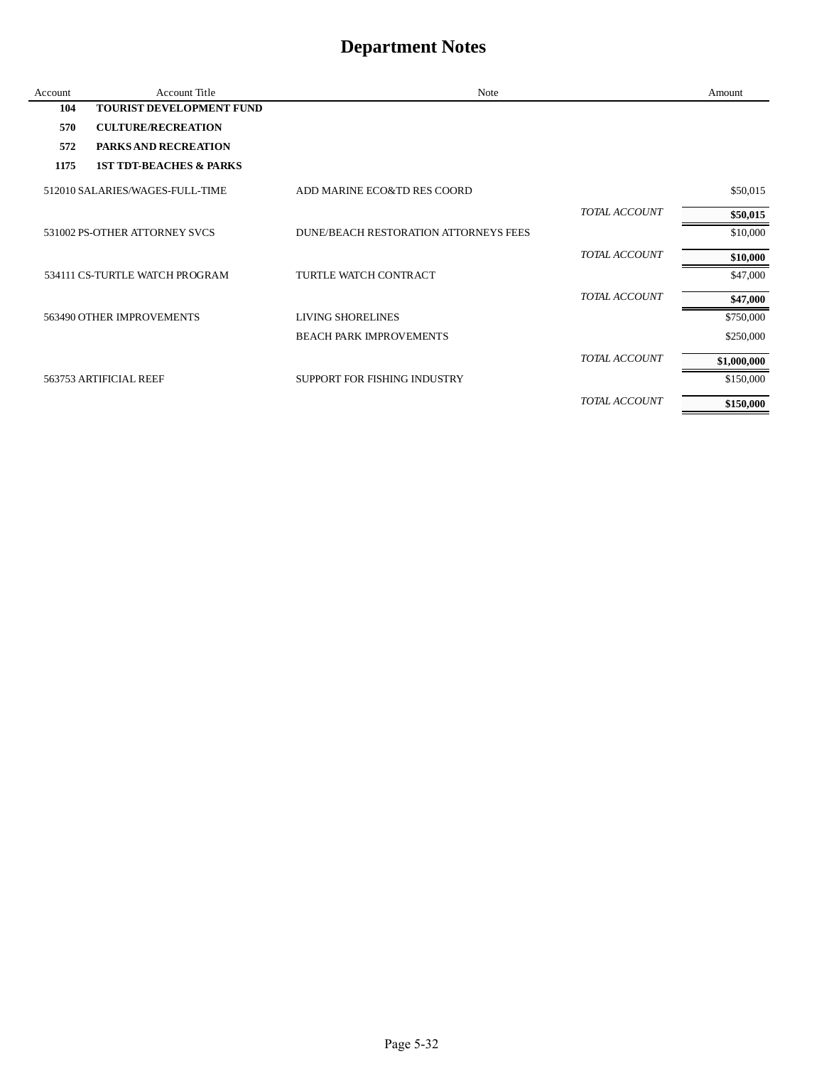# Department Notes

| Account | Account Title | Note | | Amount |
|---|---|---|---|---|
| **104** | **TOURIST DEVELOPMENT FUND** | | | |
| **570** | **CULTURE/RECREATION** | | | |
| **572** | **PARKS AND RECREATION** | | | |
| **1175** | **1ST TDT-BEACHES & PARKS** | | | |
| 512010 | SALARIES/WAGES-FULL-TIME | ADD MARINE ECO&TD RES COORD | | $50,015 |
| | | | *TOTAL ACCOUNT* | **$50,015** |
| 531002 | PS-OTHER ATTORNEY SVCS | DUNE/BEACH RESTORATION ATTORNEYS FEES | | $10,000 |
| | | | *TOTAL ACCOUNT* | **$10,000** |
| 534111 | CS-TURTLE WATCH PROGRAM | TURTLE WATCH CONTRACT | | $47,000 |
| | | | *TOTAL ACCOUNT* | **$47,000** |
| 563490 | OTHER IMPROVEMENTS | LIVING SHORELINES | | $750,000 |
| | | BEACH PARK IMPROVEMENTS | | $250,000 |
| | | | *TOTAL ACCOUNT* | **$1,000,000** |
| 563753 | ARTIFICIAL REEF | SUPPORT FOR FISHING INDUSTRY | | $150,000 |
| | | | *TOTAL ACCOUNT* | **$150,000** |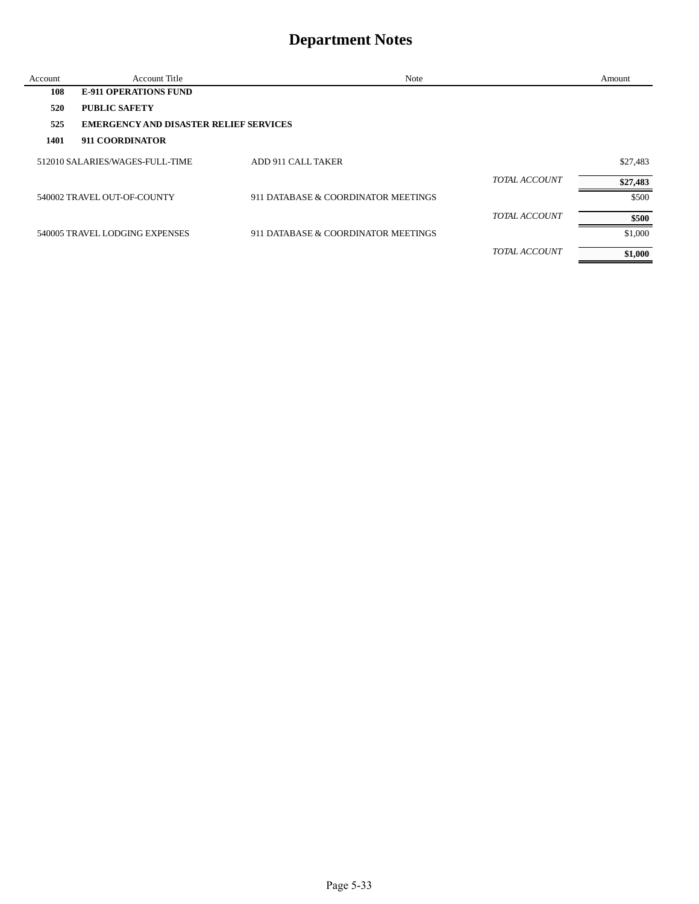# Department Notes

| Account | Account Title | Note | | Amount |
|---|---|---|---|---|
| **108** | **E-911 OPERATIONS FUND** | | | |
| **520** | **PUBLIC SAFETY** | | | |
| **525** | **EMERGENCY AND DISASTER RELIEF SERVICES** | | | |
| **1401** | **911 COORDINATOR** | | | |
| 512010 | SALARIES/WAGES-FULL-TIME | ADD 911 CALL TAKER | | $27,483 |
| | | | *TOTAL ACCOUNT* | **$27,483** |
| 540002 | TRAVEL OUT-OF-COUNTY | 911 DATABASE & COORDINATOR MEETINGS | | $500 |
| | | | *TOTAL ACCOUNT* | **$500** |
| 540005 | TRAVEL LODGING EXPENSES | 911 DATABASE & COORDINATOR MEETINGS | | $1,000 |
| | | | *TOTAL ACCOUNT* | **$1,000** |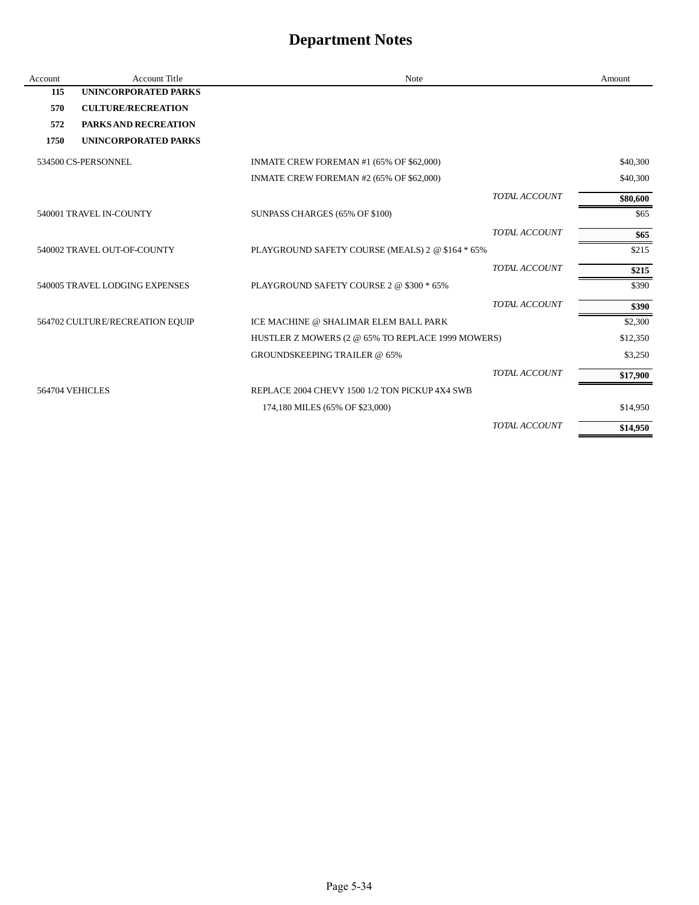# Department Notes

| Account | Account Title | Note | | Amount |
|---|---|---|---|---|
| **115** | **UNINCORPORATED PARKS** | | | |
| **570** | **CULTURE/RECREATION** | | | |
| **572** | **PARKS AND RECREATION** | | | |
| **1750** | **UNINCORPORATED PARKS** | | | |
| 534500 CS-PERSONNEL | | INMATE CREW FOREMAN #1 (65% OF $62,000) | | $40,300 |
| | | INMATE CREW FOREMAN #2 (65% OF $62,000) | | $40,300 |
| | | | *TOTAL ACCOUNT* | **$80,600** |
| 540001 TRAVEL IN-COUNTY | | SUNPASS CHARGES (65% OF $100) | | $65 |
| | | | *TOTAL ACCOUNT* | **$65** |
| 540002 TRAVEL OUT-OF-COUNTY | | PLAYGROUND SAFETY COURSE (MEALS) 2 @ $164 * 65% | | $215 |
| | | | *TOTAL ACCOUNT* | **$215** |
| 540005 TRAVEL LODGING EXPENSES | | PLAYGROUND SAFETY COURSE 2 @ $300 * 65% | | $390 |
| | | | *TOTAL ACCOUNT* | **$390** |
| 564702 CULTURE/RECREATION EQUIP | | ICE MACHINE @ SHALIMAR ELEM BALL PARK | | $2,300 |
| | | HUSTLER Z MOWERS (2 @ 65% TO REPLACE 1999 MOWERS) | | $12,350 |
| | | GROUNDSKEEPING TRAILER @ 65% | | $3,250 |
| | | | *TOTAL ACCOUNT* | **$17,900** |
| 564704 VEHICLES | | REPLACE 2004 CHEVY 1500 1/2 TON PICKUP 4X4 SWB | | |
| | | 174,180 MILES (65% OF $23,000) | | $14,950 |
| | | | *TOTAL ACCOUNT* | **$14,950** |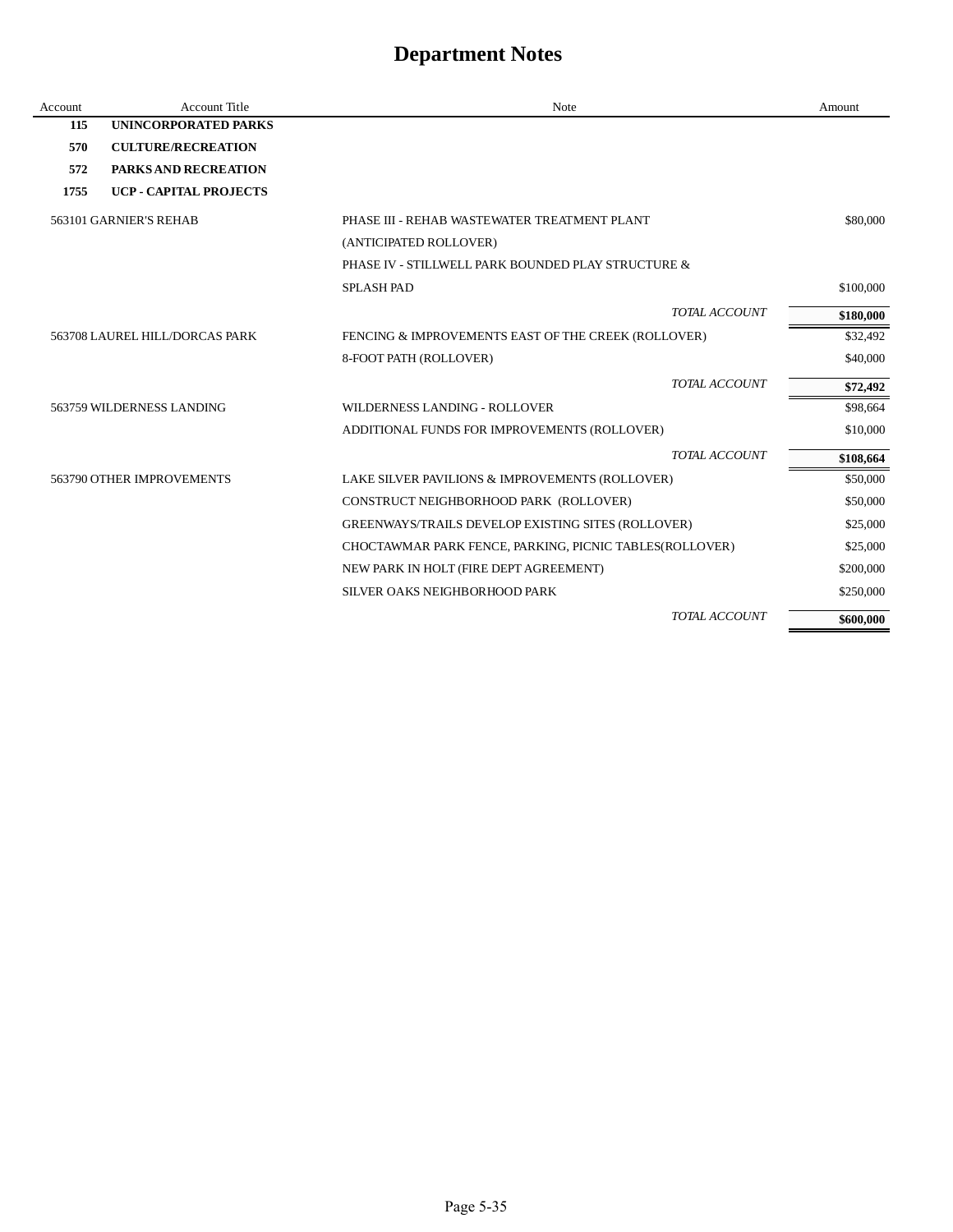# Department Notes

| Account | Account Title | Note | Amount |
|---|---|---|---|
| **115** | **UNINCORPORATED PARKS** | | |
| **570** | **CULTURE/RECREATION** | | |
| **572** | **PARKS AND RECREATION** | | |
| **1755** | **UCP - CAPITAL PROJECTS** | | |
| 563101 | GARNIER'S REHAB | PHASE III - REHAB WASTEWATER TREATMENT PLANT | $80,000 |
| | | (ANTICIPATED ROLLOVER) | |
| | | PHASE IV - STILLWELL PARK BOUNDED PLAY STRUCTURE & | |
| | | SPLASH PAD | $100,000 |
| | | *TOTAL ACCOUNT* | **$180,000** |
| 563708 | LAUREL HILL/DORCAS PARK | FENCING & IMPROVEMENTS EAST OF THE CREEK (ROLLOVER) | $32,492 |
| | | 8-FOOT PATH (ROLLOVER) | $40,000 |
| | | *TOTAL ACCOUNT* | **$72,492** |
| 563759 | WILDERNESS LANDING | WILDERNESS LANDING - ROLLOVER | $98,664 |
| | | ADDITIONAL FUNDS FOR IMPROVEMENTS (ROLLOVER) | $10,000 |
| | | *TOTAL ACCOUNT* | **$108,664** |
| 563790 | OTHER IMPROVEMENTS | LAKE SILVER PAVILIONS & IMPROVEMENTS (ROLLOVER) | $50,000 |
| | | CONSTRUCT NEIGHBORHOOD PARK (ROLLOVER) | $50,000 |
| | | GREENWAYS/TRAILS DEVELOP EXISTING SITES (ROLLOVER) | $25,000 |
| | | CHOCTAWMAR PARK FENCE, PARKING, PICNIC TABLES(ROLLOVER) | $25,000 |
| | | NEW PARK IN HOLT (FIRE DEPT AGREEMENT) | $200,000 |
| | | SILVER OAKS NEIGHBORHOOD PARK | $250,000 |
| | | *TOTAL ACCOUNT* | **$600,000** |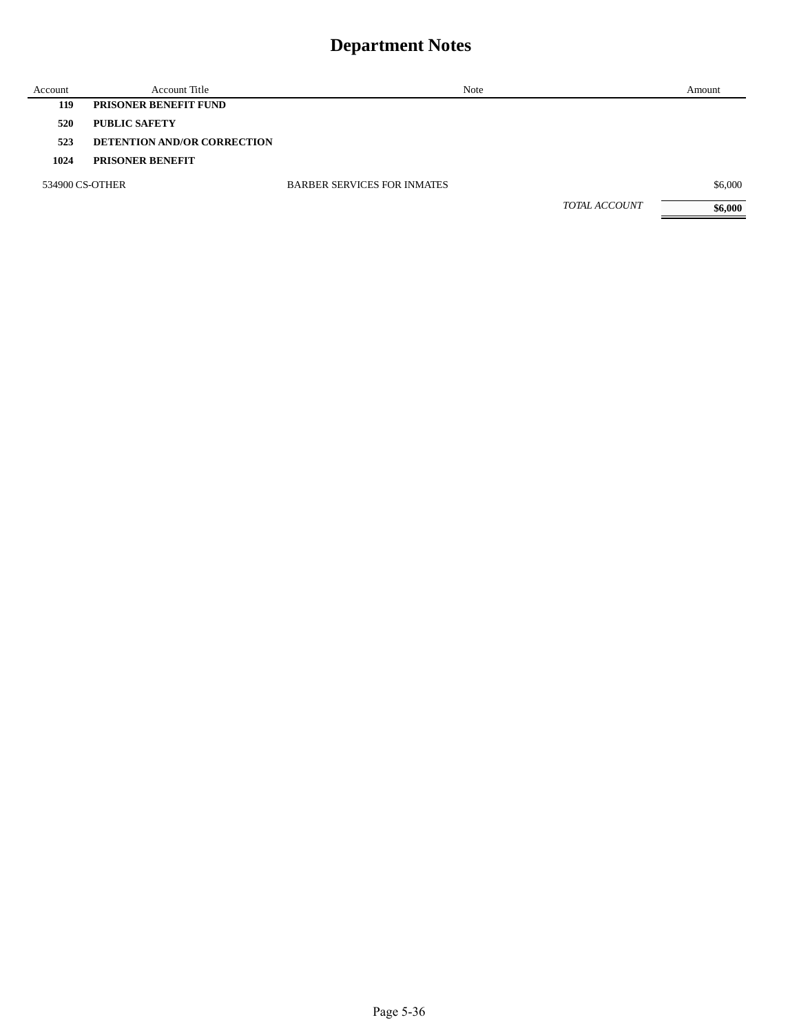# Department Notes

| Account | Account Title | Note | | Amount |
|---|---|---|---|---|
| **119** | **PRISONER BENEFIT FUND** | | | |
| **520** | **PUBLIC SAFETY** | | | |
| **523** | **DETENTION AND/OR CORRECTION** | | | |
| **1024** | **PRISONER BENEFIT** | | | |
| 534900 | CS-OTHER | BARBER SERVICES FOR INMATES | | $6,000 |
| | | | *TOTAL ACCOUNT* | **$6,000** |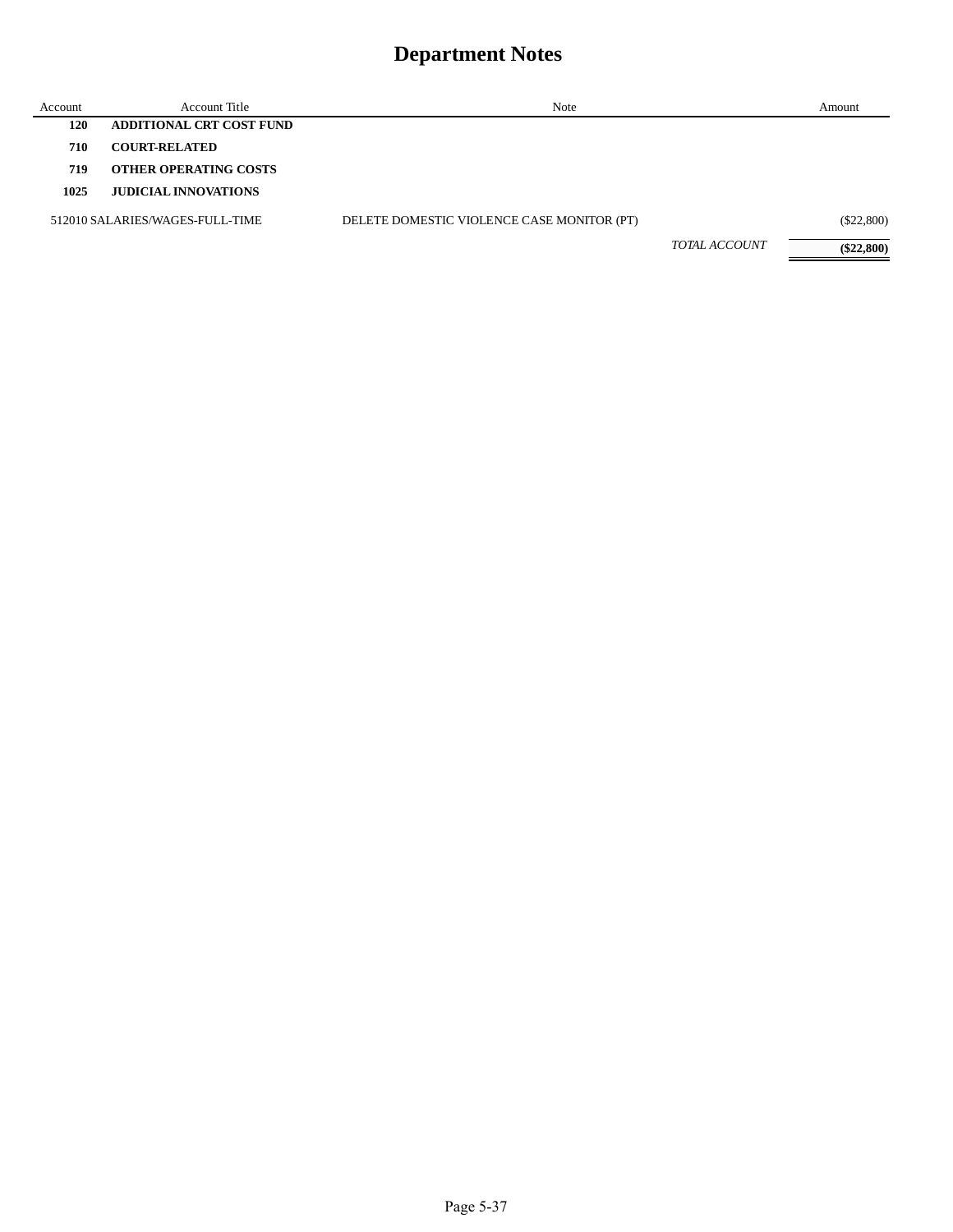# Department Notes

| Account | Account Title | Note | Amount |
|---|---|---|---|
| **120** | **ADDITIONAL CRT COST FUND** | | |
| **710** | **COURT-RELATED** | | |
| **719** | **OTHER OPERATING COSTS** | | |
| **1025** | **JUDICIAL INNOVATIONS** | | |
| 512010 | SALARIES/WAGES-FULL-TIME | DELETE DOMESTIC VIOLENCE CASE MONITOR (PT) | ($22,800) |
| | | *TOTAL ACCOUNT* | **($22,800)** |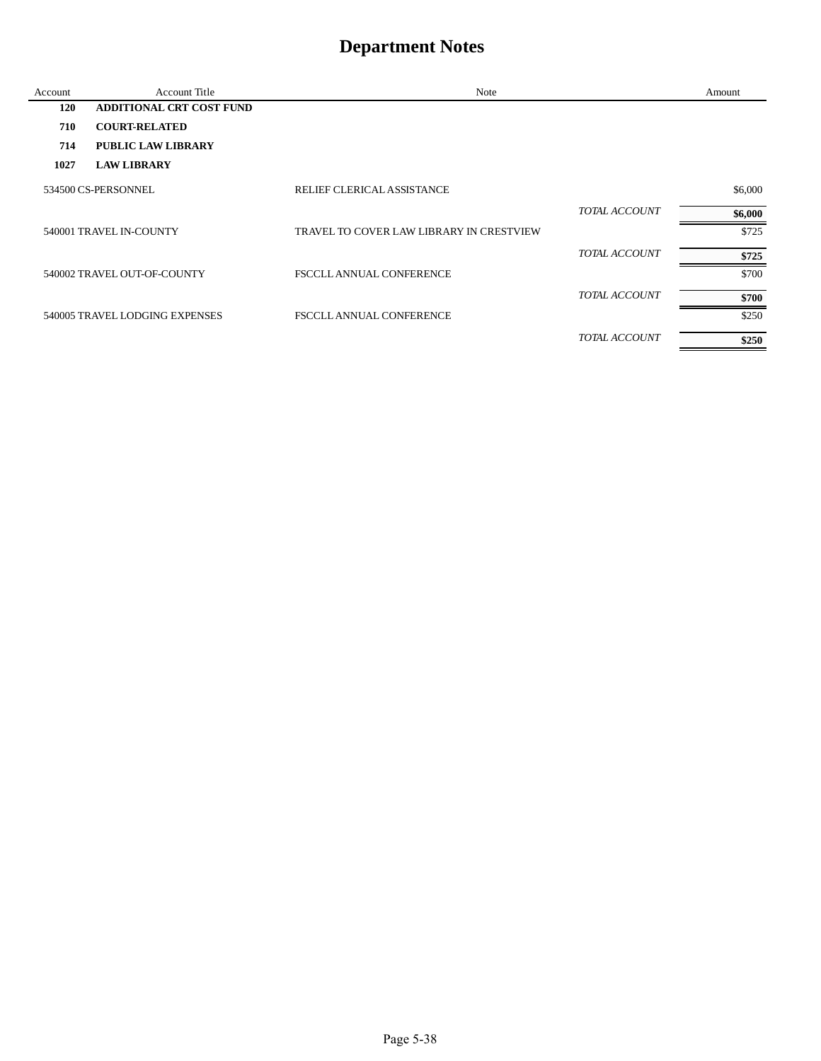# Department Notes

| Account | Account Title | Note | | Amount |
|---|---|---|---|---|
| **120** | **ADDITIONAL CRT COST FUND** | | | |
| **710** | **COURT-RELATED** | | | |
| **714** | **PUBLIC LAW LIBRARY** | | | |
| **1027** | **LAW LIBRARY** | | | |
| 534500 | CS-PERSONNEL | RELIEF CLERICAL ASSISTANCE | | $6,000 |
| | | | *TOTAL ACCOUNT* | **$6,000** |
| 540001 | TRAVEL IN-COUNTY | TRAVEL TO COVER LAW LIBRARY IN CRESTVIEW | | $725 |
| | | | *TOTAL ACCOUNT* | **$725** |
| 540002 | TRAVEL OUT-OF-COUNTY | FSCCLL ANNUAL CONFERENCE | | $700 |
| | | | *TOTAL ACCOUNT* | **$700** |
| 540005 | TRAVEL LODGING EXPENSES | FSCCLL ANNUAL CONFERENCE | | $250 |
| | | | *TOTAL ACCOUNT* | **$250** |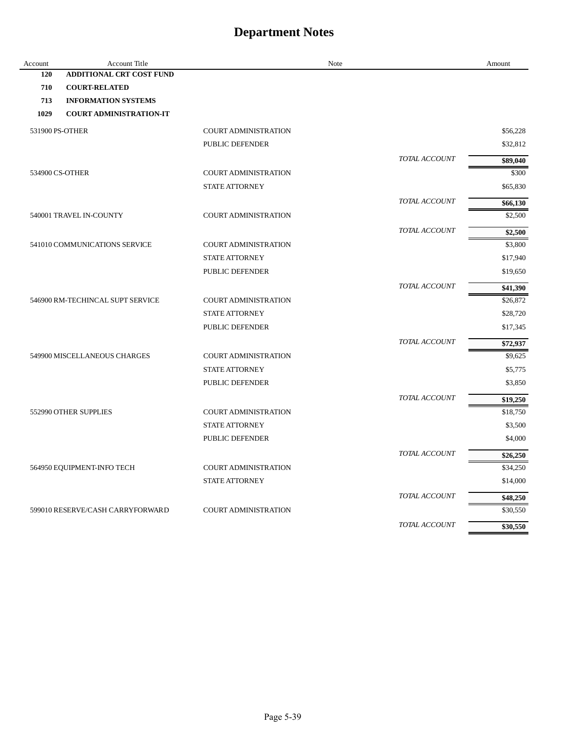# Department Notes

| Account | Account Title | Note | | Amount |
|---|---|---|---|---|
| **120** | **ADDITIONAL CRT COST FUND** | | | |
| **710** | **COURT-RELATED** | | | |
| **713** | **INFORMATION SYSTEMS** | | | |
| **1029** | **COURT ADMINISTRATION-IT** | | | |
| 531900 | PS-OTHER | COURT ADMINISTRATION | | $56,228 |
| | | PUBLIC DEFENDER | | $32,812 |
| | | | *TOTAL ACCOUNT* | **$89,040** |
| 534900 | CS-OTHER | COURT ADMINISTRATION | | $300 |
| | | STATE ATTORNEY | | $65,830 |
| | | | *TOTAL ACCOUNT* | **$66,130** |
| 540001 | TRAVEL IN-COUNTY | COURT ADMINISTRATION | | $2,500 |
| | | | *TOTAL ACCOUNT* | **$2,500** |
| 541010 | COMMUNICATIONS SERVICE | COURT ADMINISTRATION | | $3,800 |
| | | STATE ATTORNEY | | $17,940 |
| | | PUBLIC DEFENDER | | $19,650 |
| | | | *TOTAL ACCOUNT* | **$41,390** |
| 546900 | RM-TECHINCAL SUPT SERVICE | COURT ADMINISTRATION | | $26,872 |
| | | STATE ATTORNEY | | $28,720 |
| | | PUBLIC DEFENDER | | $17,345 |
| | | | *TOTAL ACCOUNT* | **$72,937** |
| 549900 | MISCELLANEOUS CHARGES | COURT ADMINISTRATION | | $9,625 |
| | | STATE ATTORNEY | | $5,775 |
| | | PUBLIC DEFENDER | | $3,850 |
| | | | *TOTAL ACCOUNT* | **$19,250** |
| 552990 | OTHER SUPPLIES | COURT ADMINISTRATION | | $18,750 |
| | | STATE ATTORNEY | | $3,500 |
| | | PUBLIC DEFENDER | | $4,000 |
| | | | *TOTAL ACCOUNT* | **$26,250** |
| 564950 | EQUIPMENT-INFO TECH | COURT ADMINISTRATION | | $34,250 |
| | | STATE ATTORNEY | | $14,000 |
| | | | *TOTAL ACCOUNT* | **$48,250** |
| 599010 | RESERVE/CASH CARRYFORWARD | COURT ADMINISTRATION | | $30,550 |
| | | | *TOTAL ACCOUNT* | **$30,550** |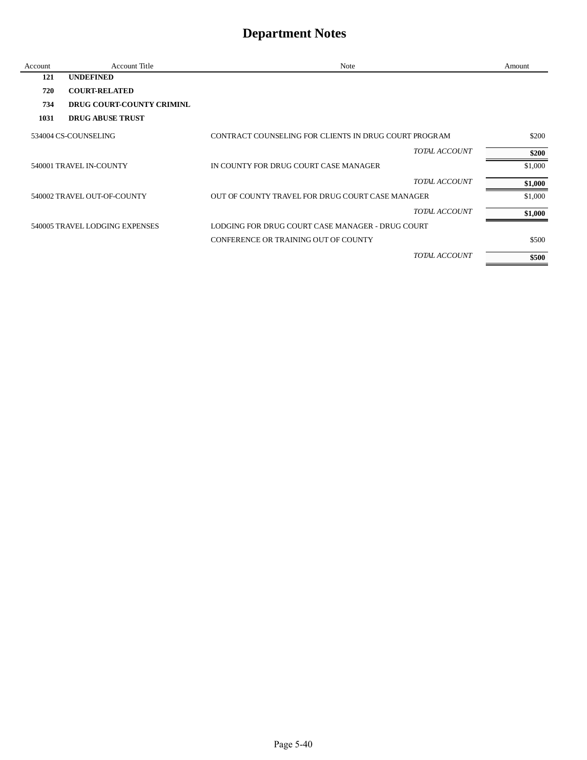# Department Notes

| Account | Account Title | Note | Amount |
|---|---|---|---|
| **121** | **UNDEFINED** | | |
| **720** | **COURT-RELATED** | | |
| **734** | **DRUG COURT-COUNTY CRIMINL** | | |
| **1031** | **DRUG ABUSE TRUST** | | |
| 534004 | CS-COUNSELING | CONTRACT COUNSELING FOR CLIENTS IN DRUG COURT PROGRAM | $200 |
| | | *TOTAL ACCOUNT* | **$200** |
| 540001 | TRAVEL IN-COUNTY | IN COUNTY FOR DRUG COURT CASE MANAGER | $1,000 |
| | | *TOTAL ACCOUNT* | **$1,000** |
| 540002 | TRAVEL OUT-OF-COUNTY | OUT OF COUNTY TRAVEL FOR DRUG COURT CASE MANAGER | $1,000 |
| | | *TOTAL ACCOUNT* | **$1,000** |
| 540005 | TRAVEL LODGING EXPENSES | LODGING FOR DRUG COURT CASE MANAGER - DRUG COURT CONFERENCE OR TRAINING OUT OF COUNTY | $500 |
| | | *TOTAL ACCOUNT* | **$500** |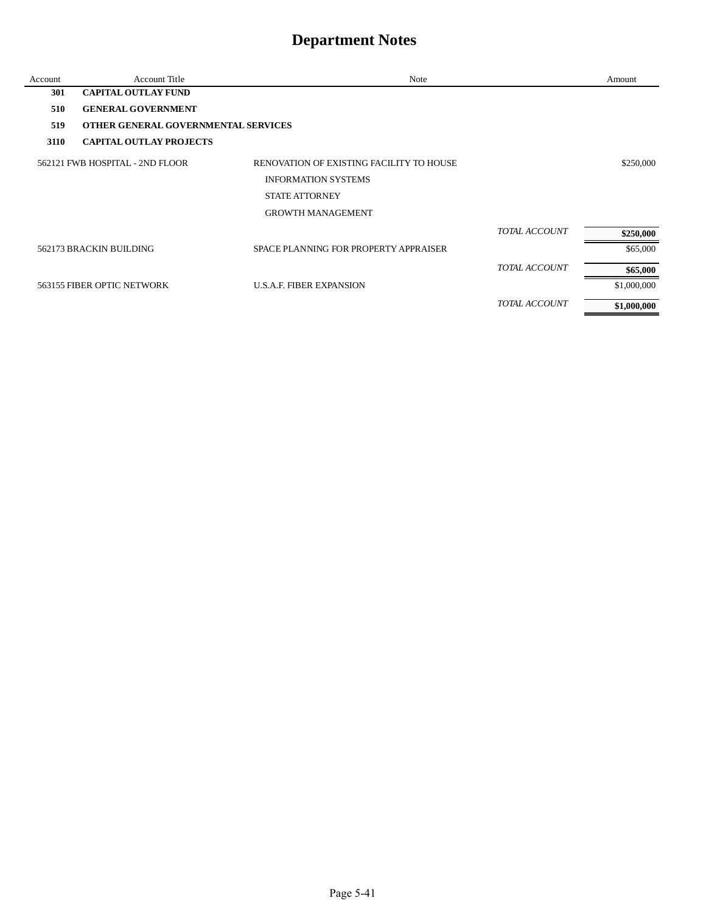# Department Notes

| Account | Account Title | Note | | Amount |
|---|---|---|---|---|
| **301** | **CAPITAL OUTLAY FUND** | | | |
| **510** | **GENERAL GOVERNMENT** | | | |
| **519** | **OTHER GENERAL GOVERNMENTAL SERVICES** | | | |
| **3110** | **CAPITAL OUTLAY PROJECTS** | | | |
| 562121 | FWB HOSPITAL - 2ND FLOOR | RENOVATION OF EXISTING FACILITY TO HOUSE | | $250,000 |
| | | INFORMATION SYSTEMS | | |
| | | STATE ATTORNEY | | |
| | | GROWTH MANAGEMENT | | |
| | | | *TOTAL ACCOUNT* | **$250,000** |
| 562173 | BRACKIN BUILDING | SPACE PLANNING FOR PROPERTY APPRAISER | | $65,000 |
| | | | *TOTAL ACCOUNT* | **$65,000** |
| 563155 | FIBER OPTIC NETWORK | U.S.A.F. FIBER EXPANSION | | $1,000,000 |
| | | | *TOTAL ACCOUNT* | **$1,000,000** |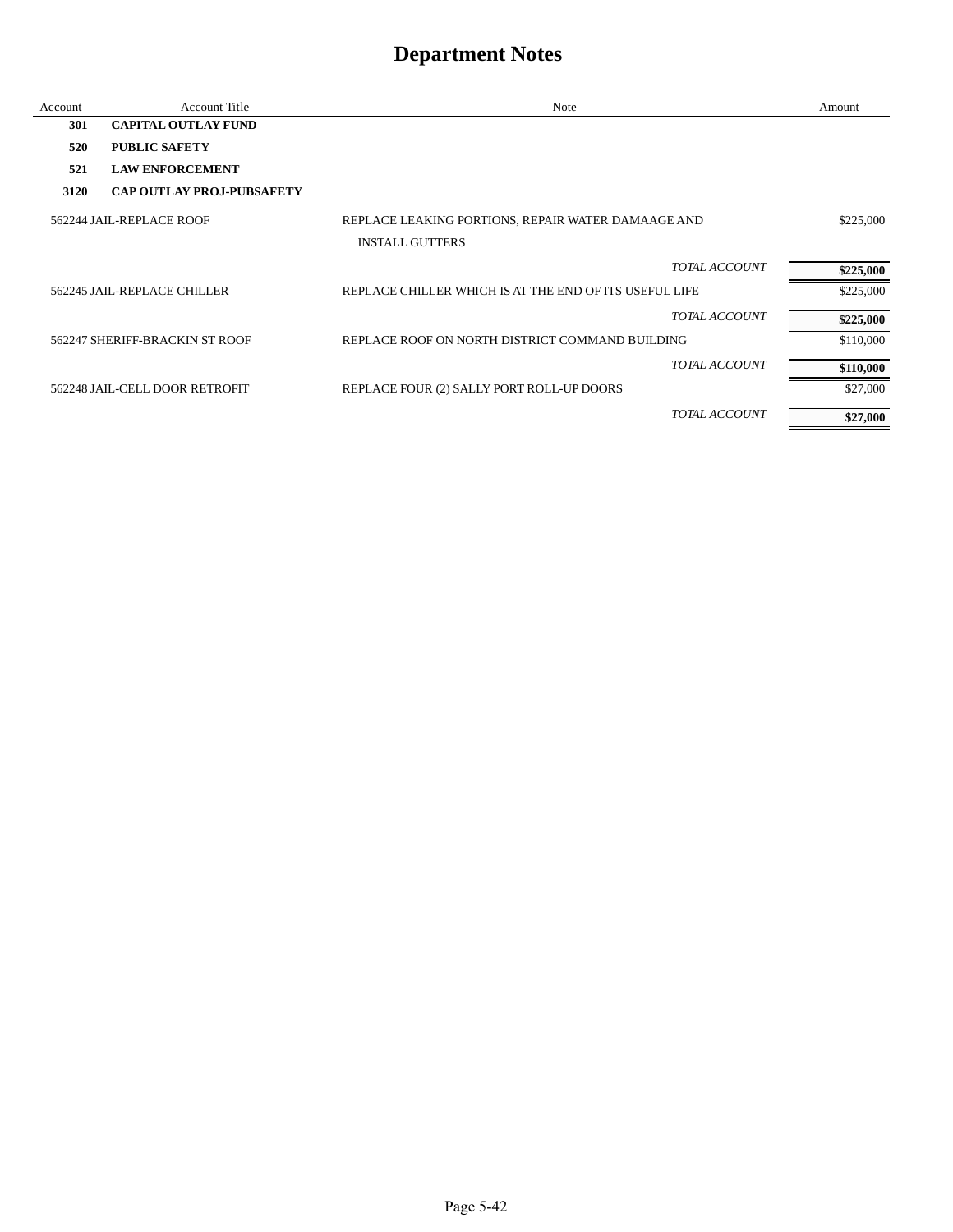# Department Notes

| Account | Account Title | Note | Amount |
|---|---|---|---|
| **301** | **CAPITAL OUTLAY FUND** | | |
| **520** | **PUBLIC SAFETY** | | |
| **521** | **LAW ENFORCEMENT** | | |
| **3120** | **CAP OUTLAY PROJ-PUBSAFETY** | | |
| 562244 | JAIL-REPLACE ROOF | REPLACE LEAKING PORTIONS, REPAIR WATER DAMAAGE AND INSTALL GUTTERS | $225,000 |
| | | *TOTAL ACCOUNT* | **$225,000** |
| 562245 | JAIL-REPLACE CHILLER | REPLACE CHILLER WHICH IS AT THE END OF ITS USEFUL LIFE | $225,000 |
| | | *TOTAL ACCOUNT* | **$225,000** |
| 562247 | SHERIFF-BRACKIN ST ROOF | REPLACE ROOF ON NORTH DISTRICT COMMAND BUILDING | $110,000 |
| | | *TOTAL ACCOUNT* | **$110,000** |
| 562248 | JAIL-CELL DOOR RETROFIT | REPLACE FOUR (2) SALLY PORT ROLL-UP DOORS | $27,000 |
| | | *TOTAL ACCOUNT* | **$27,000** |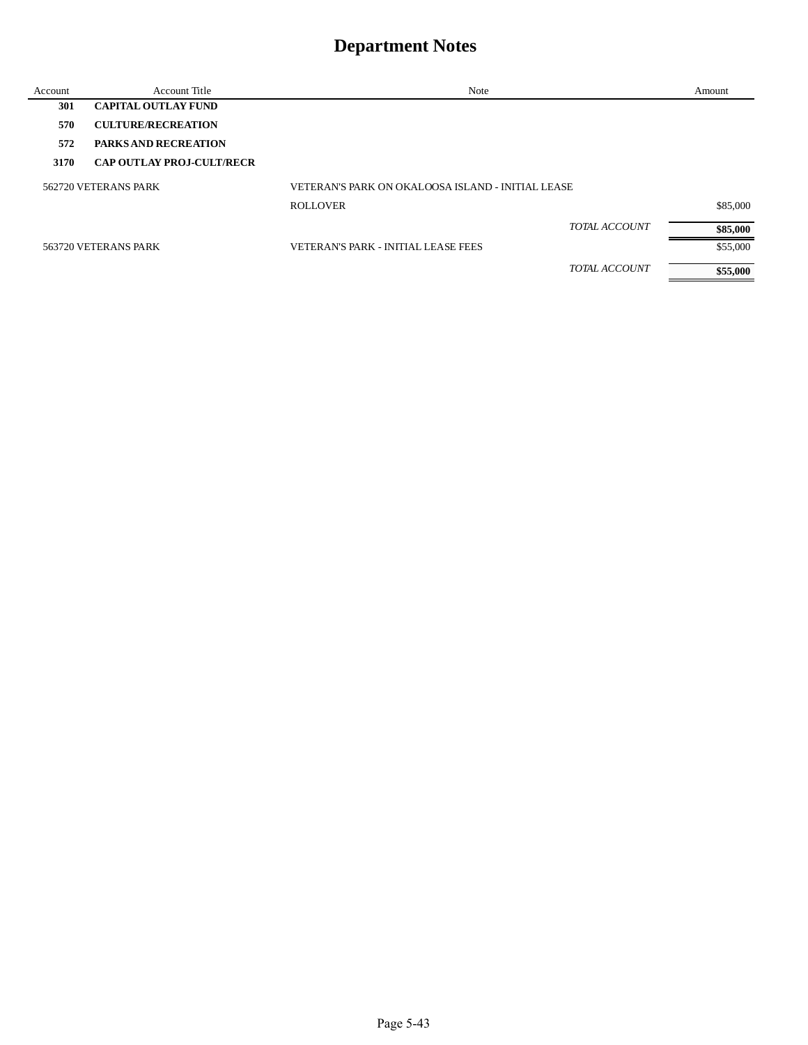# Department Notes

| Account | Account Title | Note | | Amount |
|---|---|---|---|---|
| **301** | **CAPITAL OUTLAY FUND** | | | |
| **570** | **CULTURE/RECREATION** | | | |
| **572** | **PARKS AND RECREATION** | | | |
| **3170** | **CAP OUTLAY PROJ-CULT/RECR** | | | |
| 562720 | VETERANS PARK | VETERAN'S PARK ON OKALOOSA ISLAND - INITIAL LEASE ROLLOVER | | $85,000 |
| | | | *TOTAL ACCOUNT* | **$85,000** |
| 563720 | VETERANS PARK | VETERAN'S PARK - INITIAL LEASE FEES | | $55,000 |
| | | | *TOTAL ACCOUNT* | **$55,000** |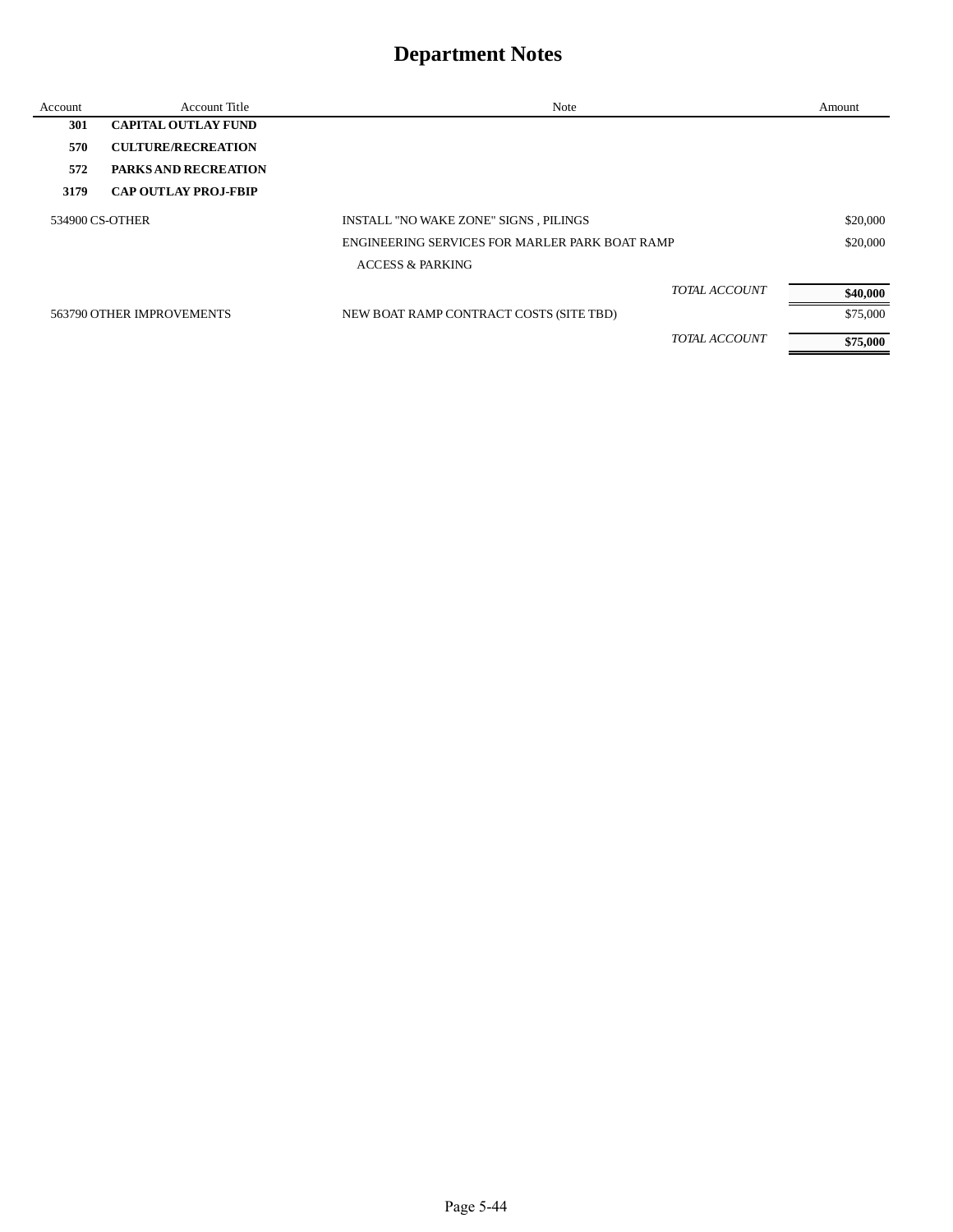# Department Notes

| Account | Account Title | Note | Amount |
|---|---|---|---|
| **301** | **CAPITAL OUTLAY FUND** | | |
| **570** | **CULTURE/RECREATION** | | |
| **572** | **PARKS AND RECREATION** | | |
| **3179** | **CAP OUTLAY PROJ-FBIP** | | |
| 534900 | CS-OTHER | INSTALL "NO WAKE ZONE" SIGNS , PILINGS | $20,000 |
| | | ENGINEERING SERVICES FOR MARLER PARK BOAT RAMP ACCESS & PARKING | $20,000 |
| | | *TOTAL ACCOUNT* | **$40,000** |
| 563790 | OTHER IMPROVEMENTS | NEW BOAT RAMP CONTRACT COSTS (SITE TBD) | $75,000 |
| | | *TOTAL ACCOUNT* | **$75,000** |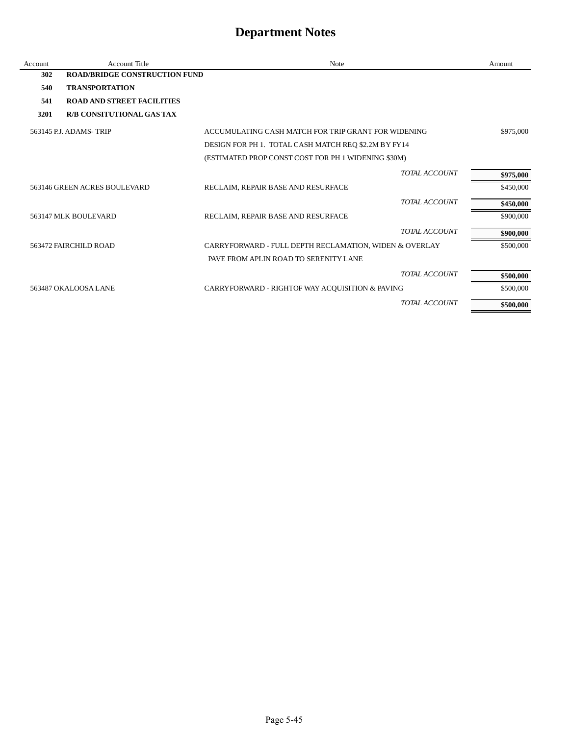# Department Notes

| Account | Account Title | Note | Amount |
|---|---|---|---|
| **302** | **ROAD/BRIDGE CONSTRUCTION FUND** | | |
| **540** | **TRANSPORTATION** | | |
| **541** | **ROAD AND STREET FACILITIES** | | |
| **3201** | **R/B CONSITUTIONAL GAS TAX** | | |
| 563145 | P.J. ADAMS- TRIP | ACCUMULATING CASH MATCH FOR TRIP GRANT FOR WIDENING | $975,000 |
| | | DESIGN FOR PH 1. TOTAL CASH MATCH REQ $2.2M BY FY14 | |
| | | (ESTIMATED PROP CONST COST FOR PH 1 WIDENING $30M) | |
| | | *TOTAL ACCOUNT* | **$975,000** |
| 563146 | GREEN ACRES BOULEVARD | RECLAIM, REPAIR BASE AND RESURFACE | $450,000 |
| | | *TOTAL ACCOUNT* | **$450,000** |
| 563147 | MLK BOULEVARD | RECLAIM, REPAIR BASE AND RESURFACE | $900,000 |
| | | *TOTAL ACCOUNT* | **$900,000** |
| 563472 | FAIRCHILD ROAD | CARRYFORWARD - FULL DEPTH RECLAMATION, WIDEN & OVERLAY | $500,000 |
| | | PAVE FROM APLIN ROAD TO SERENITY LANE | |
| | | *TOTAL ACCOUNT* | **$500,000** |
| 563487 | OKALOOSA LANE | CARRYFORWARD - RIGHTOF WAY ACQUISITION & PAVING | $500,000 |
| | | *TOTAL ACCOUNT* | **$500,000** |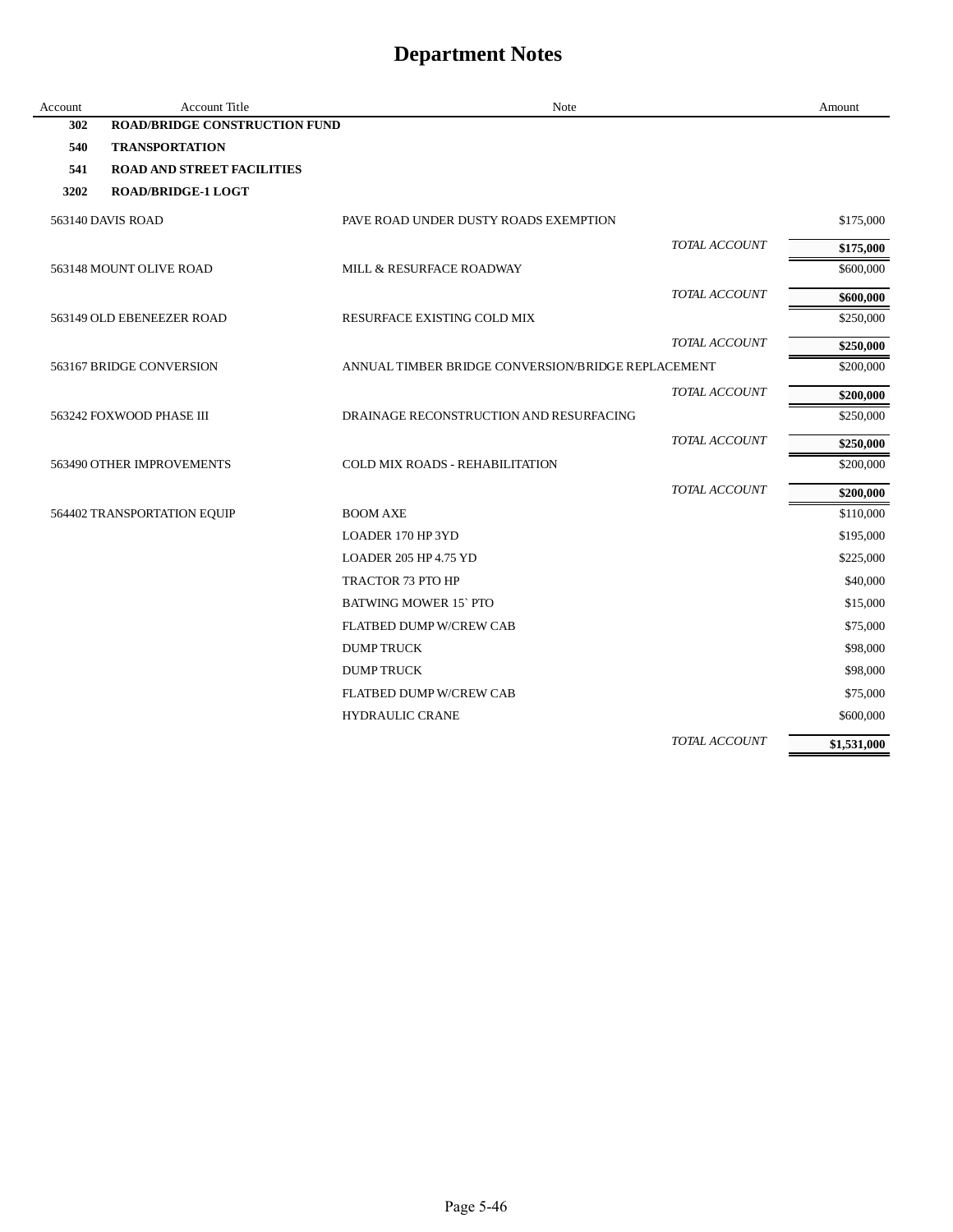# Department Notes

| Account | Account Title | Note | | Amount |
|---|---|---|---|---|
| **302** | **ROAD/BRIDGE CONSTRUCTION FUND** | | | |
| **540** | **TRANSPORTATION** | | | |
| **541** | **ROAD AND STREET FACILITIES** | | | |
| **3202** | **ROAD/BRIDGE-1 LOGT** | | | |
| 563140 | DAVIS ROAD | PAVE ROAD UNDER DUSTY ROADS EXEMPTION | | $175,000 |
| | | | *TOTAL ACCOUNT* | **$175,000** |
| 563148 | MOUNT OLIVE ROAD | MILL & RESURFACE ROADWAY | | $600,000 |
| | | | *TOTAL ACCOUNT* | **$600,000** |
| 563149 | OLD EBENEEZER ROAD | RESURFACE EXISTING COLD MIX | | $250,000 |
| | | | *TOTAL ACCOUNT* | **$250,000** |
| 563167 | BRIDGE CONVERSION | ANNUAL TIMBER BRIDGE CONVERSION/BRIDGE REPLACEMENT | | $200,000 |
| | | | *TOTAL ACCOUNT* | **$200,000** |
| 563242 | FOXWOOD PHASE III | DRAINAGE RECONSTRUCTION AND RESURFACING | | $250,000 |
| | | | *TOTAL ACCOUNT* | **$250,000** |
| 563490 | OTHER IMPROVEMENTS | COLD MIX ROADS - REHABILITATION | | $200,000 |
| | | | *TOTAL ACCOUNT* | **$200,000** |
| 564402 | TRANSPORTATION EQUIP | BOOM AXE | | $110,000 |
| | | LOADER 170 HP 3YD | | $195,000 |
| | | LOADER 205 HP 4.75 YD | | $225,000 |
| | | TRACTOR 73 PTO HP | | $40,000 |
| | | BATWING MOWER 15` PTO | | $15,000 |
| | | FLATBED DUMP W/CREW CAB | | $75,000 |
| | | DUMP TRUCK | | $98,000 |
| | | DUMP TRUCK | | $98,000 |
| | | FLATBED DUMP W/CREW CAB | | $75,000 |
| | | HYDRAULIC CRANE | | $600,000 |
| | | | *TOTAL ACCOUNT* | **$1,531,000** |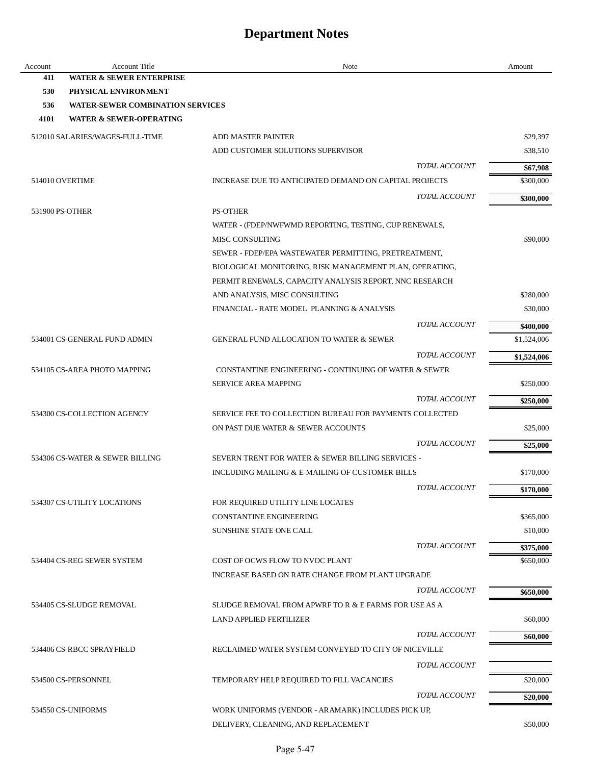# Department Notes

| Account | Account Title | Note | Amount |
|---|---|---|---|
| **411** | **WATER & SEWER ENTERPRISE** | | |
| **530** | **PHYSICAL ENVIRONMENT** | | |
| **536** | **WATER-SEWER COMBINATION SERVICES** | | |
| **4101** | **WATER & SEWER-OPERATING** | | |
| 512010 | SALARIES/WAGES-FULL-TIME | ADD MASTER PAINTER | $29,397 |
| | | ADD CUSTOMER SOLUTIONS SUPERVISOR | $38,510 |
| | | *TOTAL ACCOUNT* | **$67,908** |
| 514010 | OVERTIME | INCREASE DUE TO ANTICIPATED DEMAND ON CAPITAL PROJECTS | $300,000 |
| | | *TOTAL ACCOUNT* | **$300,000** |
| 531900 | PS-OTHER | PS-OTHER | |
| | | WATER - (FDEP/NWFWMD REPORTING, TESTING, CUP RENEWALS, | |
| | | MISC CONSULTING | $90,000 |
| | | SEWER - FDEP/EPA WASTEWATER PERMITTING, PRETREATMENT, | |
| | | BIOLOGICAL MONITORING, RISK MANAGEMENT PLAN, OPERATING, | |
| | | PERMIT RENEWALS, CAPACITY ANALYSIS REPORT, NNC RESEARCH | |
| | | AND ANALYSIS, MISC CONSULTING | $280,000 |
| | | FINANCIAL - RATE MODEL PLANNING & ANALYSIS | $30,000 |
| | | *TOTAL ACCOUNT* | **$400,000** |
| 534001 | CS-GENERAL FUND ADMIN | GENERAL FUND ALLOCATION TO WATER & SEWER | $1,524,006 |
| | | *TOTAL ACCOUNT* | **$1,524,006** |
| 534105 | CS-AREA PHOTO MAPPING | CONSTANTINE ENGINEERING - CONTINUING OF WATER & SEWER | |
| | | SERVICE AREA MAPPING | $250,000 |
| | | *TOTAL ACCOUNT* | **$250,000** |
| 534300 | CS-COLLECTION AGENCY | SERVICE FEE TO COLLECTION BUREAU FOR PAYMENTS COLLECTED | |
| | | ON PAST DUE WATER & SEWER ACCOUNTS | $25,000 |
| | | *TOTAL ACCOUNT* | **$25,000** |
| 534306 | CS-WATER & SEWER BILLING | SEVERN TRENT FOR WATER & SEWER BILLING SERVICES - | |
| | | INCLUDING MAILING & E-MAILING OF CUSTOMER BILLS | $170,000 |
| | | *TOTAL ACCOUNT* | **$170,000** |
| 534307 | CS-UTILITY LOCATIONS | FOR REQUIRED UTILITY LINE LOCATES | |
| | | CONSTANTINE ENGINEERING | $365,000 |
| | | SUNSHINE STATE ONE CALL | $10,000 |
| | | *TOTAL ACCOUNT* | **$375,000** |
| 534404 | CS-REG SEWER SYSTEM | COST OF OCWS FLOW TO NVOC PLANT | $650,000 |
| | | INCREASE BASED ON RATE CHANGE FROM PLANT UPGRADE | |
| | | *TOTAL ACCOUNT* | **$650,000** |
| 534405 | CS-SLUDGE REMOVAL | SLUDGE REMOVAL FROM APWRF TO R & E FARMS FOR USE AS A | |
| | | LAND APPLIED FERTILIZER | $60,000 |
| | | *TOTAL ACCOUNT* | **$60,000** |
| 534406 | CS-RBCC SPRAYFIELD | RECLAIMED WATER SYSTEM CONVEYED TO CITY OF NICEVILLE | |
| | | *TOTAL ACCOUNT* | |
| 534500 | CS-PERSONNEL | TEMPORARY HELP REQUIRED TO FILL VACANCIES | $20,000 |
| | | *TOTAL ACCOUNT* | **$20,000** |
| 534550 | CS-UNIFORMS | WORK UNIFORMS (VENDOR - ARAMARK) INCLUDES PICK UP, | |
| | | DELIVERY, CLEANING, AND REPLACEMENT | $50,000 |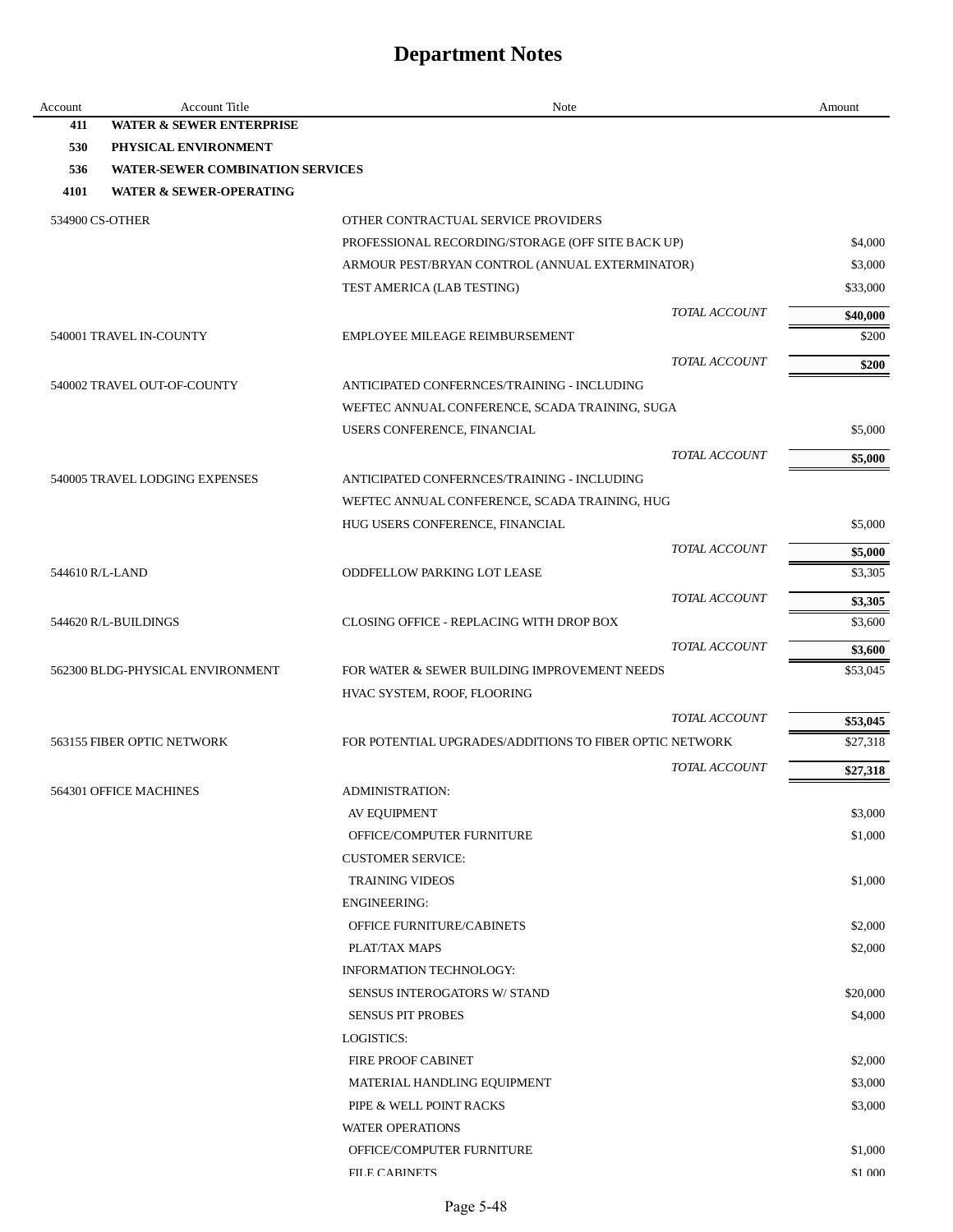# Department Notes

| Account | Account Title | Note | Amount |
|---|---|---|---|
| **411** | **WATER & SEWER ENTERPRISE** | | |
| **530** | **PHYSICAL ENVIRONMENT** | | |
| **536** | **WATER-SEWER COMBINATION SERVICES** | | |
| **4101** | **WATER & SEWER-OPERATING** | | |
| 534900 | CS-OTHER | OTHER CONTRACTUAL SERVICE PROVIDERS | |
| | | PROFESSIONAL RECORDING/STORAGE (OFF SITE BACK UP) | $4,000 |
| | | ARMOUR PEST/BRYAN CONTROL (ANNUAL EXTERMINATOR) | $3,000 |
| | | TEST AMERICA (LAB TESTING) | $33,000 |
| | | *TOTAL ACCOUNT* | **$40,000** |
| 540001 | TRAVEL IN-COUNTY | EMPLOYEE MILEAGE REIMBURSEMENT | $200 |
| | | *TOTAL ACCOUNT* | **$200** |
| 540002 | TRAVEL OUT-OF-COUNTY | ANTICIPATED CONFERNCES/TRAINING - INCLUDING | |
| | | WEFTEC ANNUAL CONFERENCE, SCADA TRAINING, SUGA | |
| | | USERS CONFERENCE, FINANCIAL | $5,000 |
| | | *TOTAL ACCOUNT* | **$5,000** |
| 540005 | TRAVEL LODGING EXPENSES | ANTICIPATED CONFERNCES/TRAINING - INCLUDING | |
| | | WEFTEC ANNUAL CONFERENCE, SCADA TRAINING, HUG | |
| | | HUG USERS CONFERENCE, FINANCIAL | $5,000 |
| | | *TOTAL ACCOUNT* | **$5,000** |
| 544610 | R/L-LAND | ODDFELLOW PARKING LOT LEASE | $3,305 |
| | | *TOTAL ACCOUNT* | **$3,305** |
| 544620 | R/L-BUILDINGS | CLOSING OFFICE - REPLACING WITH DROP BOX | $3,600 |
| | | *TOTAL ACCOUNT* | **$3,600** |
| 562300 | BLDG-PHYSICAL ENVIRONMENT | FOR WATER & SEWER BUILDING IMPROVEMENT NEEDS | $53,045 |
| | | HVAC SYSTEM, ROOF, FLOORING | |
| | | *TOTAL ACCOUNT* | **$53,045** |
| 563155 | FIBER OPTIC NETWORK | FOR POTENTIAL UPGRADES/ADDITIONS TO FIBER OPTIC NETWORK | $27,318 |
| | | *TOTAL ACCOUNT* | **$27,318** |
| 564301 | OFFICE MACHINES | ADMINISTRATION: | |
| | | AV EQUIPMENT | $3,000 |
| | | OFFICE/COMPUTER FURNITURE | $1,000 |
| | | CUSTOMER SERVICE: | |
| | | TRAINING VIDEOS | $1,000 |
| | | ENGINEERING: | |
| | | OFFICE FURNITURE/CABINETS | $2,000 |
| | | PLAT/TAX MAPS | $2,000 |
| | | INFORMATION TECHNOLOGY: | |
| | | SENSUS INTEROGATORS W/ STAND | $20,000 |
| | | SENSUS PIT PROBES | $4,000 |
| | | LOGISTICS: | |
| | | FIRE PROOF CABINET | $2,000 |
| | | MATERIAL HANDLING EQUIPMENT | $3,000 |
| | | PIPE & WELL POINT RACKS | $3,000 |
| | | WATER OPERATIONS | |
| | | OFFICE/COMPUTER FURNITURE | $1,000 |
| | | FILE CABINETS | $1,000 |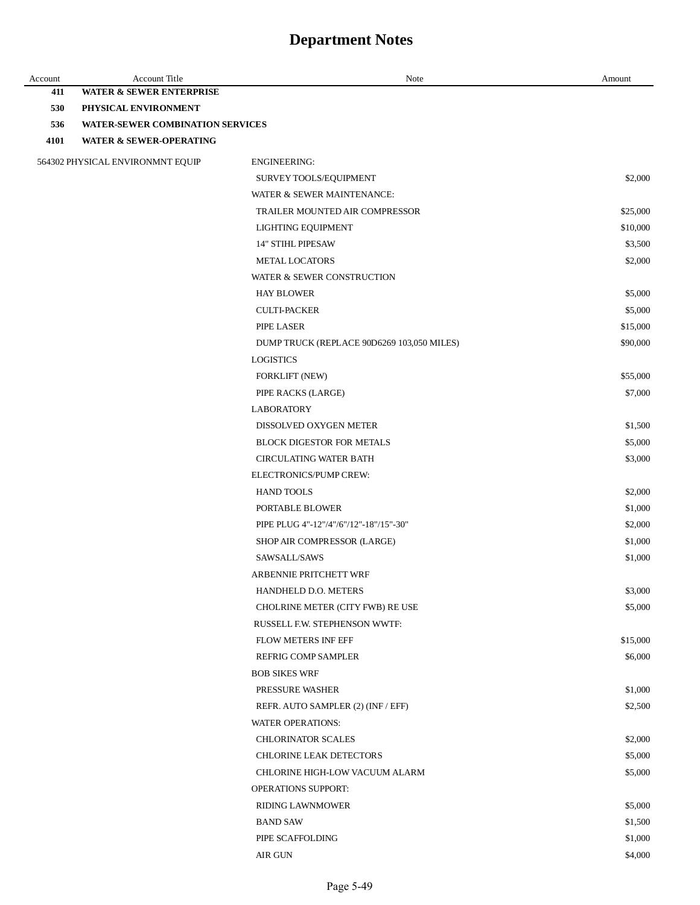# Department Notes

| Account | Account Title | Note | Amount |
|---|---|---|---|
| **411** | **WATER & SEWER ENTERPRISE** | | |
| **530** | **PHYSICAL ENVIRONMENT** | | |
| **536** | **WATER-SEWER COMBINATION SERVICES** | | |
| **4101** | **WATER & SEWER-OPERATING** | | |
| 564302 | PHYSICAL ENVIRONMNT EQUIP | ENGINEERING: | |
| | | SURVEY TOOLS/EQUIPMENT | $2,000 |
| | | WATER & SEWER MAINTENANCE: | |
| | | TRAILER MOUNTED AIR COMPRESSOR | $25,000 |
| | | LIGHTING EQUIPMENT | $10,000 |
| | | 14" STIHL PIPESAW | $3,500 |
| | | METAL LOCATORS | $2,000 |
| | | WATER & SEWER CONSTRUCTION | |
| | | HAY BLOWER | $5,000 |
| | | CULTI-PACKER | $5,000 |
| | | PIPE LASER | $15,000 |
| | | DUMP TRUCK (REPLACE 90D6269 103,050 MILES) | $90,000 |
| | | LOGISTICS | |
| | | FORKLIFT (NEW) | $55,000 |
| | | PIPE RACKS (LARGE) | $7,000 |
| | | LABORATORY | |
| | | DISSOLVED OXYGEN METER | $1,500 |
| | | BLOCK DIGESTOR FOR METALS | $5,000 |
| | | CIRCULATING WATER BATH | $3,000 |
| | | ELECTRONICS/PUMP CREW: | |
| | | HAND TOOLS | $2,000 |
| | | PORTABLE BLOWER | $1,000 |
| | | PIPE PLUG 4"-12"/4"/6"/12"-18"/15"-30" | $2,000 |
| | | SHOP AIR COMPRESSOR (LARGE) | $1,000 |
| | | SAWSALL/SAWS | $1,000 |
| | | ARBENNIE PRITCHETT WRF | |
| | | HANDHELD D.O. METERS | $3,000 |
| | | CHOLRINE METER (CITY FWB) RE USE | $5,000 |
| | | RUSSELL F.W. STEPHENSON WWTF: | |
| | | FLOW METERS INF EFF | $15,000 |
| | | REFRIG COMP SAMPLER | $6,000 |
| | | BOB SIKES WRF | |
| | | PRESSURE WASHER | $1,000 |
| | | REFR. AUTO SAMPLER (2) (INF / EFF) | $2,500 |
| | | WATER OPERATIONS: | |
| | | CHLORINATOR SCALES | $2,000 |
| | | CHLORINE LEAK DETECTORS | $5,000 |
| | | CHLORINE HIGH-LOW VACUUM ALARM | $5,000 |
| | | OPERATIONS SUPPORT: | |
| | | RIDING LAWNMOWER | $5,000 |
| | | BAND SAW | $1,500 |
| | | PIPE SCAFFOLDING | $1,000 |
| | | AIR GUN | $4,000 |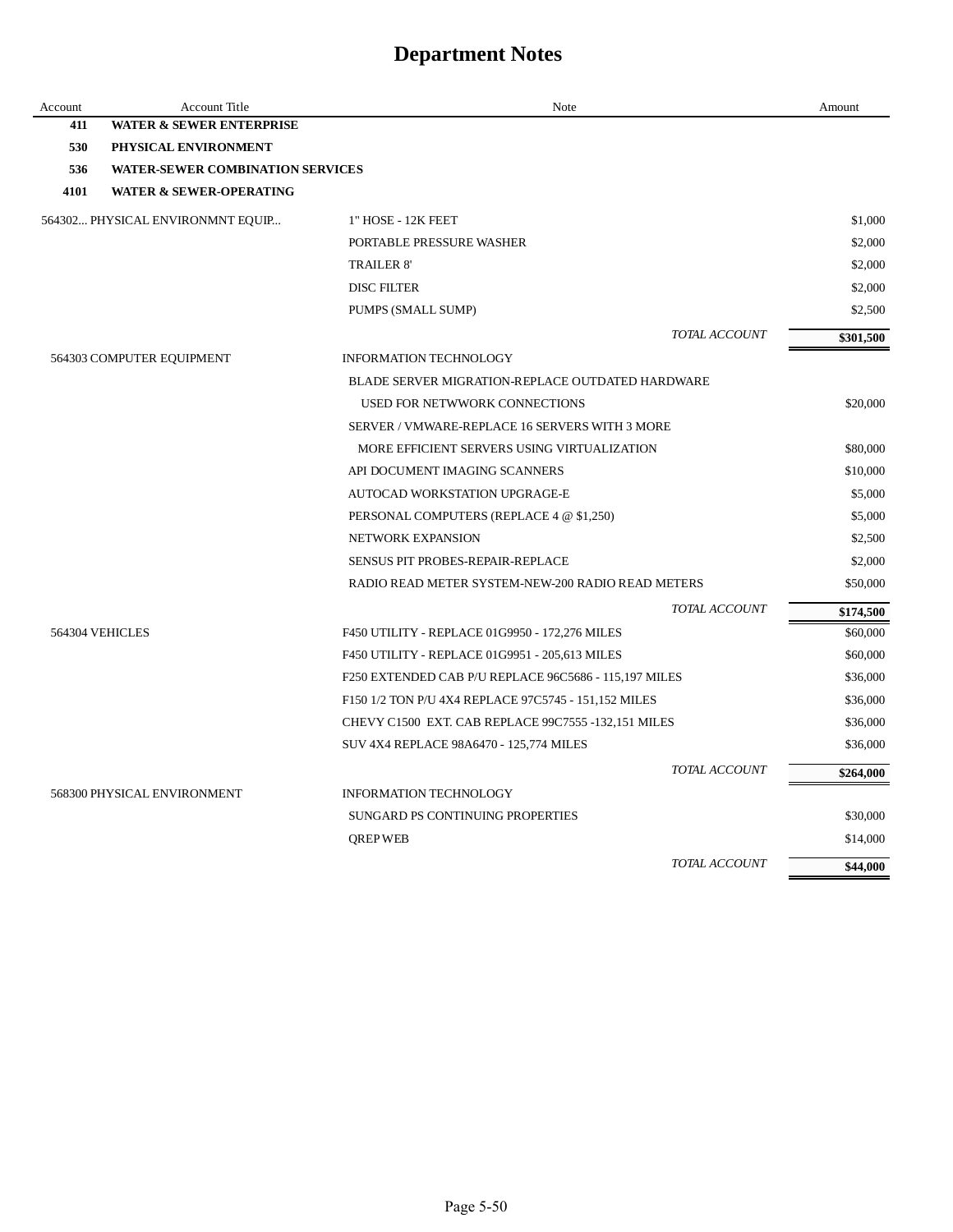# Department Notes

| Account | Account Title | Note | Amount |
|---|---|---|---|
| **411** | **WATER & SEWER ENTERPRISE** | | |
| **530** | **PHYSICAL ENVIRONMENT** | | |
| **536** | **WATER-SEWER COMBINATION SERVICES** | | |
| **4101** | **WATER & SEWER-OPERATING** | | |
| 564302... | PHYSICAL ENVIRONMNT EQUIP... | 1" HOSE - 12K FEET | $1,000 |
| | | PORTABLE PRESSURE WASHER | $2,000 |
| | | TRAILER 8' | $2,000 |
| | | DISC FILTER | $2,000 |
| | | PUMPS (SMALL SUMP) | $2,500 |
| | | *TOTAL ACCOUNT* | **$301,500** |
| 564303 | COMPUTER EQUIPMENT | INFORMATION TECHNOLOGY | |
| | | BLADE SERVER MIGRATION-REPLACE OUTDATED HARDWARE | |
| | | USED FOR NETWWORK CONNECTIONS | $20,000 |
| | | SERVER / VMWARE-REPLACE 16 SERVERS WITH 3 MORE | |
| | | MORE EFFICIENT SERVERS USING VIRTUALIZATION | $80,000 |
| | | API DOCUMENT IMAGING SCANNERS | $10,000 |
| | | AUTOCAD WORKSTATION UPGRAGE-E | $5,000 |
| | | PERSONAL COMPUTERS (REPLACE 4 @ $1,250) | $5,000 |
| | | NETWORK EXPANSION | $2,500 |
| | | SENSUS PIT PROBES-REPAIR-REPLACE | $2,000 |
| | | RADIO READ METER SYSTEM-NEW-200 RADIO READ METERS | $50,000 |
| | | *TOTAL ACCOUNT* | **$174,500** |
| 564304 | VEHICLES | F450 UTILITY - REPLACE 01G9950 - 172,276 MILES | $60,000 |
| | | F450 UTILITY - REPLACE 01G9951 - 205,613 MILES | $60,000 |
| | | F250 EXTENDED CAB P/U REPLACE 96C5686 - 115,197 MILES | $36,000 |
| | | F150 1/2 TON P/U 4X4 REPLACE 97C5745 - 151,152 MILES | $36,000 |
| | | CHEVY C1500 EXT. CAB REPLACE 99C7555 -132,151 MILES | $36,000 |
| | | SUV 4X4 REPLACE 98A6470 - 125,774 MILES | $36,000 |
| | | *TOTAL ACCOUNT* | **$264,000** |
| 568300 | PHYSICAL ENVIRONMENT | INFORMATION TECHNOLOGY | |
| | | SUNGARD PS CONTINUING PROPERTIES | $30,000 |
| | | QREP WEB | $14,000 |
| | | *TOTAL ACCOUNT* | **$44,000** |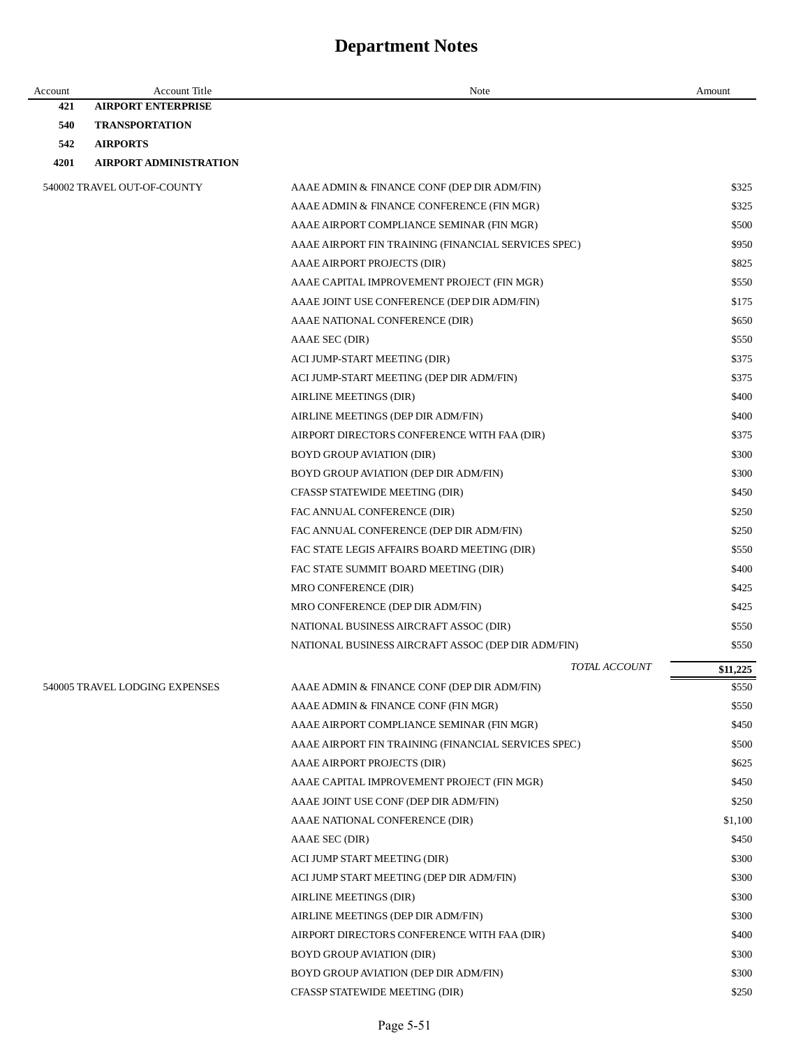# Department Notes

| Account | Account Title | Note | Amount |
|---|---|---|---|
| **421** | **AIRPORT ENTERPRISE** | | |
| **540** | **TRANSPORTATION** | | |
| **542** | **AIRPORTS** | | |
| **4201** | **AIRPORT ADMINISTRATION** | | |
| 540002 TRAVEL OUT-OF-COUNTY | | AAAE ADMIN & FINANCE CONF (DEP DIR ADM/FIN) | $325 |
| | | AAAE ADMIN & FINANCE CONFERENCE (FIN MGR) | $325 |
| | | AAAE AIRPORT COMPLIANCE SEMINAR (FIN MGR) | $500 |
| | | AAAE AIRPORT FIN TRAINING (FINANCIAL SERVICES SPEC) | $950 |
| | | AAAE AIRPORT PROJECTS (DIR) | $825 |
| | | AAAE CAPITAL IMPROVEMENT PROJECT (FIN MGR) | $550 |
| | | AAAE JOINT USE CONFERENCE (DEP DIR ADM/FIN) | $175 |
| | | AAAE NATIONAL CONFERENCE (DIR) | $650 |
| | | AAAE SEC (DIR) | $550 |
| | | ACI JUMP-START MEETING (DIR) | $375 |
| | | ACI JUMP-START MEETING (DEP DIR ADM/FIN) | $375 |
| | | AIRLINE MEETINGS (DIR) | $400 |
| | | AIRLINE MEETINGS (DEP DIR ADM/FIN) | $400 |
| | | AIRPORT DIRECTORS CONFERENCE WITH FAA (DIR) | $375 |
| | | BOYD GROUP AVIATION (DIR) | $300 |
| | | BOYD GROUP AVIATION (DEP DIR ADM/FIN) | $300 |
| | | CFASSP STATEWIDE MEETING (DIR) | $450 |
| | | FAC ANNUAL CONFERENCE (DIR) | $250 |
| | | FAC ANNUAL CONFERENCE (DEP DIR ADM/FIN) | $250 |
| | | FAC STATE LEGIS AFFAIRS BOARD MEETING (DIR) | $550 |
| | | FAC STATE SUMMIT BOARD MEETING (DIR) | $400 |
| | | MRO CONFERENCE (DIR) | $425 |
| | | MRO CONFERENCE (DEP DIR ADM/FIN) | $425 |
| | | NATIONAL BUSINESS AIRCRAFT ASSOC (DIR) | $550 |
| | | NATIONAL BUSINESS AIRCRAFT ASSOC (DEP DIR ADM/FIN) | $550 |
| | | *TOTAL ACCOUNT* | **$11,225** |
| 540005 TRAVEL LODGING EXPENSES | | AAAE ADMIN & FINANCE CONF (DEP DIR ADM/FIN) | $550 |
| | | AAAE ADMIN & FINANCE CONF (FIN MGR) | $550 |
| | | AAAE AIRPORT COMPLIANCE SEMINAR (FIN MGR) | $450 |
| | | AAAE AIRPORT FIN TRAINING (FINANCIAL SERVICES SPEC) | $500 |
| | | AAAE AIRPORT PROJECTS (DIR) | $625 |
| | | AAAE CAPITAL IMPROVEMENT PROJECT (FIN MGR) | $450 |
| | | AAAE JOINT USE CONF (DEP DIR ADM/FIN) | $250 |
| | | AAAE NATIONAL CONFERENCE (DIR) | $1,100 |
| | | AAAE SEC (DIR) | $450 |
| | | ACI JUMP START MEETING (DIR) | $300 |
| | | ACI JUMP START MEETING (DEP DIR ADM/FIN) | $300 |
| | | AIRLINE MEETINGS (DIR) | $300 |
| | | AIRLINE MEETINGS (DEP DIR ADM/FIN) | $300 |
| | | AIRPORT DIRECTORS CONFERENCE WITH FAA (DIR) | $400 |
| | | BOYD GROUP AVIATION (DIR) | $300 |
| | | BOYD GROUP AVIATION (DEP DIR ADM/FIN) | $300 |
| | | CFASSP STATEWIDE MEETING (DIR) | $250 |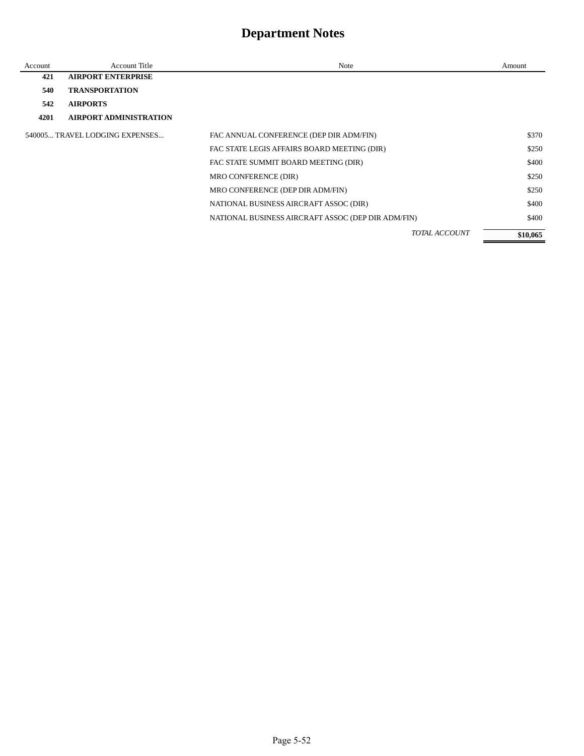# Department Notes

| Account | Account Title | Note | Amount |
|---|---|---|---|
| **421** | **AIRPORT ENTERPRISE** | | |
| **540** | **TRANSPORTATION** | | |
| **542** | **AIRPORTS** | | |
| **4201** | **AIRPORT ADMINISTRATION** | | |
| 540005... TRAVEL LODGING EXPENSES... | | FAC ANNUAL CONFERENCE (DEP DIR ADM/FIN) | $370 |
| | | FAC STATE LEGIS AFFAIRS BOARD MEETING (DIR) | $250 |
| | | FAC STATE SUMMIT BOARD MEETING (DIR) | $400 |
| | | MRO CONFERENCE (DIR) | $250 |
| | | MRO CONFERENCE (DEP DIR ADM/FIN) | $250 |
| | | NATIONAL BUSINESS AIRCRAFT ASSOC (DIR) | $400 |
| | | NATIONAL BUSINESS AIRCRAFT ASSOC (DEP DIR ADM/FIN) | $400 |
| | | *TOTAL ACCOUNT* | **$10,065** |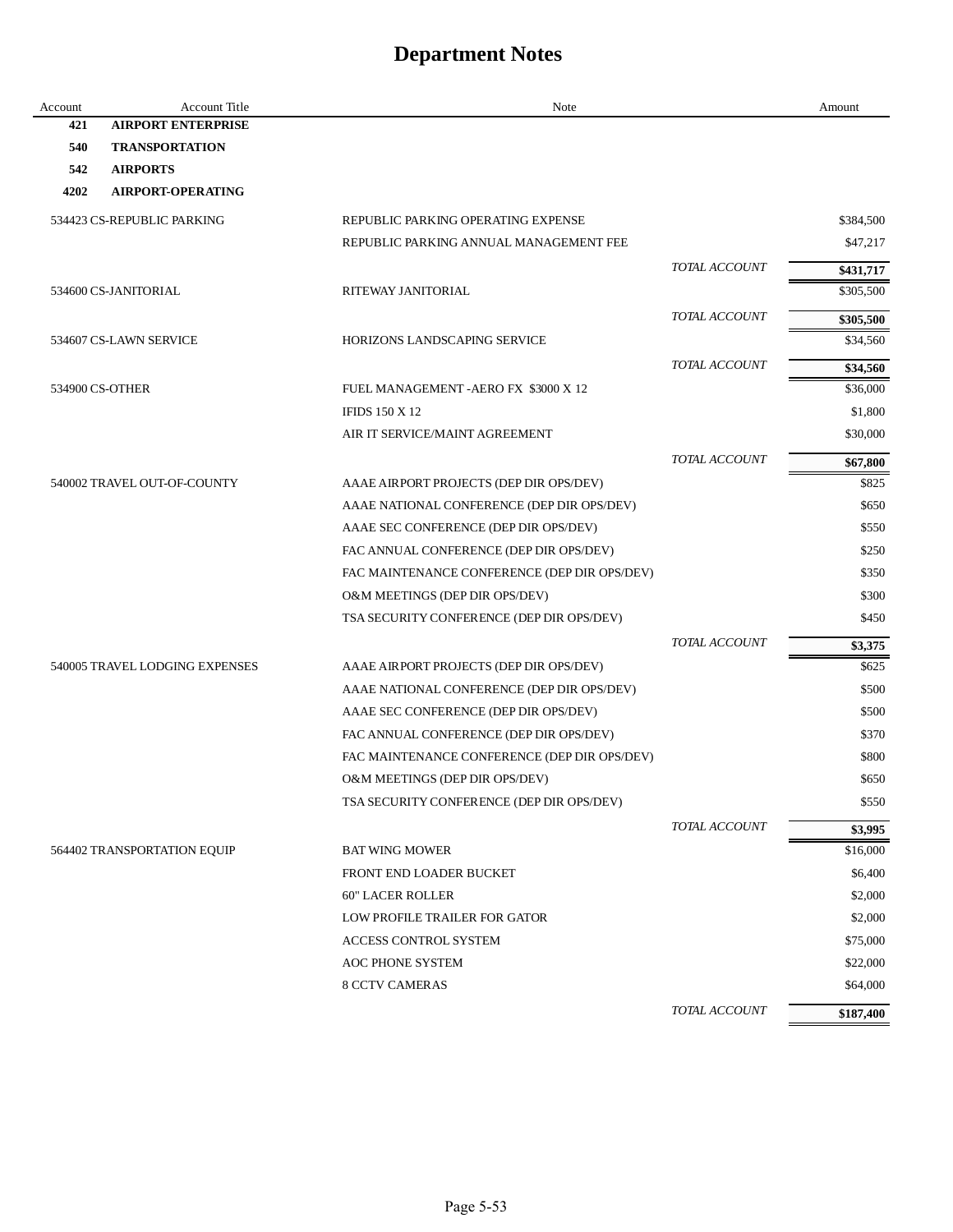# Department Notes

| Account | Account Title | Note | | Amount |
|---|---|---|---|---|
| **421** | **AIRPORT ENTERPRISE** | | | |
| **540** | **TRANSPORTATION** | | | |
| **542** | **AIRPORTS** | | | |
| **4202** | **AIRPORT-OPERATING** | | | |
| 534423 | CS-REPUBLIC PARKING | REPUBLIC PARKING OPERATING EXPENSE | | $384,500 |
| | | REPUBLIC PARKING ANNUAL MANAGEMENT FEE | | $47,217 |
| | | | *TOTAL ACCOUNT* | **$431,717** |
| 534600 | CS-JANITORIAL | RITEWAY JANITORIAL | | $305,500 |
| | | | *TOTAL ACCOUNT* | **$305,500** |
| 534607 | CS-LAWN SERVICE | HORIZONS LANDSCAPING SERVICE | | $34,560 |
| | | | *TOTAL ACCOUNT* | **$34,560** |
| 534900 | CS-OTHER | FUEL MANAGEMENT -AERO FX $3000 X 12 | | $36,000 |
| | | IFIDS 150 X 12 | | $1,800 |
| | | AIR IT SERVICE/MAINT AGREEMENT | | $30,000 |
| | | | *TOTAL ACCOUNT* | **$67,800** |
| 540002 | TRAVEL OUT-OF-COUNTY | AAAE AIRPORT PROJECTS (DEP DIR OPS/DEV) | | $825 |
| | | AAAE NATIONAL CONFERENCE (DEP DIR OPS/DEV) | | $650 |
| | | AAAE SEC CONFERENCE (DEP DIR OPS/DEV) | | $550 |
| | | FAC ANNUAL CONFERENCE (DEP DIR OPS/DEV) | | $250 |
| | | FAC MAINTENANCE CONFERENCE (DEP DIR OPS/DEV) | | $350 |
| | | O&M MEETINGS (DEP DIR OPS/DEV) | | $300 |
| | | TSA SECURITY CONFERENCE (DEP DIR OPS/DEV) | | $450 |
| | | | *TOTAL ACCOUNT* | **$3,375** |
| 540005 | TRAVEL LODGING EXPENSES | AAAE AIRPORT PROJECTS (DEP DIR OPS/DEV) | | $625 |
| | | AAAE NATIONAL CONFERENCE (DEP DIR OPS/DEV) | | $500 |
| | | AAAE SEC CONFERENCE (DEP DIR OPS/DEV) | | $500 |
| | | FAC ANNUAL CONFERENCE (DEP DIR OPS/DEV) | | $370 |
| | | FAC MAINTENANCE CONFERENCE (DEP DIR OPS/DEV) | | $800 |
| | | O&M MEETINGS (DEP DIR OPS/DEV) | | $650 |
| | | TSA SECURITY CONFERENCE (DEP DIR OPS/DEV) | | $550 |
| | | | *TOTAL ACCOUNT* | **$3,995** |
| 564402 | TRANSPORTATION EQUIP | BAT WING MOWER | | $16,000 |
| | | FRONT END LOADER BUCKET | | $6,400 |
| | | 60" LACER ROLLER | | $2,000 |
| | | LOW PROFILE TRAILER FOR GATOR | | $2,000 |
| | | ACCESS CONTROL SYSTEM | | $75,000 |
| | | AOC PHONE SYSTEM | | $22,000 |
| | | 8 CCTV CAMERAS | | $64,000 |
| | | | *TOTAL ACCOUNT* | **$187,400** |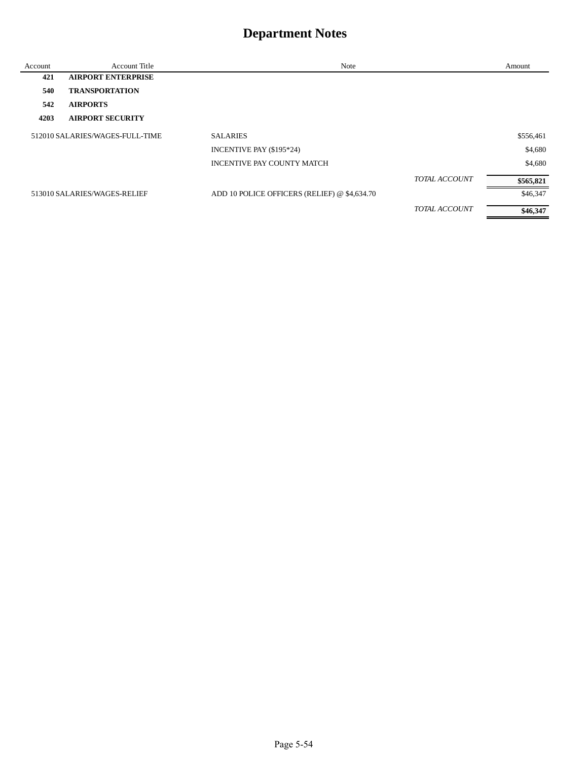# Department Notes

| Account | Account Title | Note | | Amount |
|---|---|---|---|---|
| **421** | **AIRPORT ENTERPRISE** | | | |
| **540** | **TRANSPORTATION** | | | |
| **542** | **AIRPORTS** | | | |
| **4203** | **AIRPORT SECURITY** | | | |
| 512010 | SALARIES/WAGES-FULL-TIME | SALARIES | | $556,461 |
| | | INCENTIVE PAY ($195*24) | | $4,680 |
| | | INCENTIVE PAY COUNTY MATCH | | $4,680 |
| | | | *TOTAL ACCOUNT* | **$565,821** |
| 513010 | SALARIES/WAGES-RELIEF | ADD 10 POLICE OFFICERS (RELIEF) @ $4,634.70 | | $46,347 |
| | | | *TOTAL ACCOUNT* | **$46,347** |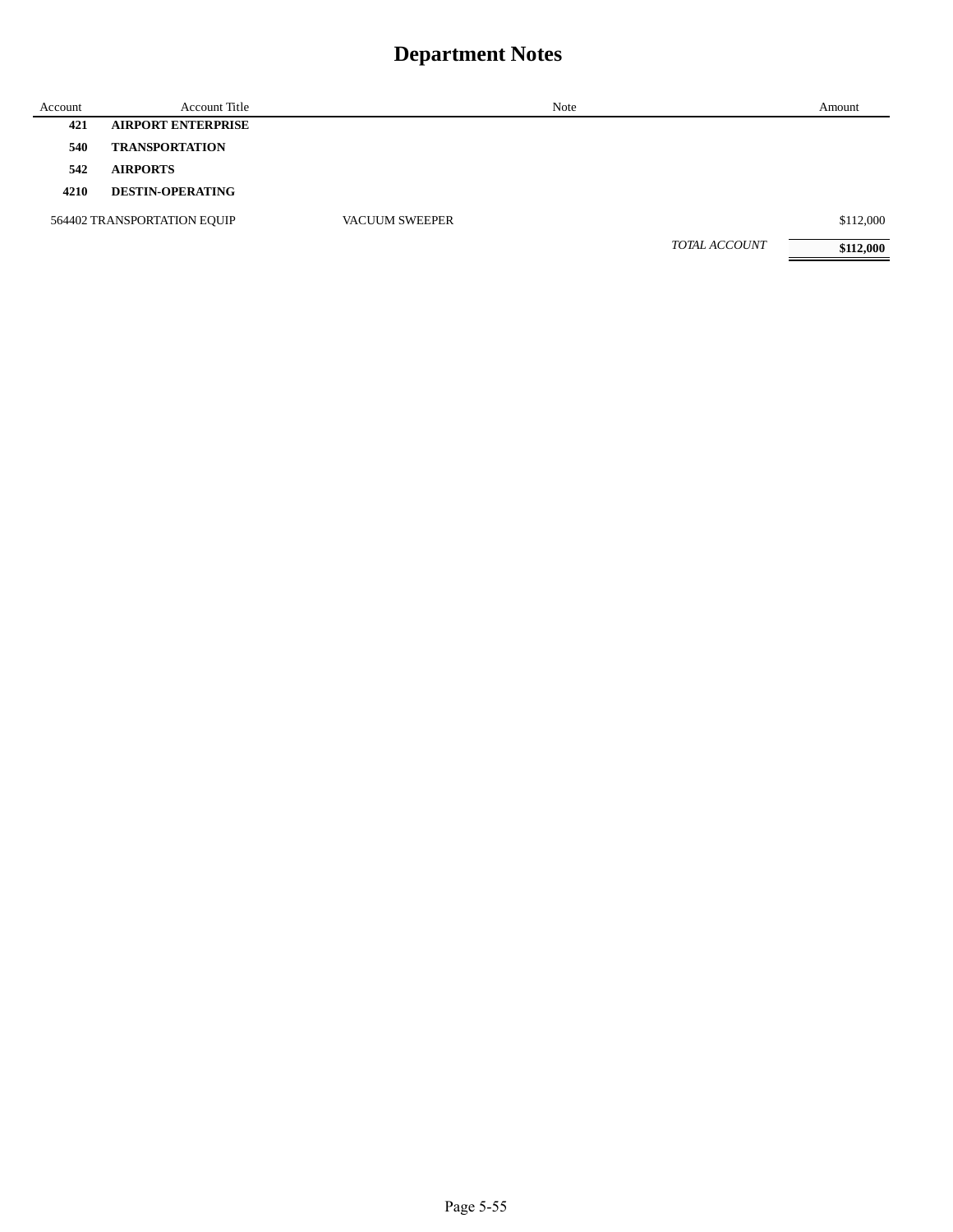# Department Notes

| Account | Account Title | Note | Amount |
|---|---|---|---|
| **421** | **AIRPORT ENTERPRISE** | | |
| **540** | **TRANSPORTATION** | | |
| **542** | **AIRPORTS** | | |
| **4210** | **DESTIN-OPERATING** | | |
| 564402 | TRANSPORTATION EQUIP | VACUUM SWEEPER | $112,000 |
| | | *TOTAL ACCOUNT* | **$112,000** |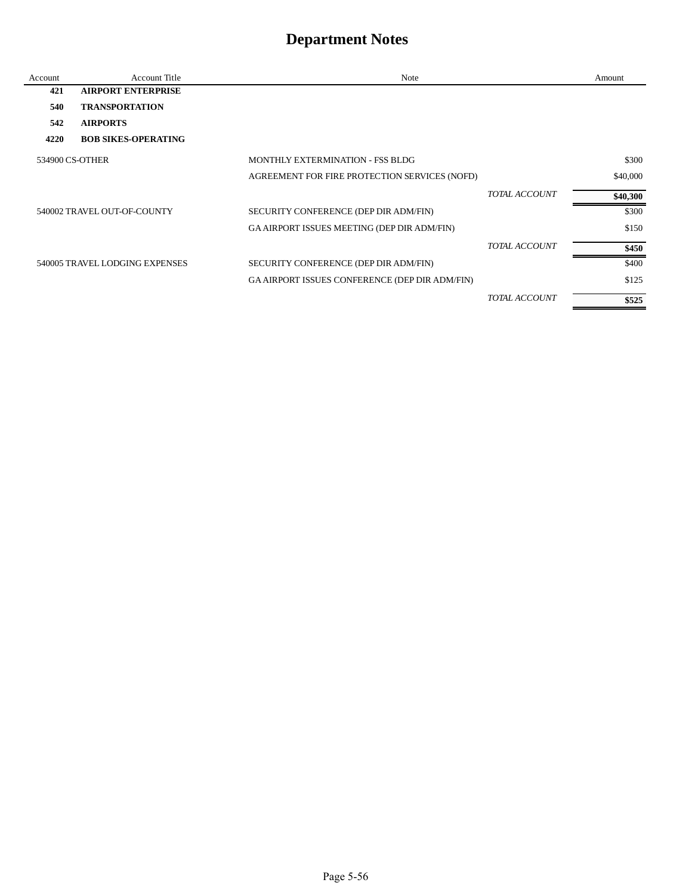# Department Notes

| Account | Account Title | Note | | Amount |
|---|---|---|---|---|
| **421** | **AIRPORT ENTERPRISE** | | | |
| **540** | **TRANSPORTATION** | | | |
| **542** | **AIRPORTS** | | | |
| **4220** | **BOB SIKES-OPERATING** | | | |
| 534900 | CS-OTHER | MONTHLY EXTERMINATION - FSS BLDG | | $300 |
| | | AGREEMENT FOR FIRE PROTECTION SERVICES (NOFD) | | $40,000 |
| | | | *TOTAL ACCOUNT* | **$40,300** |
| 540002 | TRAVEL OUT-OF-COUNTY | SECURITY CONFERENCE (DEP DIR ADM/FIN) | | $300 |
| | | GA AIRPORT ISSUES MEETING (DEP DIR ADM/FIN) | | $150 |
| | | | *TOTAL ACCOUNT* | **$450** |
| 540005 | TRAVEL LODGING EXPENSES | SECURITY CONFERENCE (DEP DIR ADM/FIN) | | $400 |
| | | GA AIRPORT ISSUES CONFERENCE (DEP DIR ADM/FIN) | | $125 |
| | | | *TOTAL ACCOUNT* | **$525** |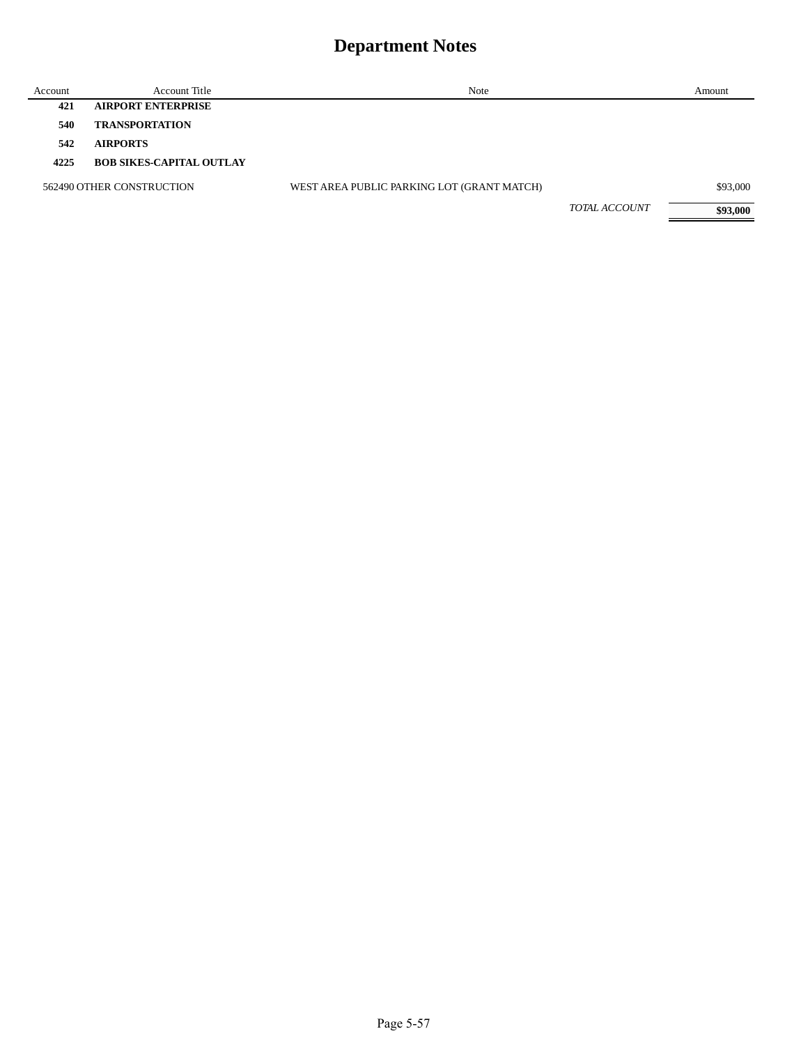# Department Notes

| Account | Account Title | Note | Amount |
|---|---|---|---|
| **421** | **AIRPORT ENTERPRISE** | | |
| **540** | **TRANSPORTATION** | | |
| **542** | **AIRPORTS** | | |
| **4225** | **BOB SIKES-CAPITAL OUTLAY** | | |
| 562490 | OTHER CONSTRUCTION | WEST AREA PUBLIC PARKING LOT (GRANT MATCH) | $93,000 |
| | | *TOTAL ACCOUNT* | **$93,000** |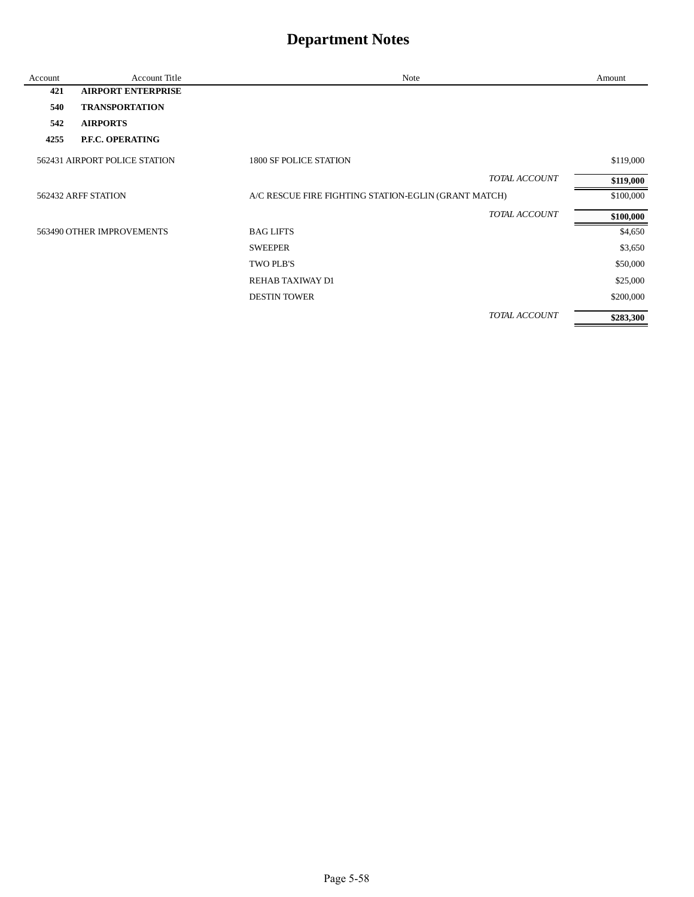# Department Notes

| Account | Account Title | Note | Amount |
|---|---|---|---|
| **421** | **AIRPORT ENTERPRISE** | | |
| **540** | **TRANSPORTATION** | | |
| **542** | **AIRPORTS** | | |
| **4255** | **P.F.C. OPERATING** | | |
| 562431 | AIRPORT POLICE STATION | 1800 SF POLICE STATION | $119,000 |
| | | *TOTAL ACCOUNT* | **$119,000** |
| 562432 | ARFF STATION | A/C RESCUE FIRE FIGHTING STATION-EGLIN (GRANT MATCH) | $100,000 |
| | | *TOTAL ACCOUNT* | **$100,000** |
| 563490 | OTHER IMPROVEMENTS | BAG LIFTS | $4,650 |
| | | SWEEPER | $3,650 |
| | | TWO PLB'S | $50,000 |
| | | REHAB TAXIWAY D1 | $25,000 |
| | | DESTIN TOWER | $200,000 |
| | | *TOTAL ACCOUNT* | **$283,300** |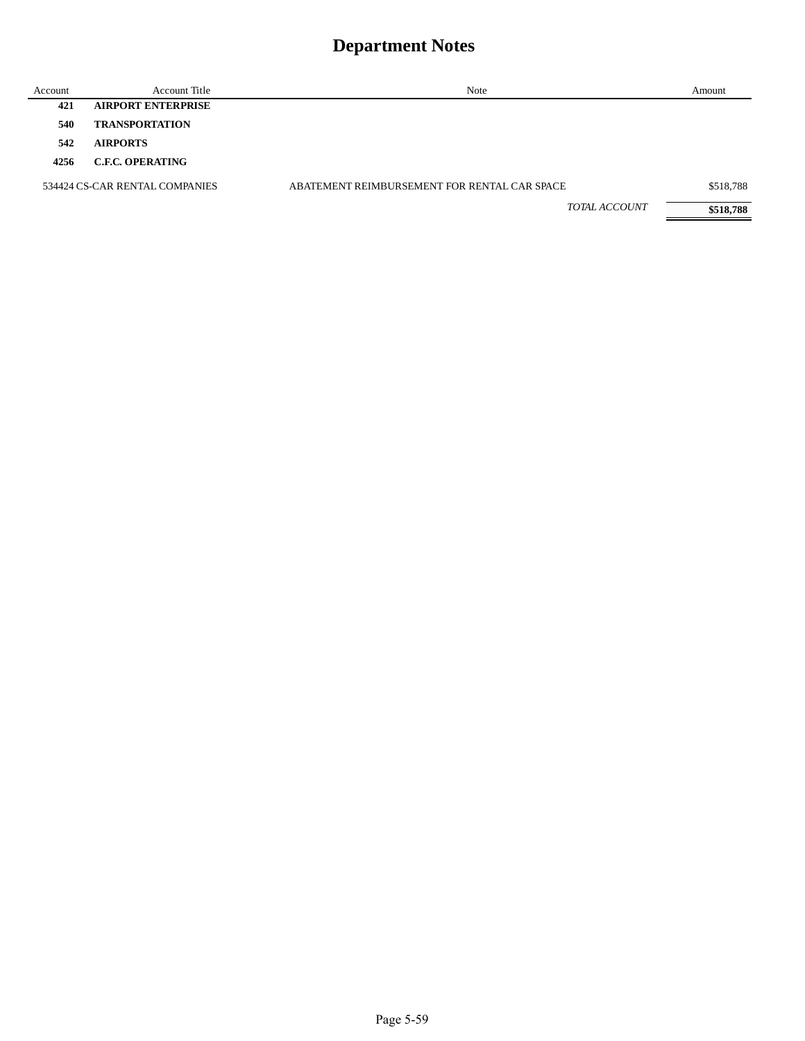# Department Notes

| Account | Account Title | Note | Amount |
|---|---|---|---|
| **421** | **AIRPORT ENTERPRISE** | | |
| **540** | **TRANSPORTATION** | | |
| **542** | **AIRPORTS** | | |
| **4256** | **C.F.C. OPERATING** | | |
| 534424 | CS-CAR RENTAL COMPANIES | ABATEMENT REIMBURSEMENT FOR RENTAL CAR SPACE | $518,788 |
| | | *TOTAL ACCOUNT* | **$518,788** |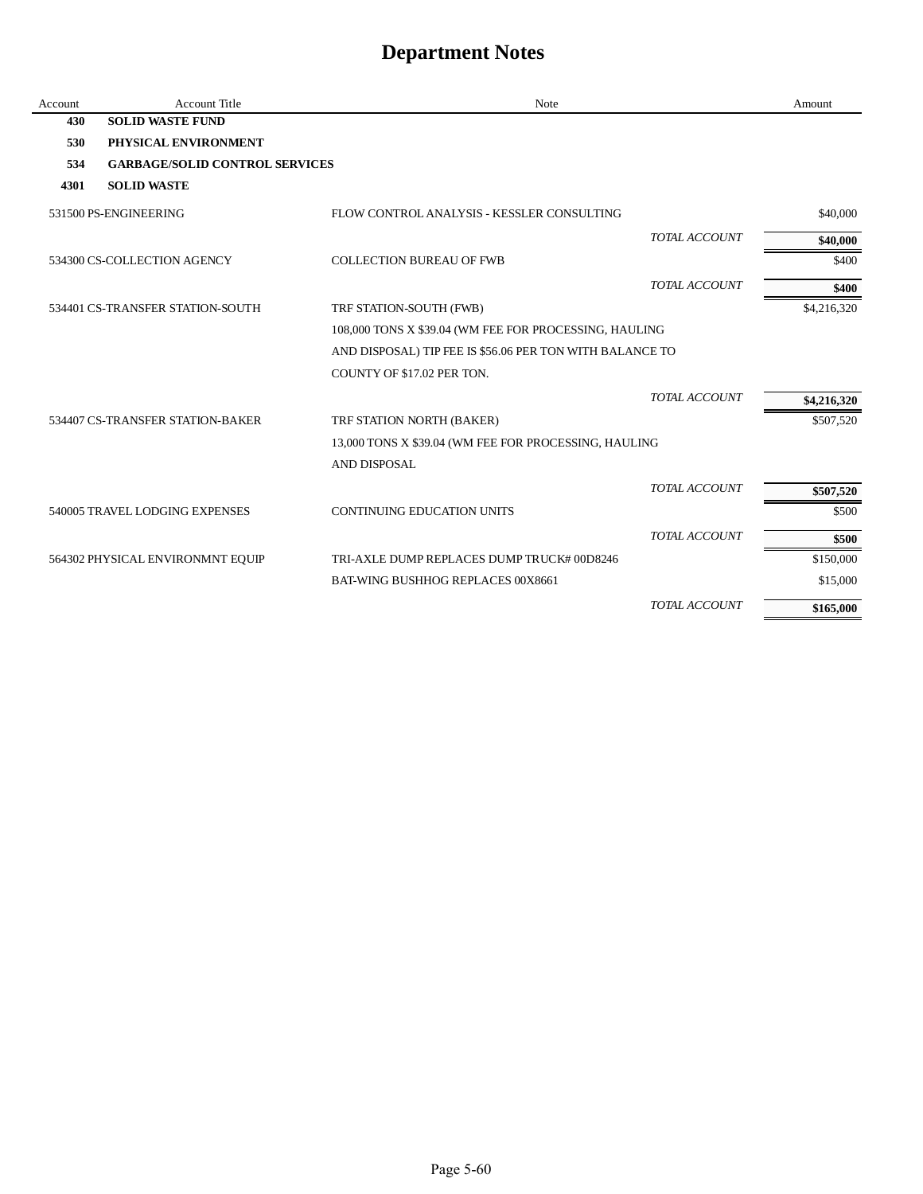# Department Notes

| Account | Account Title | Note | | Amount |
|---|---|---|---|---|
| **430** | **SOLID WASTE FUND** | | | |
| **530** | **PHYSICAL ENVIRONMENT** | | | |
| **534** | **GARBAGE/SOLID CONTROL SERVICES** | | | |
| **4301** | **SOLID WASTE** | | | |
| 531500 | PS-ENGINEERING | FLOW CONTROL ANALYSIS - KESSLER CONSULTING | | $40,000 |
| | | | *TOTAL ACCOUNT* | **$40,000** |
| 534300 | CS-COLLECTION AGENCY | COLLECTION BUREAU OF FWB | | $400 |
| | | | *TOTAL ACCOUNT* | **$400** |
| 534401 | CS-TRANSFER STATION-SOUTH | TRF STATION-SOUTH (FWB) | | $4,216,320 |
| | | 108,000 TONS X $39.04 (WM FEE FOR PROCESSING, HAULING | | |
| | | AND DISPOSAL) TIP FEE IS $56.06 PER TON WITH BALANCE TO | | |
| | | COUNTY OF $17.02 PER TON. | | |
| | | | *TOTAL ACCOUNT* | **$4,216,320** |
| 534407 | CS-TRANSFER STATION-BAKER | TRF STATION NORTH (BAKER) | | $507,520 |
| | | 13,000 TONS X $39.04 (WM FEE FOR PROCESSING, HAULING | | |
| | | AND DISPOSAL | | |
| | | | *TOTAL ACCOUNT* | **$507,520** |
| 540005 | TRAVEL LODGING EXPENSES | CONTINUING EDUCATION UNITS | | $500 |
| | | | *TOTAL ACCOUNT* | **$500** |
| 564302 | PHYSICAL ENVIRONMNT EQUIP | TRI-AXLE DUMP REPLACES DUMP TRUCK# 00D8246 | | $150,000 |
| | | BAT-WING BUSHHOG REPLACES 00X8661 | | $15,000 |
| | | | *TOTAL ACCOUNT* | **$165,000** |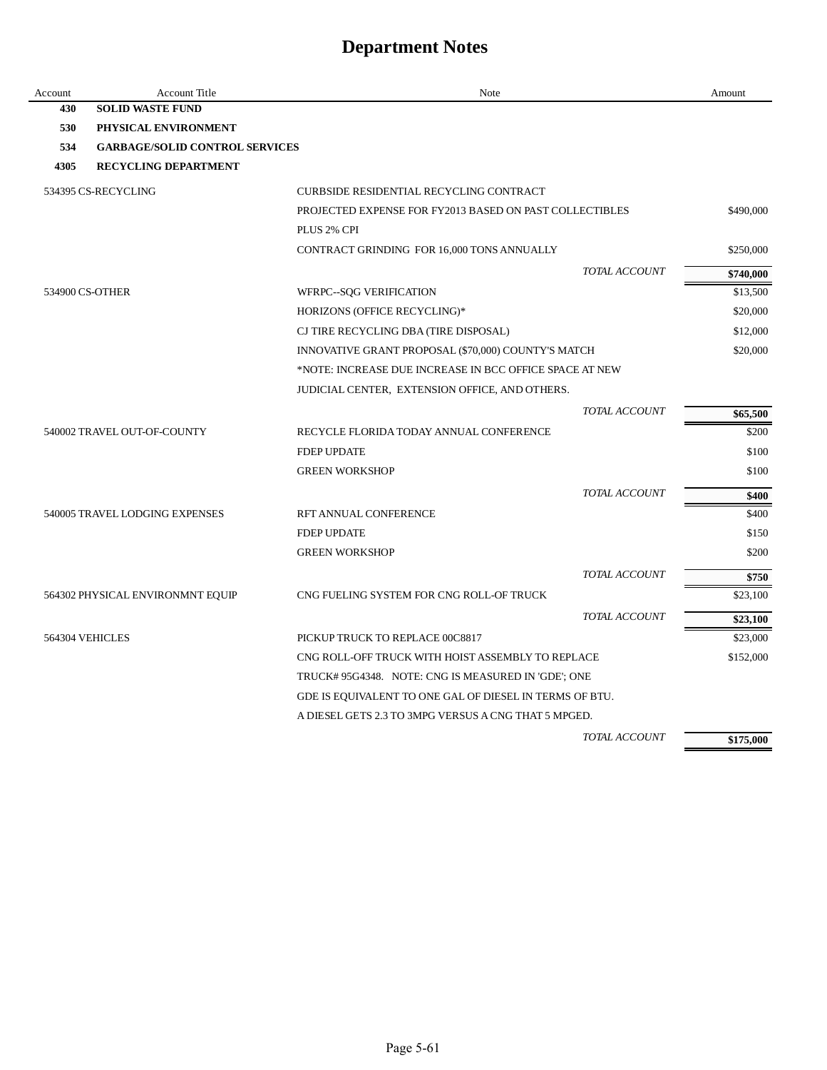# Department Notes

| Account | Account Title | Note | Amount |
|---|---|---|---|
| **430** | **SOLID WASTE FUND** | | |
| **530** | **PHYSICAL ENVIRONMENT** | | |
| **534** | **GARBAGE/SOLID CONTROL SERVICES** | | |
| **4305** | **RECYCLING DEPARTMENT** | | |
| 534395 | CS-RECYCLING | CURBSIDE RESIDENTIAL RECYCLING CONTRACT | |
| | | PROJECTED EXPENSE FOR FY2013 BASED ON PAST COLLECTIBLES | $490,000 |
| | | PLUS 2% CPI | |
| | | CONTRACT GRINDING FOR 16,000 TONS ANNUALLY | $250,000 |
| | | *TOTAL ACCOUNT* | **$740,000** |
| 534900 | CS-OTHER | WFRPC--SQG VERIFICATION | $13,500 |
| | | HORIZONS (OFFICE RECYCLING)* | $20,000 |
| | | CJ TIRE RECYCLING DBA (TIRE DISPOSAL) | $12,000 |
| | | INNOVATIVE GRANT PROPOSAL ($70,000) COUNTY'S MATCH | $20,000 |
| | | *NOTE: INCREASE DUE INCREASE IN BCC OFFICE SPACE AT NEW | |
| | | JUDICIAL CENTER, EXTENSION OFFICE, AND OTHERS. | |
| | | *TOTAL ACCOUNT* | **$65,500** |
| 540002 | TRAVEL OUT-OF-COUNTY | RECYCLE FLORIDA TODAY ANNUAL CONFERENCE | $200 |
| | | FDEP UPDATE | $100 |
| | | GREEN WORKSHOP | $100 |
| | | *TOTAL ACCOUNT* | **$400** |
| 540005 | TRAVEL LODGING EXPENSES | RFT ANNUAL CONFERENCE | $400 |
| | | FDEP UPDATE | $150 |
| | | GREEN WORKSHOP | $200 |
| | | *TOTAL ACCOUNT* | **$750** |
| 564302 | PHYSICAL ENVIRONMNT EQUIP | CNG FUELING SYSTEM FOR CNG ROLL-OF TRUCK | $23,100 |
| | | *TOTAL ACCOUNT* | **$23,100** |
| 564304 | VEHICLES | PICKUP TRUCK TO REPLACE 00C8817 | $23,000 |
| | | CNG ROLL-OFF TRUCK WITH HOIST ASSEMBLY TO REPLACE | $152,000 |
| | | TRUCK# 95G4348. NOTE: CNG IS MEASURED IN 'GDE'; ONE | |
| | | GDE IS EQUIVALENT TO ONE GAL OF DIESEL IN TERMS OF BTU. | |
| | | A DIESEL GETS 2.3 TO 3MPG VERSUS A CNG THAT 5 MPGED. | |
| | | *TOTAL ACCOUNT* | **$175,000** |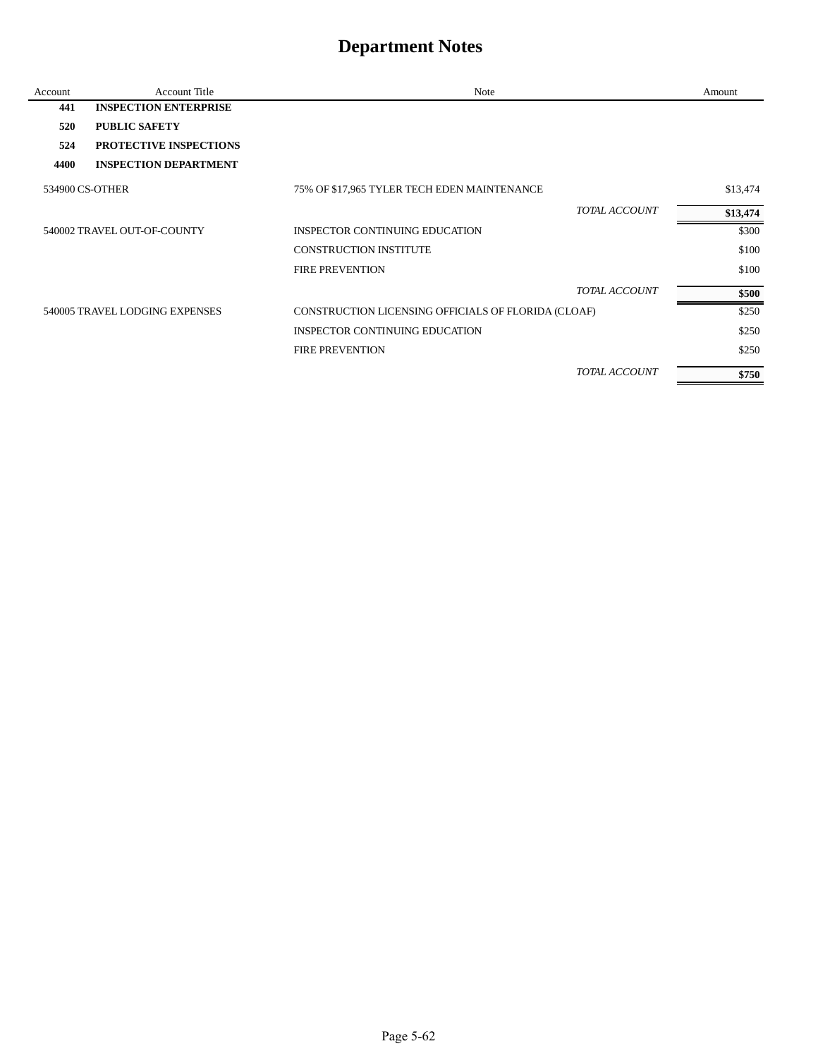# Department Notes

| Account | Account Title | Note | Amount |
|---|---|---|---|
| **441** | **INSPECTION ENTERPRISE** | | |
| **520** | **PUBLIC SAFETY** | | |
| **524** | **PROTECTIVE INSPECTIONS** | | |
| **4400** | **INSPECTION DEPARTMENT** | | |
| 534900 CS-OTHER | | 75% OF $17,965 TYLER TECH EDEN MAINTENANCE | $13,474 |
| | | *TOTAL ACCOUNT* | **$13,474** |
| 540002 TRAVEL OUT-OF-COUNTY | | INSPECTOR CONTINUING EDUCATION | $300 |
| | | CONSTRUCTION INSTITUTE | $100 |
| | | FIRE PREVENTION | $100 |
| | | *TOTAL ACCOUNT* | **$500** |
| 540005 TRAVEL LODGING EXPENSES | | CONSTRUCTION LICENSING OFFICIALS OF FLORIDA (CLOAF) | $250 |
| | | INSPECTOR CONTINUING EDUCATION | $250 |
| | | FIRE PREVENTION | $250 |
| | | *TOTAL ACCOUNT* | **$750** |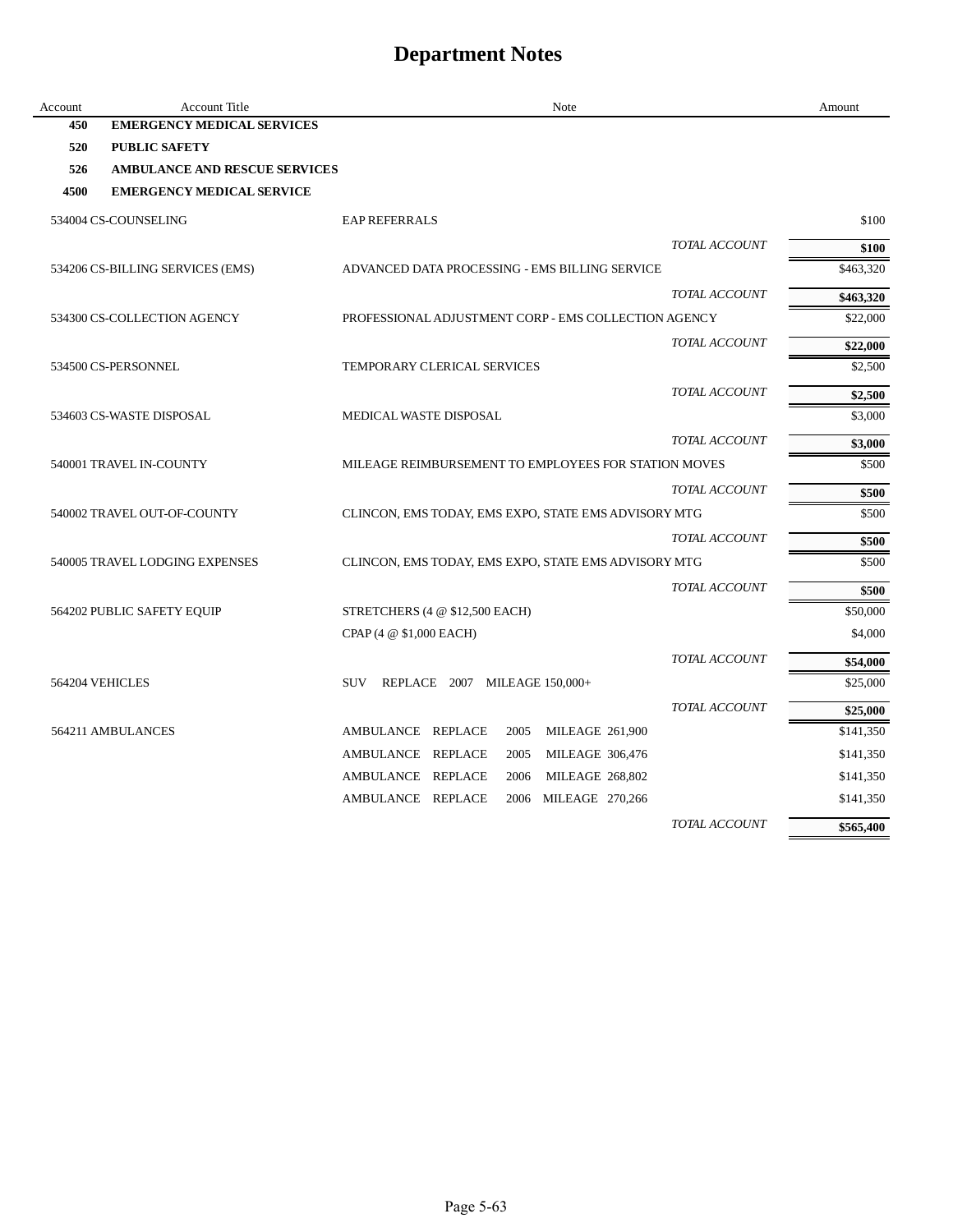# Department Notes

| Account | Account Title | Note | Amount |
|---|---|---|---|
| **450** | **EMERGENCY MEDICAL SERVICES** | | |
| **520** | **PUBLIC SAFETY** | | |
| **526** | **AMBULANCE AND RESCUE SERVICES** | | |
| **4500** | **EMERGENCY MEDICAL SERVICE** | | |
| 534004 CS-COUNSELING | | EAP REFERRALS | $100 |
| | | *TOTAL ACCOUNT* | **$100** |
| 534206 CS-BILLING SERVICES (EMS) | | ADVANCED DATA PROCESSING - EMS BILLING SERVICE | $463,320 |
| | | *TOTAL ACCOUNT* | **$463,320** |
| 534300 CS-COLLECTION AGENCY | | PROFESSIONAL ADJUSTMENT CORP - EMS COLLECTION AGENCY | $22,000 |
| | | *TOTAL ACCOUNT* | **$22,000** |
| 534500 CS-PERSONNEL | | TEMPORARY CLERICAL SERVICES | $2,500 |
| | | *TOTAL ACCOUNT* | **$2,500** |
| 534603 CS-WASTE DISPOSAL | | MEDICAL WASTE DISPOSAL | $3,000 |
| | | *TOTAL ACCOUNT* | **$3,000** |
| 540001 TRAVEL IN-COUNTY | | MILEAGE REIMBURSEMENT TO EMPLOYEES FOR STATION MOVES | $500 |
| | | *TOTAL ACCOUNT* | **$500** |
| 540002 TRAVEL OUT-OF-COUNTY | | CLINCON, EMS TODAY, EMS EXPO, STATE EMS ADVISORY MTG | $500 |
| | | *TOTAL ACCOUNT* | **$500** |
| 540005 TRAVEL LODGING EXPENSES | | CLINCON, EMS TODAY, EMS EXPO, STATE EMS ADVISORY MTG | $500 |
| | | *TOTAL ACCOUNT* | **$500** |
| 564202 PUBLIC SAFETY EQUIP | | STRETCHERS (4 @ $12,500 EACH) | $50,000 |
| | | CPAP (4 @ $1,000 EACH) | $4,000 |
| | | *TOTAL ACCOUNT* | **$54,000** |
| 564204 VEHICLES | | SUV REPLACE 2007 MILEAGE 150,000+ | $25,000 |
| | | *TOTAL ACCOUNT* | **$25,000** |
| 564211 AMBULANCES | | AMBULANCE REPLACE 2005 MILEAGE 261,900 | $141,350 |
| | | AMBULANCE REPLACE 2005 MILEAGE 306,476 | $141,350 |
| | | AMBULANCE REPLACE 2006 MILEAGE 268,802 | $141,350 |
| | | AMBULANCE REPLACE 2006 MILEAGE 270,266 | $141,350 |
| | | *TOTAL ACCOUNT* | **$565,400** |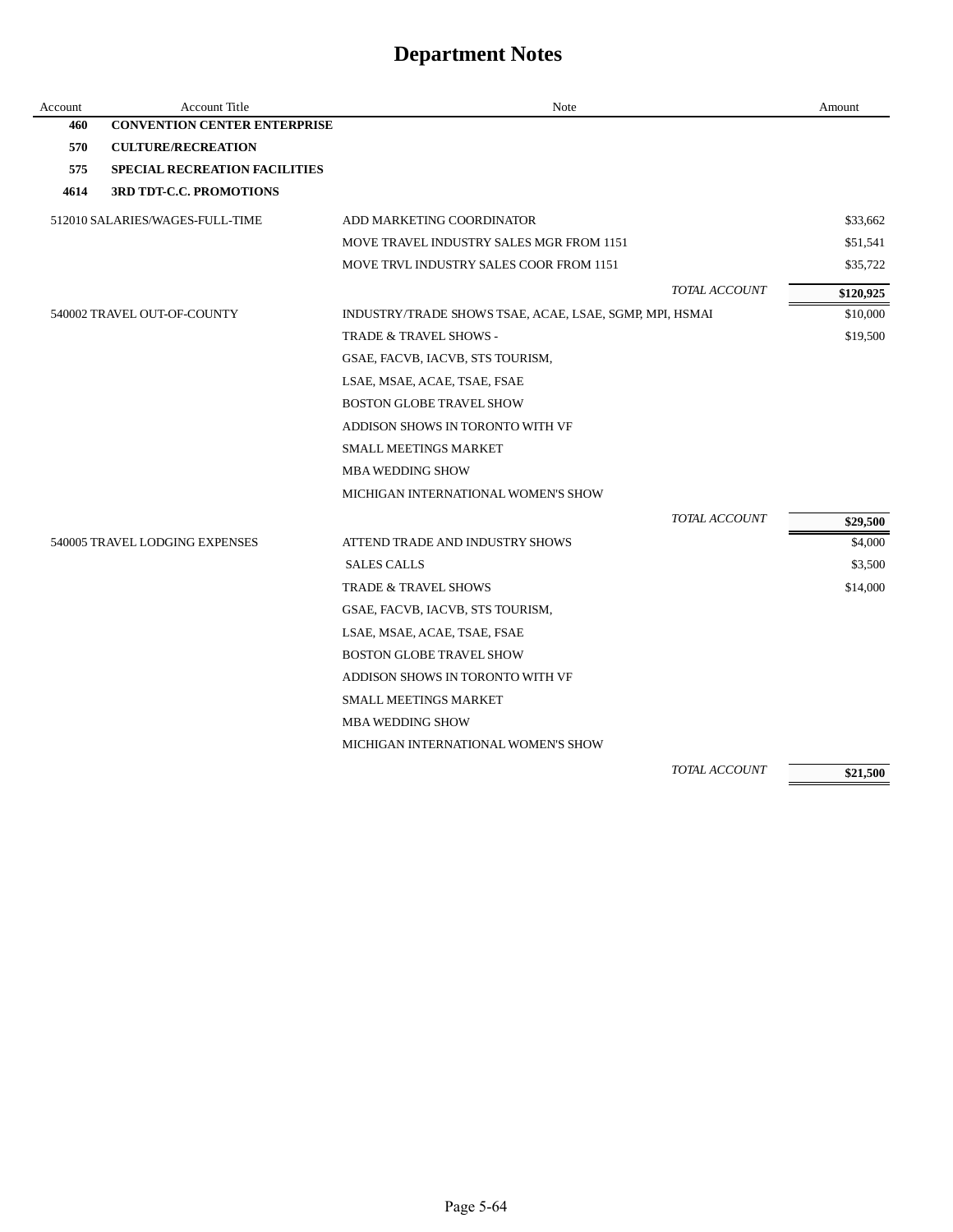# Department Notes

| Account | Account Title | Note | Amount |
|---|---|---|---|
| **460** | **CONVENTION CENTER ENTERPRISE** | | |
| **570** | **CULTURE/RECREATION** | | |
| **575** | **SPECIAL RECREATION FACILITIES** | | |
| **4614** | **3RD TDT-C.C. PROMOTIONS** | | |
| 512010 | SALARIES/WAGES-FULL-TIME | ADD MARKETING COORDINATOR | $33,662 |
| | | MOVE TRAVEL INDUSTRY SALES MGR FROM 1151 | $51,541 |
| | | MOVE TRVL INDUSTRY SALES COOR FROM 1151 | $35,722 |
| | | *TOTAL ACCOUNT* | **$120,925** |
| 540002 | TRAVEL OUT-OF-COUNTY | INDUSTRY/TRADE SHOWS TSAE, ACAE, LSAE, SGMP, MPI, HSMAI | $10,000 |
| | | TRADE & TRAVEL SHOWS - | $19,500 |
| | | GSAE, FACVB, IACVB, STS TOURISM, | |
| | | LSAE, MSAE, ACAE, TSAE, FSAE | |
| | | BOSTON GLOBE TRAVEL SHOW | |
| | | ADDISON SHOWS IN TORONTO WITH VF | |
| | | SMALL MEETINGS MARKET | |
| | | MBA WEDDING SHOW | |
| | | MICHIGAN INTERNATIONAL WOMEN'S SHOW | |
| | | *TOTAL ACCOUNT* | **$29,500** |
| 540005 | TRAVEL LODGING EXPENSES | ATTEND TRADE AND INDUSTRY SHOWS | $4,000 |
| | | SALES CALLS | $3,500 |
| | | TRADE & TRAVEL SHOWS | $14,000 |
| | | GSAE, FACVB, IACVB, STS TOURISM, | |
| | | LSAE, MSAE, ACAE, TSAE, FSAE | |
| | | BOSTON GLOBE TRAVEL SHOW | |
| | | ADDISON SHOWS IN TORONTO WITH VF | |
| | | SMALL MEETINGS MARKET | |
| | | MBA WEDDING SHOW | |
| | | MICHIGAN INTERNATIONAL WOMEN'S SHOW | |
| | | *TOTAL ACCOUNT* | **$21,500** |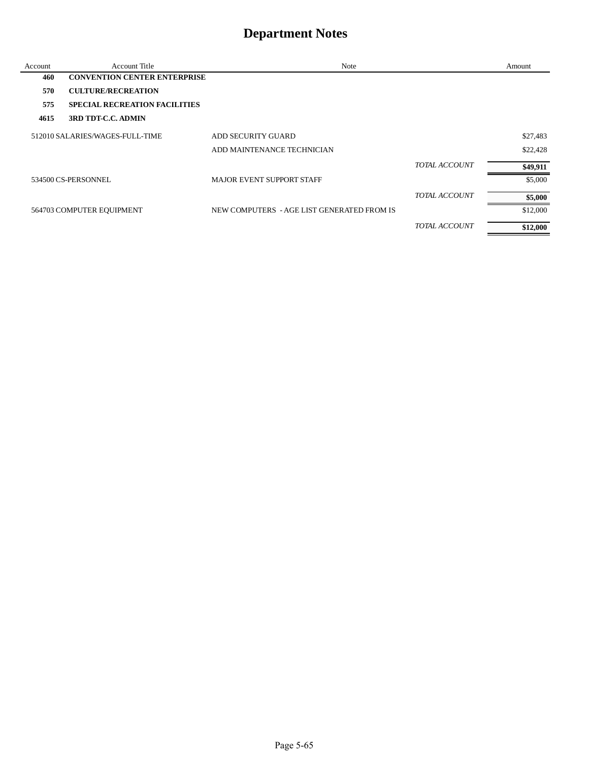# Department Notes

| Account | Account Title | Note | | Amount |
|---|---|---|---|---|
| **460** | **CONVENTION CENTER ENTERPRISE** | | | |
| **570** | **CULTURE/RECREATION** | | | |
| **575** | **SPECIAL RECREATION FACILITIES** | | | |
| **4615** | **3RD TDT-C.C. ADMIN** | | | |
| 512010 | SALARIES/WAGES-FULL-TIME | ADD SECURITY GUARD | | $27,483 |
| | | ADD MAINTENANCE TECHNICIAN | | $22,428 |
| | | | *TOTAL ACCOUNT* | **$49,911** |
| 534500 | CS-PERSONNEL | MAJOR EVENT SUPPORT STAFF | | $5,000 |
| | | | *TOTAL ACCOUNT* | **$5,000** |
| 564703 | COMPUTER EQUIPMENT | NEW COMPUTERS - AGE LIST GENERATED FROM IS | | $12,000 |
| | | | *TOTAL ACCOUNT* | **$12,000** |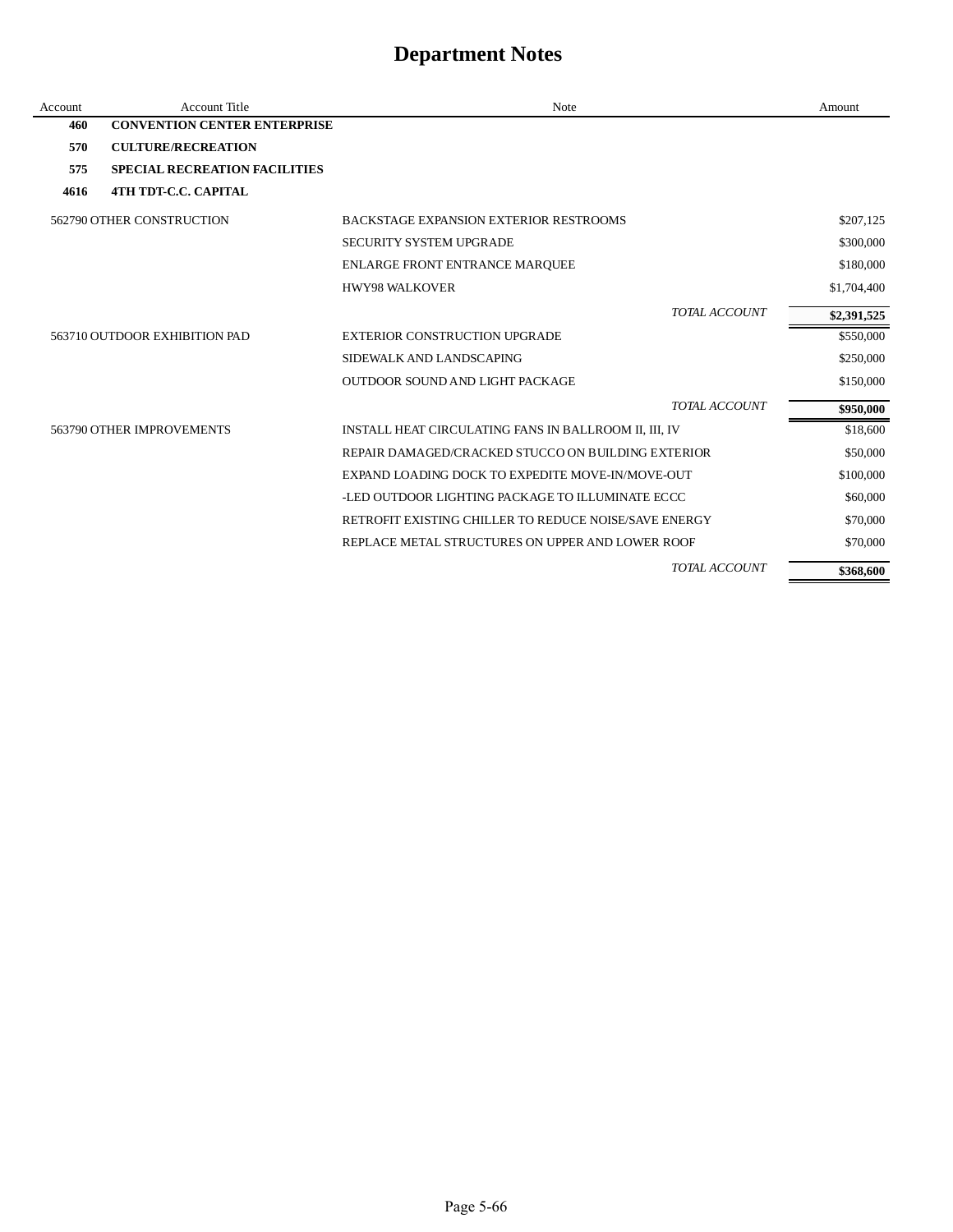# Department Notes

| Account | Account Title | Note | Amount |
|---|---|---|---|
| **460** | **CONVENTION CENTER ENTERPRISE** | | |
| **570** | **CULTURE/RECREATION** | | |
| **575** | **SPECIAL RECREATION FACILITIES** | | |
| **4616** | **4TH TDT-C.C. CAPITAL** | | |
| 562790 | OTHER CONSTRUCTION | BACKSTAGE EXPANSION EXTERIOR RESTROOMS | $207,125 |
| | | SECURITY SYSTEM UPGRADE | $300,000 |
| | | ENLARGE FRONT ENTRANCE MARQUEE | $180,000 |
| | | HWY98 WALKOVER | $1,704,400 |
| | | *TOTAL ACCOUNT* | **$2,391,525** |
| 563710 | OUTDOOR EXHIBITION PAD | EXTERIOR CONSTRUCTION UPGRADE | $550,000 |
| | | SIDEWALK AND LANDSCAPING | $250,000 |
| | | OUTDOOR SOUND AND LIGHT PACKAGE | $150,000 |
| | | *TOTAL ACCOUNT* | **$950,000** |
| 563790 | OTHER IMPROVEMENTS | INSTALL HEAT CIRCULATING FANS IN BALLROOM II, III, IV | $18,600 |
| | | REPAIR DAMAGED/CRACKED STUCCO ON BUILDING EXTERIOR | $50,000 |
| | | EXPAND LOADING DOCK TO EXPEDITE MOVE-IN/MOVE-OUT | $100,000 |
| | | -LED OUTDOOR LIGHTING PACKAGE TO ILLUMINATE ECCC | $60,000 |
| | | RETROFIT EXISTING CHILLER TO REDUCE NOISE/SAVE ENERGY | $70,000 |
| | | REPLACE METAL STRUCTURES ON UPPER AND LOWER ROOF | $70,000 |
| | | *TOTAL ACCOUNT* | **$368,600** |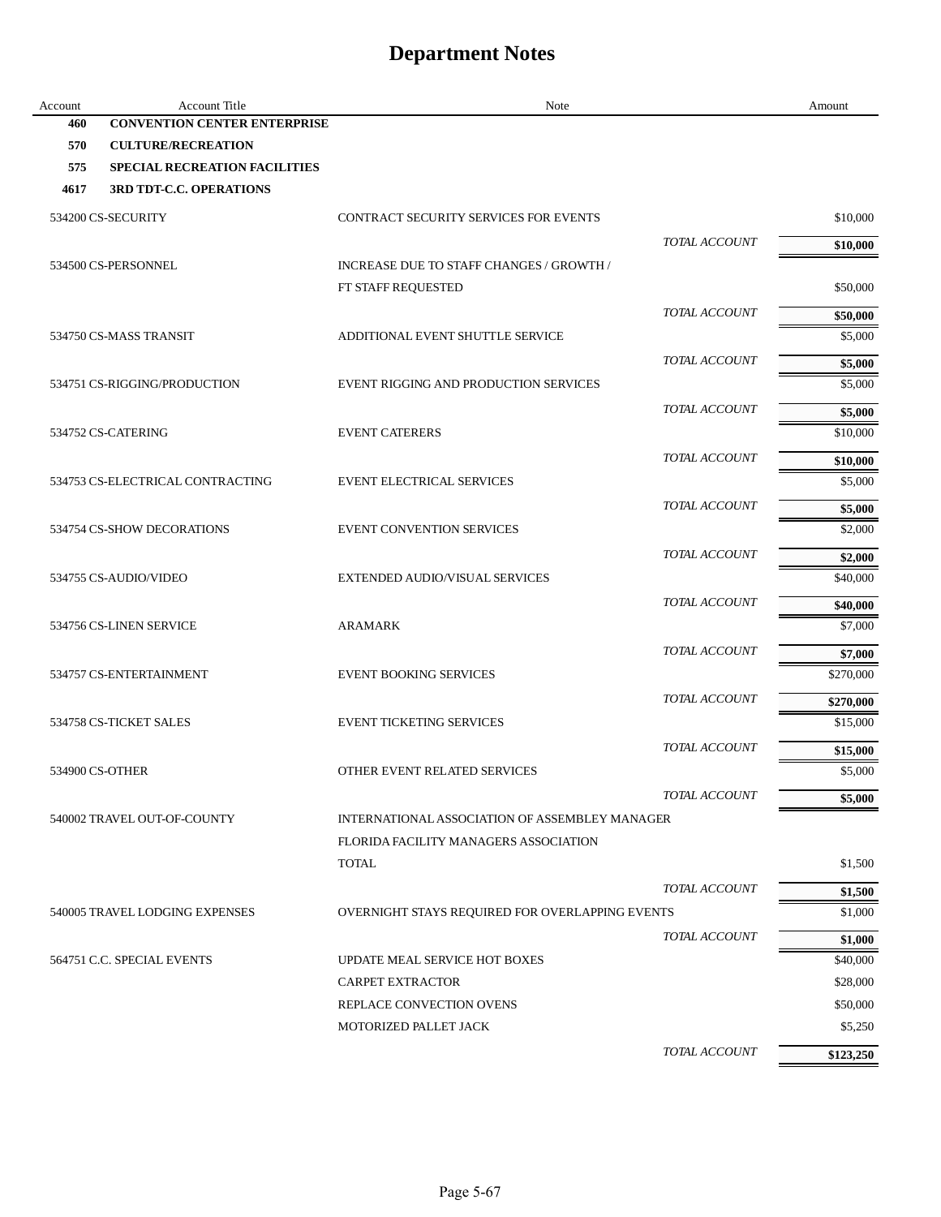# Department Notes

| Account | Account Title | Note | | Amount |
|---|---|---|---|---|
| **460** | **CONVENTION CENTER ENTERPRISE** | | | |
| **570** | **CULTURE/RECREATION** | | | |
| **575** | **SPECIAL RECREATION FACILITIES** | | | |
| **4617** | **3RD TDT-C.C. OPERATIONS** | | | |
| 534200 | CS-SECURITY | CONTRACT SECURITY SERVICES FOR EVENTS | | $10,000 |
| | | | *TOTAL ACCOUNT* | **$10,000** |
| 534500 | CS-PERSONNEL | INCREASE DUE TO STAFF CHANGES / GROWTH / | | |
| | | FT STAFF REQUESTED | | $50,000 |
| | | | *TOTAL ACCOUNT* | **$50,000** |
| 534750 | CS-MASS TRANSIT | ADDITIONAL EVENT SHUTTLE SERVICE | | $5,000 |
| | | | *TOTAL ACCOUNT* | **$5,000** |
| 534751 | CS-RIGGING/PRODUCTION | EVENT RIGGING AND PRODUCTION SERVICES | | $5,000 |
| | | | *TOTAL ACCOUNT* | **$5,000** |
| 534752 | CS-CATERING | EVENT CATERERS | | $10,000 |
| | | | *TOTAL ACCOUNT* | **$10,000** |
| 534753 | CS-ELECTRICAL CONTRACTING | EVENT ELECTRICAL SERVICES | | $5,000 |
| | | | *TOTAL ACCOUNT* | **$5,000** |
| 534754 | CS-SHOW DECORATIONS | EVENT CONVENTION SERVICES | | $2,000 |
| | | | *TOTAL ACCOUNT* | **$2,000** |
| 534755 | CS-AUDIO/VIDEO | EXTENDED AUDIO/VISUAL SERVICES | | $40,000 |
| | | | *TOTAL ACCOUNT* | **$40,000** |
| 534756 | CS-LINEN SERVICE | ARAMARK | | $7,000 |
| | | | *TOTAL ACCOUNT* | **$7,000** |
| 534757 | CS-ENTERTAINMENT | EVENT BOOKING SERVICES | | $270,000 |
| | | | *TOTAL ACCOUNT* | **$270,000** |
| 534758 | CS-TICKET SALES | EVENT TICKETING SERVICES | | $15,000 |
| | | | *TOTAL ACCOUNT* | **$15,000** |
| 534900 | CS-OTHER | OTHER EVENT RELATED SERVICES | | $5,000 |
| | | | *TOTAL ACCOUNT* | **$5,000** |
| 540002 | TRAVEL OUT-OF-COUNTY | INTERNATIONAL ASSOCIATION OF ASSEMBLEY MANAGER | | |
| | | FLORIDA FACILITY MANAGERS ASSOCIATION | | |
| | | TOTAL | | $1,500 |
| | | | *TOTAL ACCOUNT* | **$1,500** |
| 540005 | TRAVEL LODGING EXPENSES | OVERNIGHT STAYS REQUIRED FOR OVERLAPPING EVENTS | | $1,000 |
| | | | *TOTAL ACCOUNT* | **$1,000** |
| 564751 | C.C. SPECIAL EVENTS | UPDATE MEAL SERVICE HOT BOXES | | $40,000 |
| | | CARPET EXTRACTOR | | $28,000 |
| | | REPLACE CONVECTION OVENS | | $50,000 |
| | | MOTORIZED PALLET JACK | | $5,250 |
| | | | *TOTAL ACCOUNT* | **$123,250** |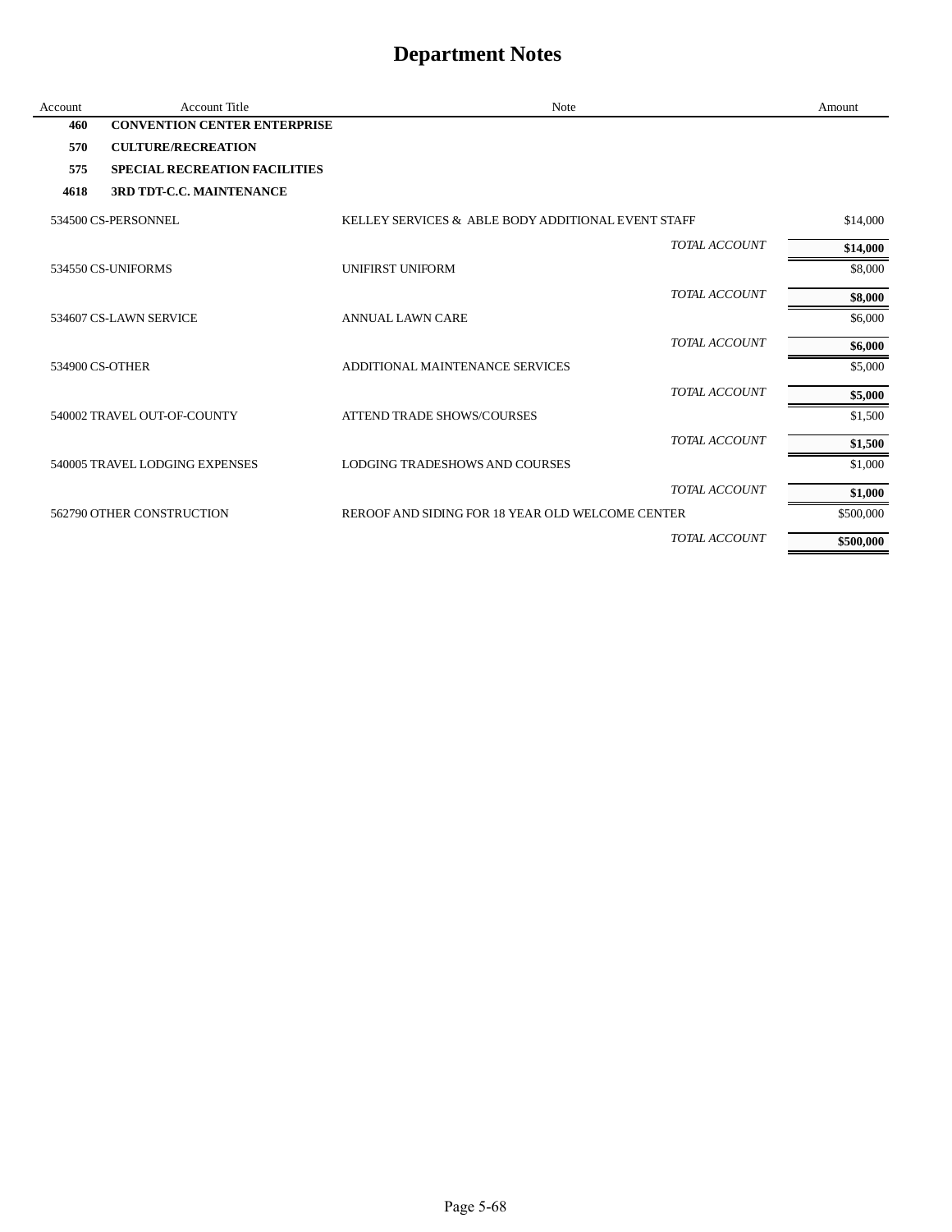# Department Notes

| Account | Account Title | Note | Amount |
|---|---|---|---|
| **460** | **CONVENTION CENTER ENTERPRISE** | | |
| **570** | **CULTURE/RECREATION** | | |
| **575** | **SPECIAL RECREATION FACILITIES** | | |
| **4618** | **3RD TDT-C.C. MAINTENANCE** | | |
| 534500 | CS-PERSONNEL | KELLEY SERVICES & ABLE BODY ADDITIONAL EVENT STAFF | $14,000 |
| | | *TOTAL ACCOUNT* | **$14,000** |
| 534550 | CS-UNIFORMS | UNIFIRST UNIFORM | $8,000 |
| | | *TOTAL ACCOUNT* | **$8,000** |
| 534607 | CS-LAWN SERVICE | ANNUAL LAWN CARE | $6,000 |
| | | *TOTAL ACCOUNT* | **$6,000** |
| 534900 | CS-OTHER | ADDITIONAL MAINTENANCE SERVICES | $5,000 |
| | | *TOTAL ACCOUNT* | **$5,000** |
| 540002 | TRAVEL OUT-OF-COUNTY | ATTEND TRADE SHOWS/COURSES | $1,500 |
| | | *TOTAL ACCOUNT* | **$1,500** |
| 540005 | TRAVEL LODGING EXPENSES | LODGING TRADESHOWS AND COURSES | $1,000 |
| | | *TOTAL ACCOUNT* | **$1,000** |
| 562790 | OTHER CONSTRUCTION | REROOF AND SIDING FOR 18 YEAR OLD WELCOME CENTER | $500,000 |
| | | *TOTAL ACCOUNT* | **$500,000** |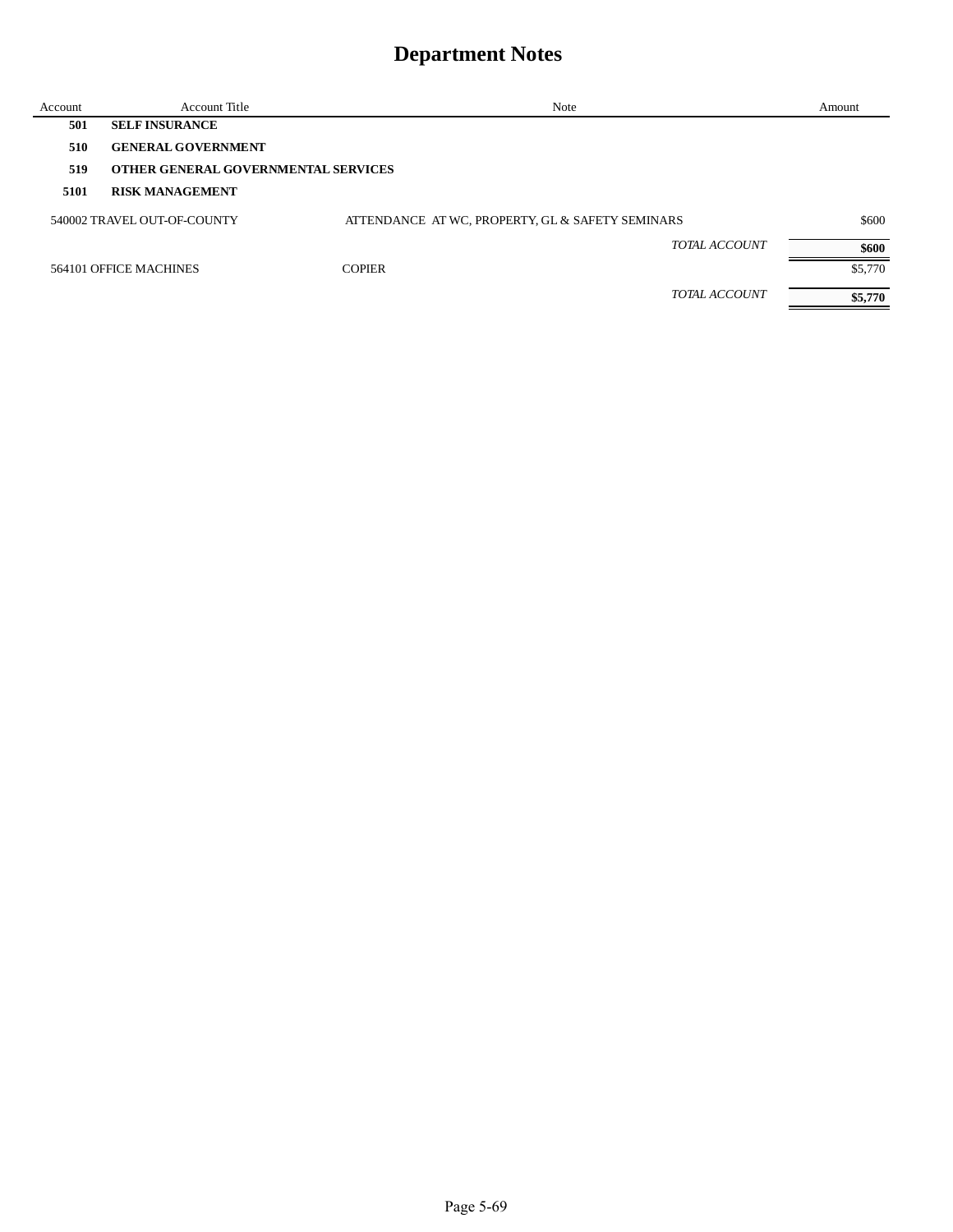# Department Notes

| Account | Account Title | Note | Amount |
|---|---|---|---|
| **501** | **SELF INSURANCE** | | |
| **510** | **GENERAL GOVERNMENT** | | |
| **519** | **OTHER GENERAL GOVERNMENTAL SERVICES** | | |
| **5101** | **RISK MANAGEMENT** | | |
| 540002 | TRAVEL OUT-OF-COUNTY | ATTENDANCE AT WC, PROPERTY, GL & SAFETY SEMINARS | $600 |
| | | *TOTAL ACCOUNT* | **$600** |
| 564101 | OFFICE MACHINES | COPIER | $5,770 |
| | | *TOTAL ACCOUNT* | **$5,770** |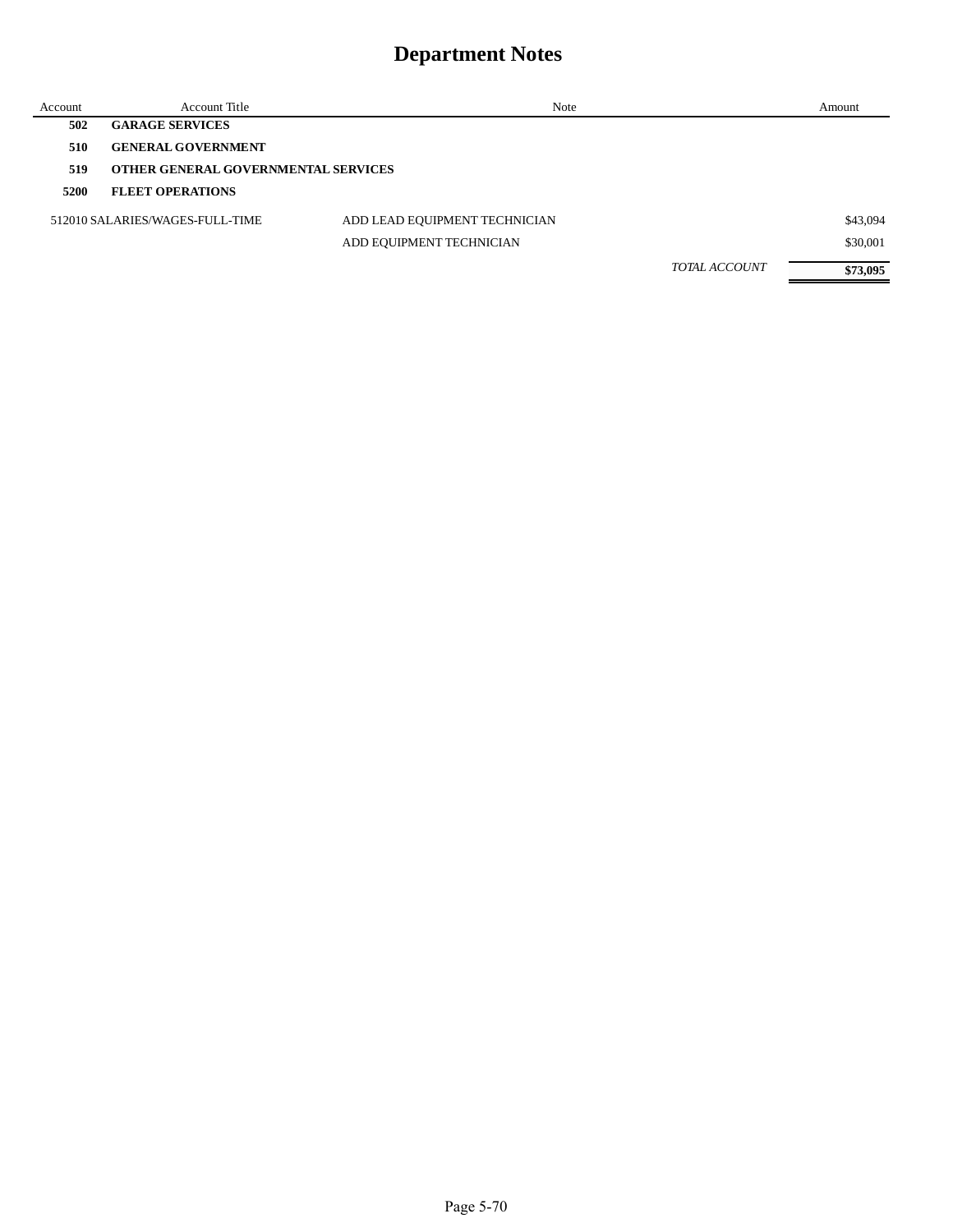# Department Notes

| Account | Account Title | Note | | Amount |
|---|---|---|---|---|
| **502** | **GARAGE SERVICES** | | | |
| **510** | **GENERAL GOVERNMENT** | | | |
| **519** | **OTHER GENERAL GOVERNMENTAL SERVICES** | | | |
| **5200** | **FLEET OPERATIONS** | | | |
| 512010 | SALARIES/WAGES-FULL-TIME | ADD LEAD EQUIPMENT TECHNICIAN | | $43,094 |
| | | ADD EQUIPMENT TECHNICIAN | | $30,001 |
| | | | *TOTAL ACCOUNT* | **$73,095** |